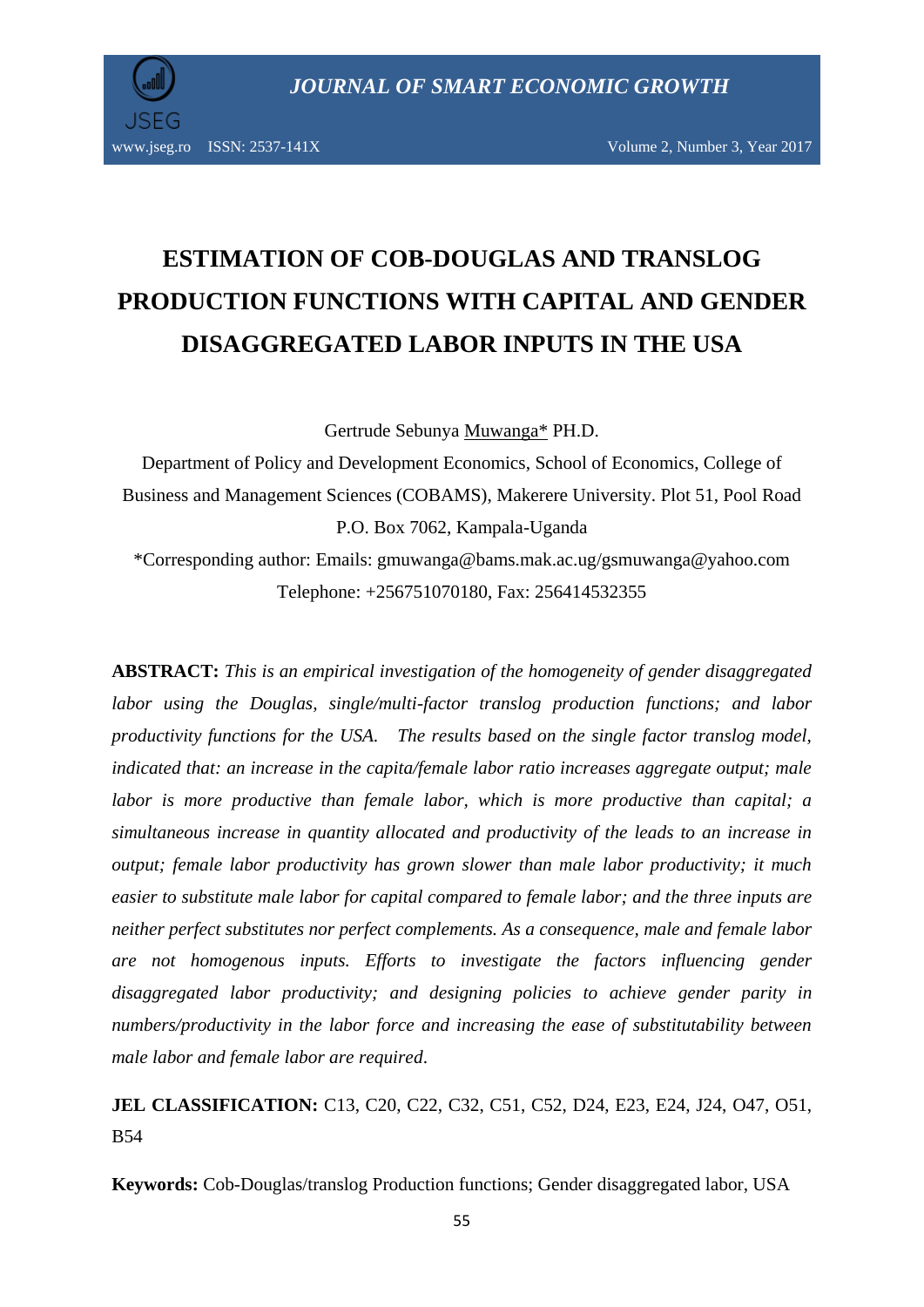# ESTIMATION OF COB-DOUGLAS AND TRANSLOG PRODUCTION FUNCTIONS WITH CAPITAL AND GENDER DISAGGREGATED LABOR INPUTS IN THE USA

Gertrude Sebunya Muwanga* PH.D.

Department of Policy and Development Economics, School of Economics, College of Business and Management Sciences (COBAMS), Makerere University. Plot 51, Pool Road P.O. Box 7062, Kampala-Uganda

*Corresponding author: Emails: gmuwanga@bams.mak.ac.ug/gsmuwanga@yahoo.com

Telephone: +256751070180, Fax: 256414532355

**ABSTRACT:** *This is an empirical investigation of the homogeneity of gender disaggregated labor using the Douglas, single/multi-factor translog production functions; and labor productivity functions for the USA. The results based on the single factor translog model, indicated that: an increase in the capita/female labor ratio increases aggregate output; male labor is more productive than female labor, which is more productive than capital; a simultaneous increase in quantity allocated and productivity of the leads to an increase in output; female labor productivity has grown slower than male labor productivity; it much easier to substitute male labor for capital compared to female labor; and the three inputs are neither perfect substitutes nor perfect complements. As a consequence, male and female labor are not homogenous inputs. Efforts to investigate the factors influencing gender disaggregated labor productivity; and designing policies to achieve gender parity in numbers/productivity in the labor force and increasing the ease of substitutability between male labor and female labor are required.*

**JEL CLASSIFICATION:** C13, C20, C22, C32, C51, C52, D24, E23, E24, J24, O47, O51, B54

**Keywords:** Cob-Douglas/translog Production functions; Gender disaggregated labor, USA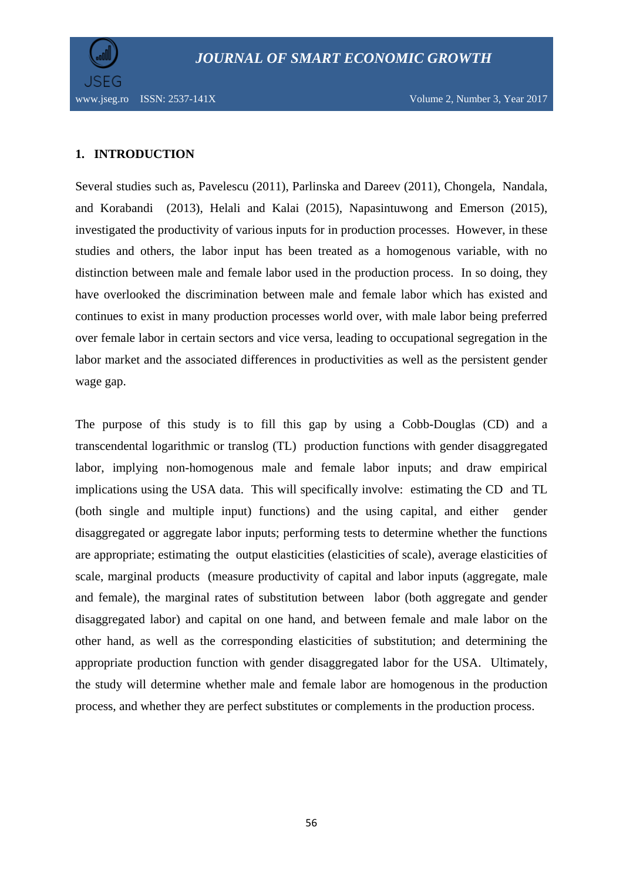## 1. INTRODUCTION

Several studies such as, Pavelescu (2011), Parlinska and Dareev (2011), Chongela, Nandala, and Korabandi (2013), Helali and Kalai (2015), Napasintuwong and Emerson (2015), investigated the productivity of various inputs for in production processes. However, in these studies and others, the labor input has been treated as a homogenous variable, with no distinction between male and female labor used in the production process. In so doing, they have overlooked the discrimination between male and female labor which has existed and continues to exist in many production processes world over, with male labor being preferred over female labor in certain sectors and vice versa, leading to occupational segregation in the labor market and the associated differences in productivities as well as the persistent gender wage gap.

The purpose of this study is to fill this gap by using a Cobb-Douglas (CD) and a transcendental logarithmic or translog (TL) production functions with gender disaggregated labor, implying non-homogenous male and female labor inputs; and draw empirical implications using the USA data. This will specifically involve: estimating the CD and TL (both single and multiple input) functions) and the using capital, and either gender disaggregated or aggregate labor inputs; performing tests to determine whether the functions are appropriate; estimating the output elasticities (elasticities of scale), average elasticities of scale, marginal products (measure productivity of capital and labor inputs (aggregate, male and female), the marginal rates of substitution between labor (both aggregate and gender disaggregated labor) and capital on one hand, and between female and male labor on the other hand, as well as the corresponding elasticities of substitution; and determining the appropriate production function with gender disaggregated labor for the USA. Ultimately, the study will determine whether male and female labor are homogenous in the production process, and whether they are perfect substitutes or complements in the production process.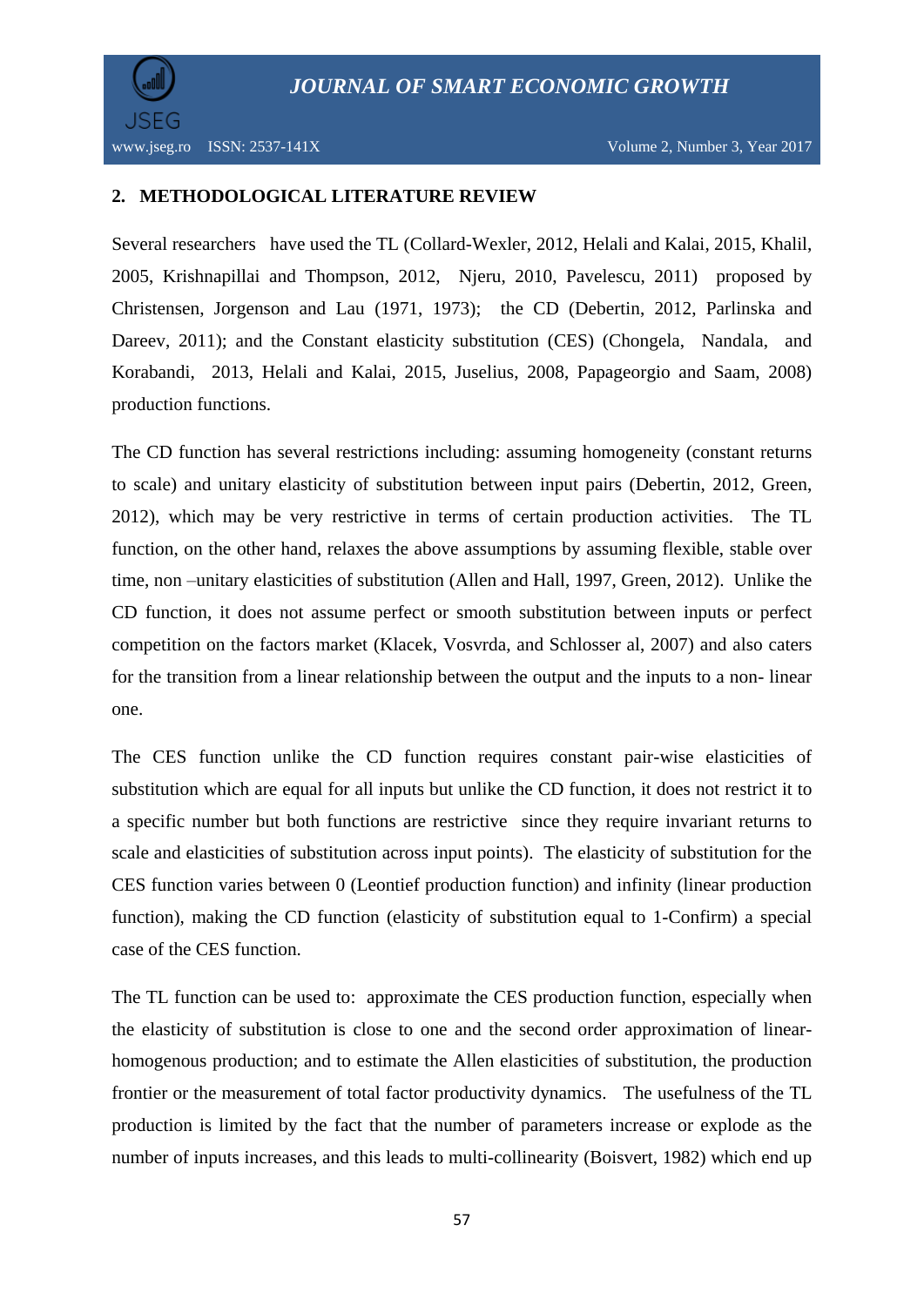## 2. METHODOLOGICAL LITERATURE REVIEW

Several researchers have used the TL (Collard-Wexler, 2012, Helali and Kalai, 2015, Khalil, 2005, Krishnapillai and Thompson, 2012, Njeru, 2010, Pavelescu, 2011) proposed by Christensen, Jorgenson and Lau (1971, 1973); the CD (Debertin, 2012, Parlinska and Dareev, 2011); and the Constant elasticity substitution (CES) (Chongela, Nandala, and Korabandi, 2013, Helali and Kalai, 2015, Juselius, 2008, Papageorgio and Saam, 2008) production functions.

The CD function has several restrictions including: assuming homogeneity (constant returns to scale) and unitary elasticity of substitution between input pairs (Debertin, 2012, Green, 2012), which may be very restrictive in terms of certain production activities. The TL function, on the other hand, relaxes the above assumptions by assuming flexible, stable over time, non –unitary elasticities of substitution (Allen and Hall, 1997, Green, 2012). Unlike the CD function, it does not assume perfect or smooth substitution between inputs or perfect competition on the factors market (Klacek, Vosvrda, and Schlosser al, 2007) and also caters for the transition from a linear relationship between the output and the inputs to a non- linear one.

The CES function unlike the CD function requires constant pair-wise elasticities of substitution which are equal for all inputs but unlike the CD function, it does not restrict it to a specific number but both functions are restrictive since they require invariant returns to scale and elasticities of substitution across input points). The elasticity of substitution for the CES function varies between 0 (Leontief production function) and infinity (linear production function), making the CD function (elasticity of substitution equal to 1-Confirm) a special case of the CES function.

The TL function can be used to: approximate the CES production function, especially when the elasticity of substitution is close to one and the second order approximation of linear-homogenous production; and to estimate the Allen elasticities of substitution, the production frontier or the measurement of total factor productivity dynamics. The usefulness of the TL production is limited by the fact that the number of parameters increase or explode as the number of inputs increases, and this leads to multi-collinearity (Boisvert, 1982) which end up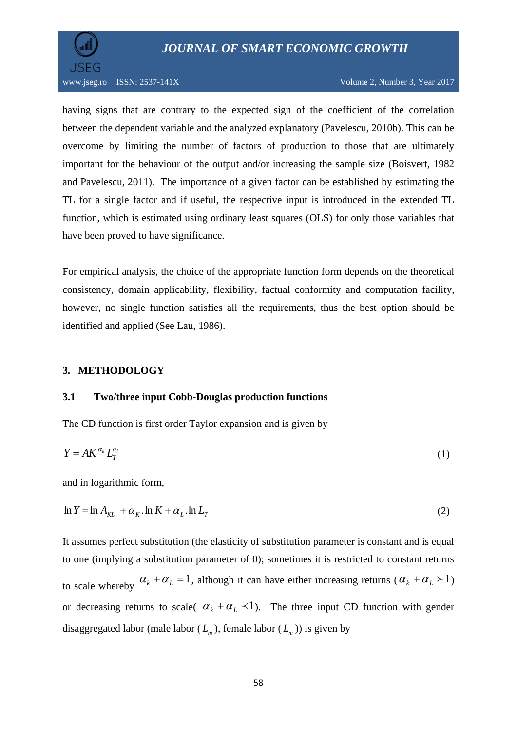having signs that are contrary to the expected sign of the coefficient of the correlation between the dependent variable and the analyzed explanatory (Pavelescu, 2010b). This can be overcome by limiting the number of factors of production to those that are ultimately important for the behaviour of the output and/or increasing the sample size (Boisvert, 1982 and Pavelescu, 2011). The importance of a given factor can be established by estimating the TL for a single factor and if useful, the respective input is introduced in the extended TL function, which is estimated using ordinary least squares (OLS) for only those variables that have been proved to have significance.

For empirical analysis, the choice of the appropriate function form depends on the theoretical consistency, domain applicability, flexibility, factual conformity and computation facility, however, no single function satisfies all the requirements, thus the best option should be identified and applied (See Lau, 1986).

## 3. METHODOLOGY

### 3.1 Two/three input Cobb-Douglas production functions

The CD function is first order Taylor expansion and is given by

$$Y = AK^{\alpha_k} L_T^{\alpha_l} \tag{1}$$

and in logarithmic form,

$$\ln Y = \ln A_{KL_1} + \alpha_K . \ln K + \alpha_L . \ln L_T \tag{2}$$

It assumes perfect substitution (the elasticity of substitution parameter is constant and is equal to one (implying a substitution parameter of 0); sometimes it is restricted to constant returns to scale whereby $\alpha_k + \alpha_L = 1$, although it can have either increasing returns ($\alpha_k + \alpha_L \succ 1$) or decreasing returns to scale( $\alpha_k + \alpha_L \prec 1$). The three input CD function with gender disaggregated labor (male labor ( $L_m$ ), female labor ( $L_m$ )) is given by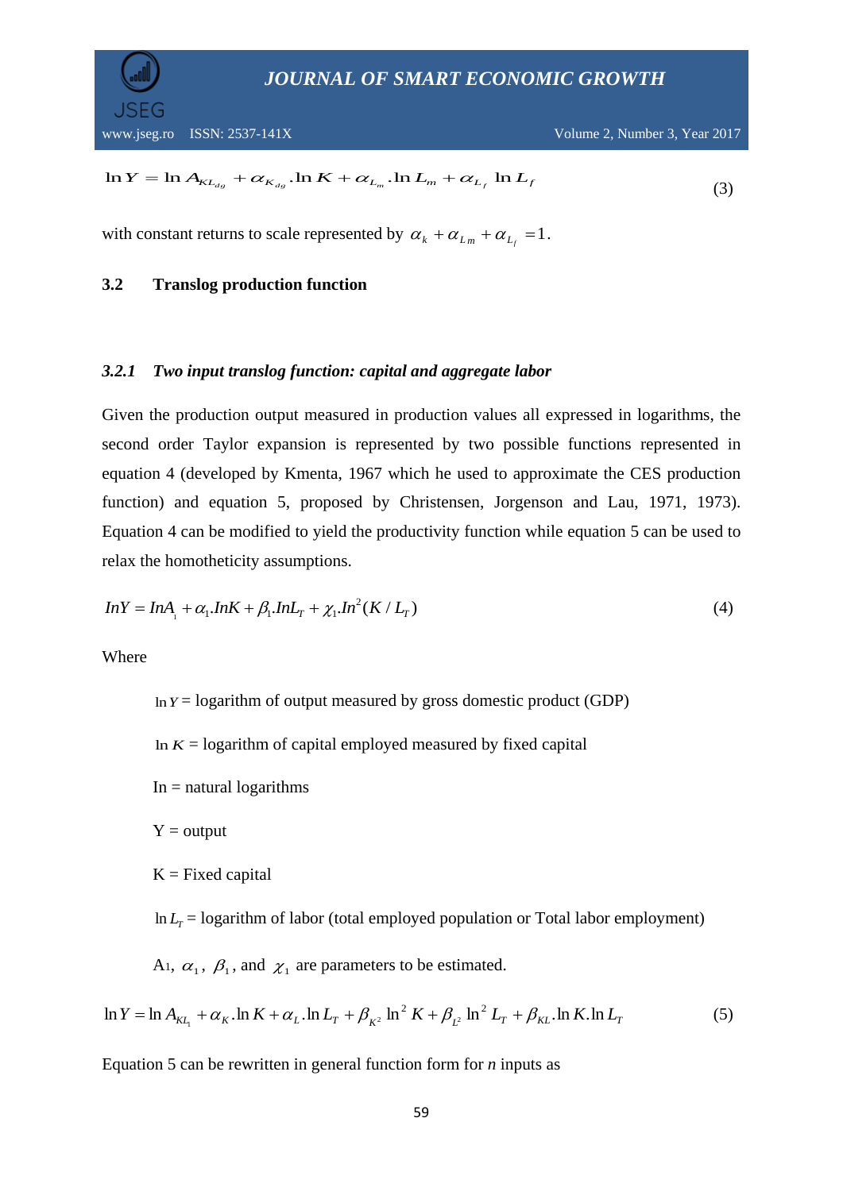$$\ln Y = \ln A_{KL_{dg}} + \alpha_{K_{dg}}.\ln K + \alpha_{L_m}.\ln L_m + \alpha_{L_f} \ln L_f \tag{3}$$

with constant returns to scale represented by $\alpha_k + \alpha_{Lm} + \alpha_{L_f} = 1$.

## 3.2 Translog production function

### *3.2.1 Two input translog function: capital and aggregate labor*

Given the production output measured in production values all expressed in logarithms, the second order Taylor expansion is represented by two possible functions represented in equation 4 (developed by Kmenta, 1967 which he used to approximate the CES production function) and equation 5, proposed by Christensen, Jorgenson and Lau, 1971, 1973). Equation 4 can be modified to yield the productivity function while equation 5 can be used to relax the homotheticity assumptions.

$$InY = InA_1 + \alpha_1.InK + \beta_1.InL_T + \chi_1.In^2(K/L_T) \tag{4}$$

Where

$\ln Y$ = logarithm of output measured by gross domestic product (GDP)

$\ln K$ = logarithm of capital employed measured by fixed capital

In = natural logarithms

Y = output

K = Fixed capital

$\ln L_T$ = logarithm of labor (total employed population or Total labor employment)

A1, $\alpha_1$, $\beta_1$, and $\chi_1$ are parameters to be estimated.

$$\ln Y = \ln A_{KL_1} + \alpha_K.\ln K + \alpha_L.\ln L_T + \beta_{K^2} \ln^2 K + \beta_{L^2} \ln^2 L_T + \beta_{KL}.\ln K.\ln L_T \tag{5}$$

Equation 5 can be rewritten in general function form for *n* inputs as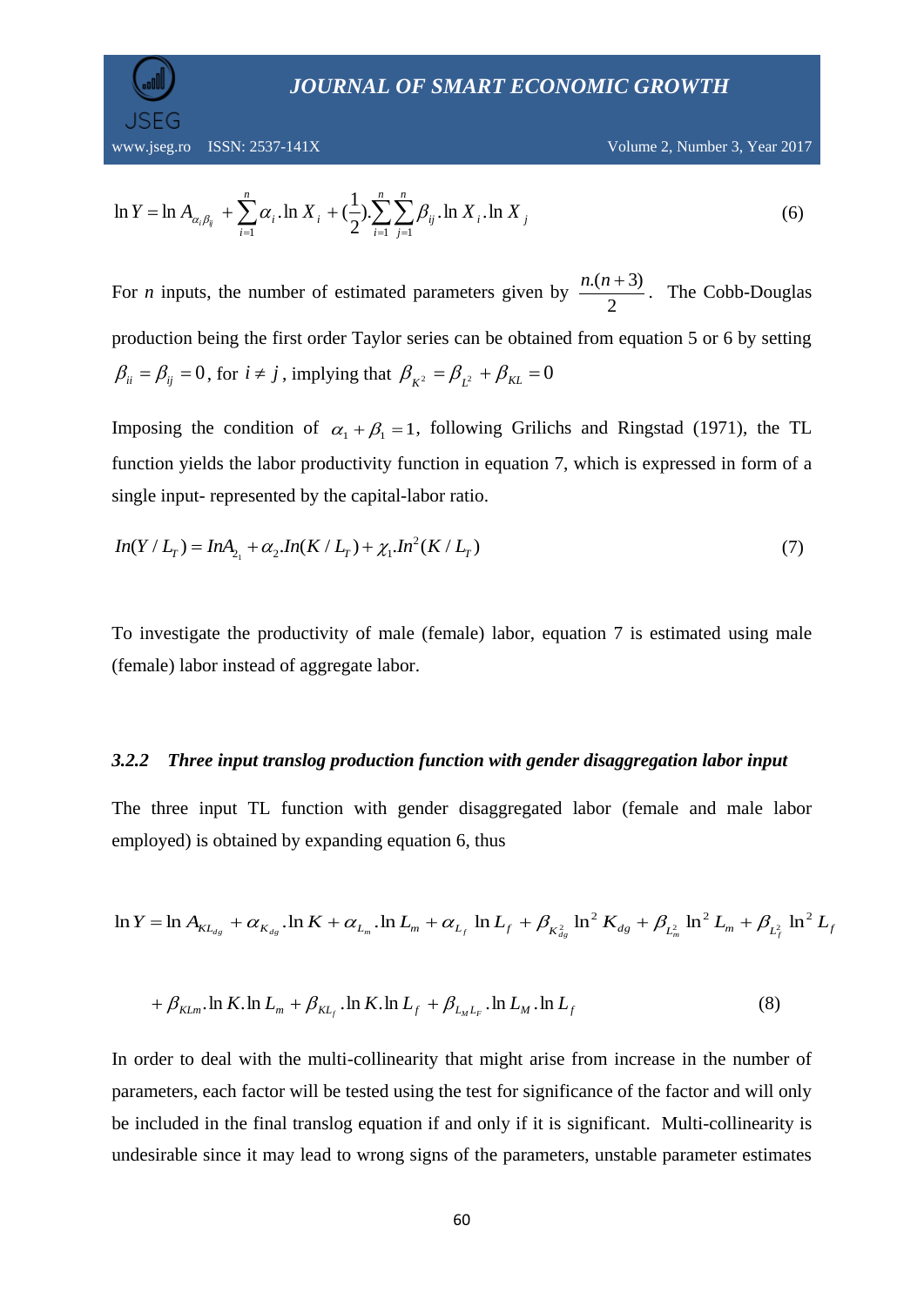$$\ln Y = \ln A_{\alpha_i \beta_{ij}} + \sum_{i=1}^{n} \alpha_i . \ln X_i + (\frac{1}{2}) . \sum_{i=1}^{n} \sum_{j=1}^{n} \beta_{ij} . \ln X_i . \ln X_j \qquad (6)$$

For $n$ inputs, the number of estimated parameters given by $\frac{n.(n+3)}{2}$. The Cobb-Douglas production being the first order Taylor series can be obtained from equation 5 or 6 by setting $\beta_{ii} = \beta_{ij} = 0$, for $i \neq j$, implying that $\beta_{K^2} = \beta_{L^2} + \beta_{KL} = 0$

Imposing the condition of $\alpha_1 + \beta_1 = 1$, following Grilichs and Ringstad (1971), the TL function yields the labor productivity function in equation 7, which is expressed in form of a single input- represented by the capital-labor ratio.

$$In(Y / L_T) = InA_{2_1} + \alpha_2 . In(K / L_T) + \chi_1 . In^2(K / L_T) \qquad (7)$$

To investigate the productivity of male (female) labor, equation 7 is estimated using male (female) labor instead of aggregate labor.

### *3.2.2 Three input translog production function with gender disaggregation labor input*

The three input TL function with gender disaggregated labor (female and male labor employed) is obtained by expanding equation 6, thus

$$\ln Y = \ln A_{KL_{dg}} + \alpha_{K_{dg}} . \ln K + \alpha_{L_m} . \ln L_m + \alpha_{L_f} \ln L_f + \beta_{K_{dg}^2} \ln^2 K_{dg} + \beta_{L_m^2} \ln^2 L_m + \beta_{L_f^2} \ln^2 L_f$$

$$+ \beta_{KLm} . \ln K . \ln L_m + \beta_{KL_f} . \ln K . \ln L_f + \beta_{L_M L_F} . \ln L_M . \ln L_f \qquad (8)$$

In order to deal with the multi-collinearity that might arise from increase in the number of parameters, each factor will be tested using the test for significance of the factor and will only be included in the final translog equation if and only if it is significant. Multi-collinearity is undesirable since it may lead to wrong signs of the parameters, unstable parameter estimates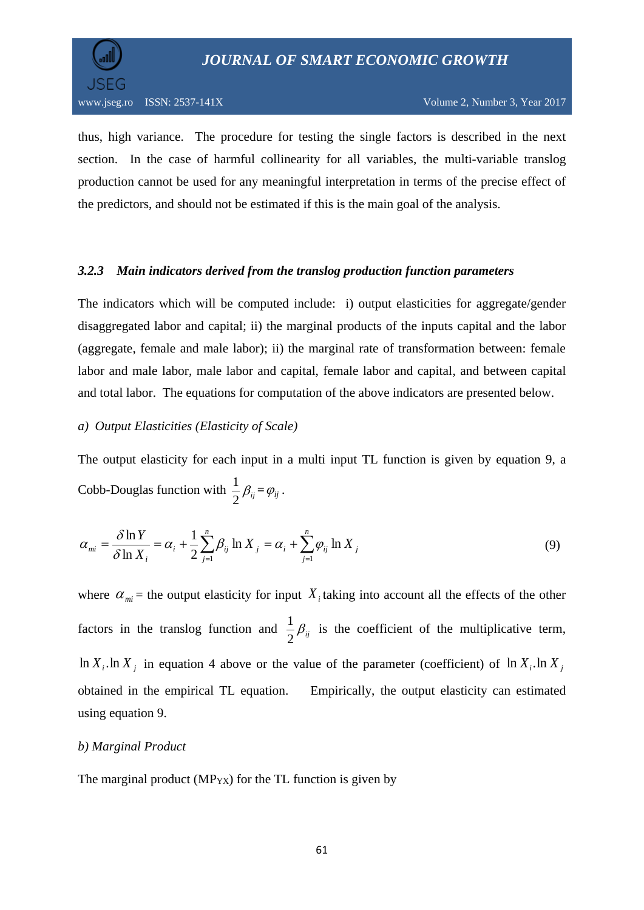thus, high variance. The procedure for testing the single factors is described in the next section. In the case of harmful collinearity for all variables, the multi-variable translog production cannot be used for any meaningful interpretation in terms of the precise effect of the predictors, and should not be estimated if this is the main goal of the analysis.

### *3.2.3 Main indicators derived from the translog production function parameters*

The indicators which will be computed include: i) output elasticities for aggregate/gender disaggregated labor and capital; ii) the marginal products of the inputs capital and the labor (aggregate, female and male labor); ii) the marginal rate of transformation between: female labor and male labor, male labor and capital, female labor and capital, and between capital and total labor. The equations for computation of the above indicators are presented below.

*a) Output Elasticities (Elasticity of Scale)*

The output elasticity for each input in a multi input TL function is given by equation 9, a Cobb-Douglas function with $\frac{1}{2}\beta_{ij} = \varphi_{ij}$.

$$\alpha_{mi} = \frac{\delta \ln Y}{\delta \ln X_i} = \alpha_i + \frac{1}{2}\sum_{j=1}^{n}\beta_{ij}\ln X_j = \alpha_i + \sum_{j=1}^{n}\varphi_{ij}\ln X_j \tag{9}$$

where $\alpha_{mi}$ = the output elasticity for input $X_i$ taking into account all the effects of the other factors in the translog function and $\frac{1}{2}\beta_{ij}$ is the coefficient of the multiplicative term, $\ln X_i . \ln X_j$ in equation 4 above or the value of the parameter (coefficient) of $\ln X_i . \ln X_j$ obtained in the empirical TL equation. Empirically, the output elasticity can estimated using equation 9.

*b) Marginal Product*

The marginal product ($MP_{YX}$) for the TL function is given by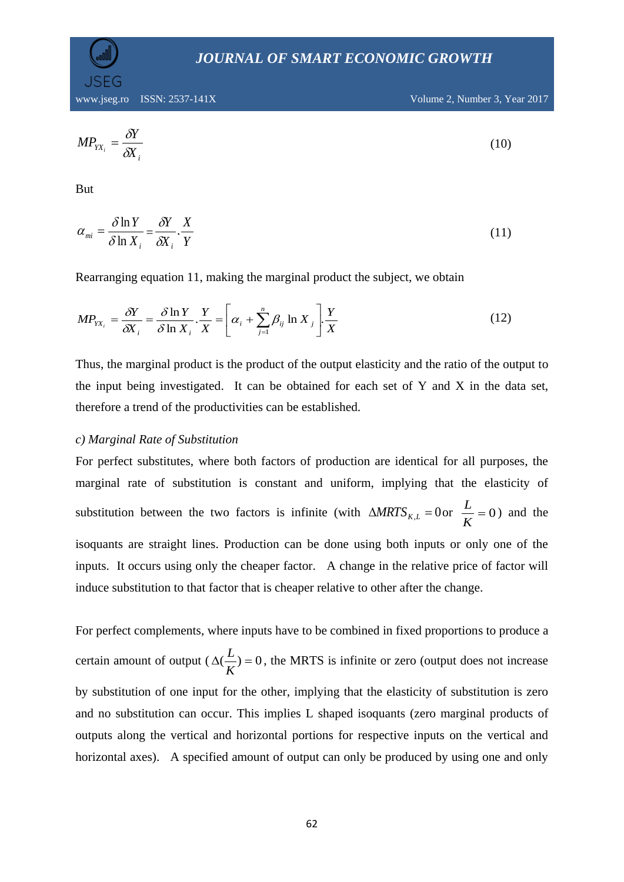$$MP_{YX_i} = \frac{\delta Y}{\delta X_i} \tag{10}$$

But

$$\alpha_{mi} = \frac{\delta \ln Y}{\delta \ln X_i} = \frac{\delta Y}{\delta X_i} \cdot \frac{X}{Y} \tag{11}$$

Rearranging equation 11, making the marginal product the subject, we obtain

$$MP_{YX_i} = \frac{\delta Y}{\delta X_i} = \frac{\delta \ln Y}{\delta \ln X_i} \cdot \frac{Y}{X} = \left[ \alpha_i + \sum_{j=1}^{n} \beta_{ij} \ln X_j \right] \cdot \frac{Y}{X} \tag{12}$$

Thus, the marginal product is the product of the output elasticity and the ratio of the output to the input being investigated. It can be obtained for each set of Y and X in the data set, therefore a trend of the productivities can be established.

*c) Marginal Rate of Substitution*

For perfect substitutes, where both factors of production are identical for all purposes, the marginal rate of substitution is constant and uniform, implying that the elasticity of substitution between the two factors is infinite (with $\Delta MRTS_{K,L} = 0$ or $\frac{L}{K} = 0$) and the isoquants are straight lines. Production can be done using both inputs or only one of the inputs. It occurs using only the cheaper factor. A change in the relative price of factor will induce substitution to that factor that is cheaper relative to other after the change.

For perfect complements, where inputs have to be combined in fixed proportions to produce a certain amount of output ($\Delta(\frac{L}{K}) = 0$, the MRTS is infinite or zero (output does not increase by substitution of one input for the other, implying that the elasticity of substitution is zero and no substitution can occur. This implies L shaped isoquants (zero marginal products of outputs along the vertical and horizontal portions for respective inputs on the vertical and horizontal axes). A specified amount of output can only be produced by using one and only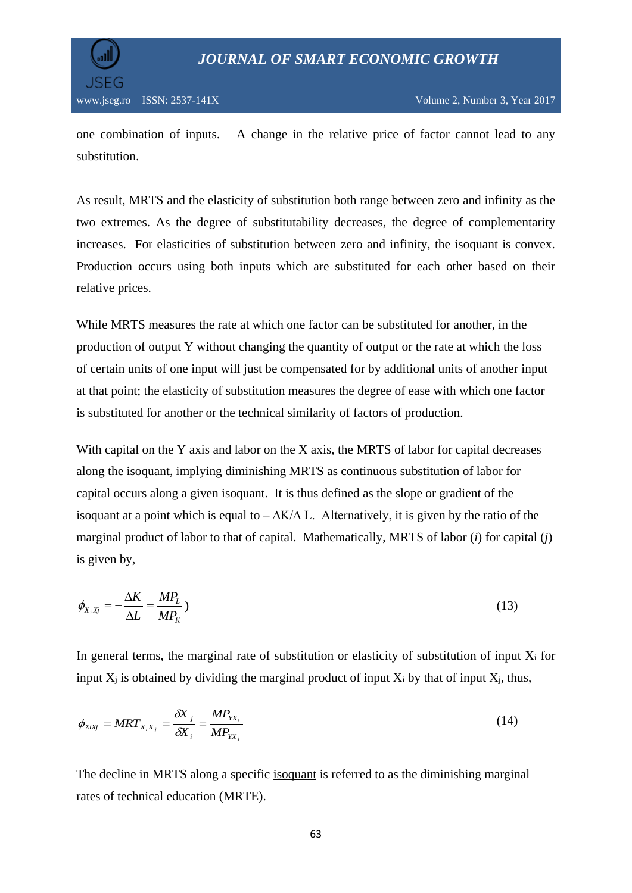one combination of inputs. A change in the relative price of factor cannot lead to any substitution.

As result, MRTS and the elasticity of substitution both range between zero and infinity as the two extremes. As the degree of substitutability decreases, the degree of complementarity increases. For elasticities of substitution between zero and infinity, the isoquant is convex. Production occurs using both inputs which are substituted for each other based on their relative prices.

While MRTS measures the rate at which one factor can be substituted for another, in the production of output Y without changing the quantity of output or the rate at which the loss of certain units of one input will just be compensated for by additional units of another input at that point; the elasticity of substitution measures the degree of ease with which one factor is substituted for another or the technical similarity of factors of production.

With capital on the Y axis and labor on the X axis, the MRTS of labor for capital decreases along the isoquant, implying diminishing MRTS as continuous substitution of labor for capital occurs along a given isoquant. It is thus defined as the slope or gradient of the isoquant at a point which is equal to – $\Delta K/\Delta L$. Alternatively, it is given by the ratio of the marginal product of labor to that of capital. Mathematically, MRTS of labor (*i*) for capital (*j*) is given by,

$$\phi_{X_i Xj} = -\frac{\Delta K}{\Delta L} = \frac{MP_L}{MP_K}) \tag{13}$$

In general terms, the marginal rate of substitution or elasticity of substitution of input $X_i$ for input $X_j$ is obtained by dividing the marginal product of input $X_i$ by that of input $X_j$, thus,

$$\phi_{XiXj} = MRT_{X_i X_j} = \frac{\delta X_j}{\delta X_i} = \frac{MP_{YX_i}}{MP_{YX_j}} \tag{14}$$

The decline in MRTS along a specific isoquant is referred to as the diminishing marginal rates of technical education (MRTE).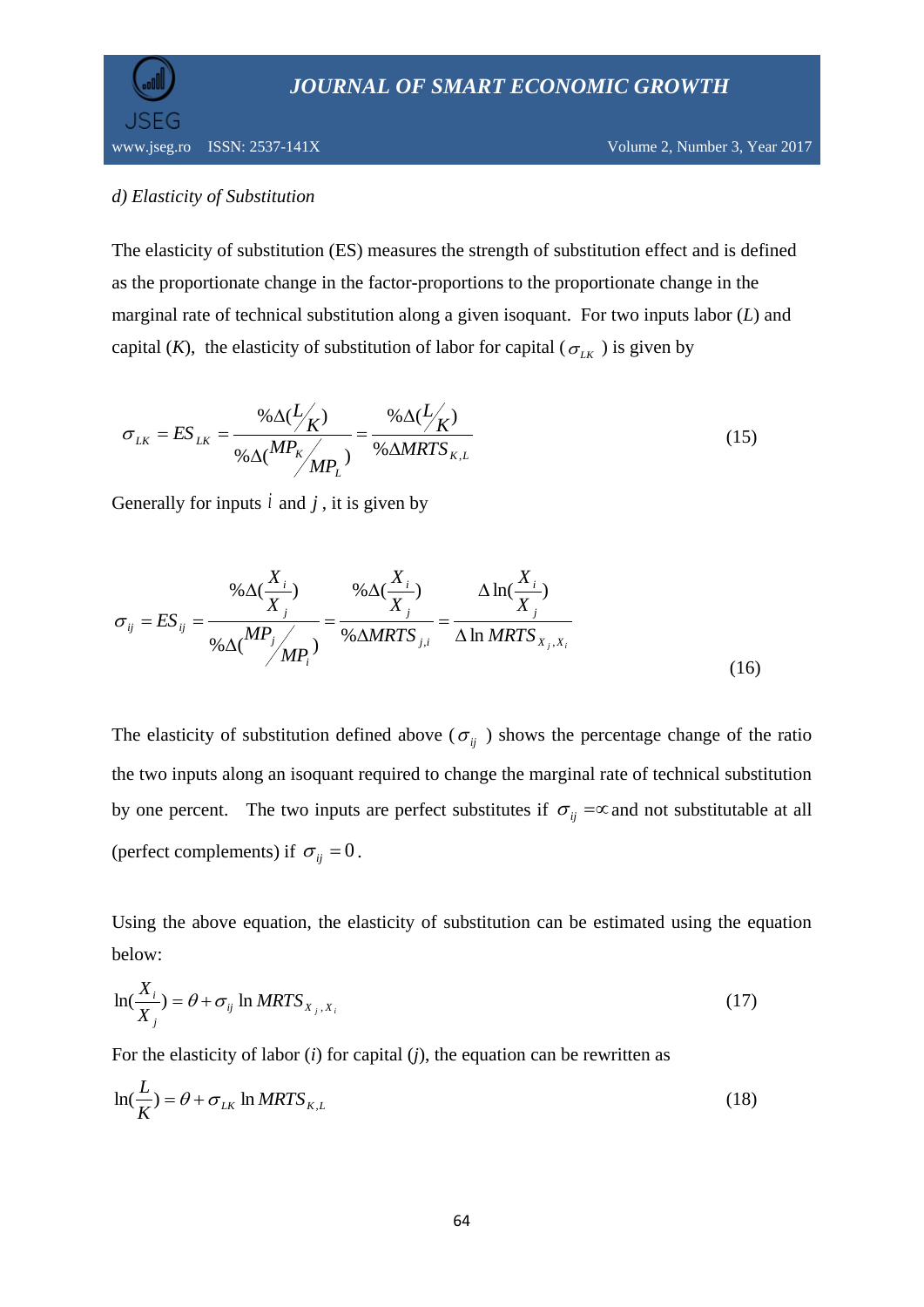*d) Elasticity of Substitution*

The elasticity of substitution (ES) measures the strength of substitution effect and is defined as the proportionate change in the factor-proportions to the proportionate change in the marginal rate of technical substitution along a given isoquant. For two inputs labor ($L$) and capital ($K$), the elasticity of substitution of labor for capital ($\sigma_{LK}$) is given by

$$\sigma_{LK} = ES_{LK} = \frac{\%\Delta(L/K)}{\%\Delta(MP_K/MP_L)} = \frac{\%\Delta(L/K)}{\%\Delta MRTS_{K,L}} \tag{15}$$

Generally for inputs $i$ and $j$, it is given by

$$\sigma_{ij} = ES_{ij} = \frac{\%\Delta(\frac{X_i}{X_j})}{\%\Delta(MP_j/MP_i)} = \frac{\%\Delta(\frac{X_i}{X_j})}{\%\Delta MRTS_{j,i}} = \frac{\Delta \ln(\frac{X_i}{X_j})}{\Delta \ln MRTS_{X_j,X_i}} \tag{16}$$

The elasticity of substitution defined above ($\sigma_{ij}$) shows the percentage change of the ratio the two inputs along an isoquant required to change the marginal rate of technical substitution by one percent. The two inputs are perfect substitutes if $\sigma_{ij} = \infty$ and not substitutable at all (perfect complements) if $\sigma_{ij} = 0$.

Using the above equation, the elasticity of substitution can be estimated using the equation below:

$$\ln(\frac{X_i}{X_j}) = \theta + \sigma_{ij} \ln MRTS_{X_j,X_i} \tag{17}$$

For the elasticity of labor ($i$) for capital ($j$), the equation can be rewritten as

$$\ln(\frac{L}{K}) = \theta + \sigma_{LK} \ln MRTS_{K,L} \tag{18}$$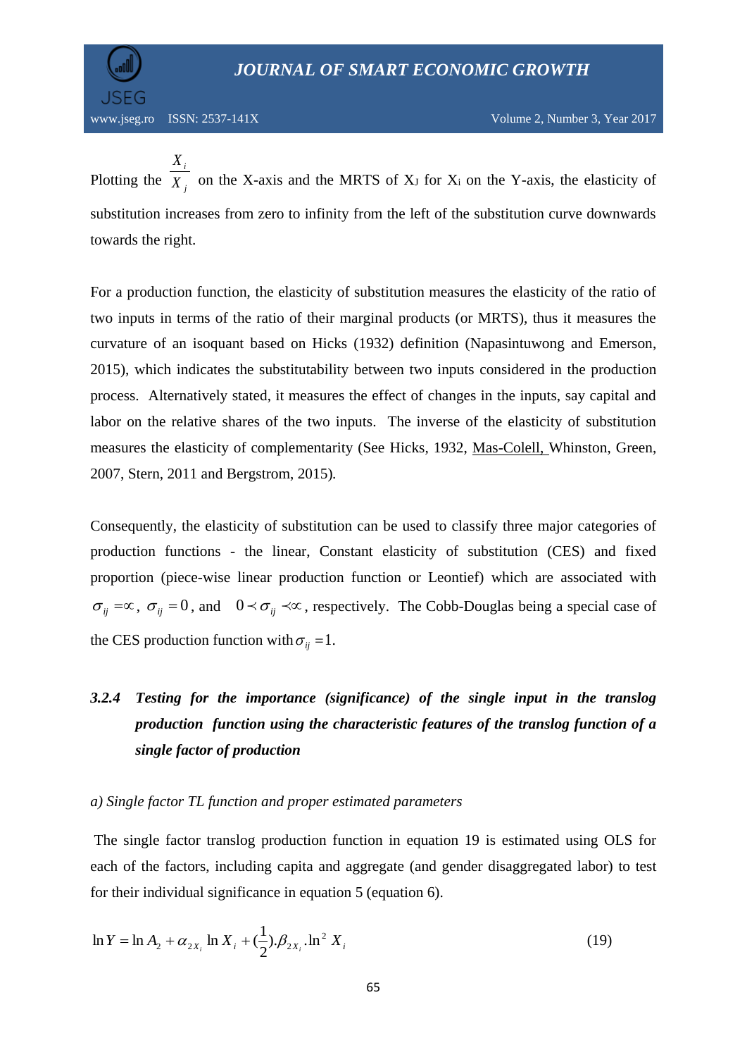Plotting the $\frac{X_i}{X_j}$ on the X-axis and the MRTS of $X_J$ for $X_i$ on the Y-axis, the elasticity of substitution increases from zero to infinity from the left of the substitution curve downwards towards the right.

For a production function, the elasticity of substitution measures the elasticity of the ratio of two inputs in terms of the ratio of their marginal products (or MRTS), thus it measures the curvature of an isoquant based on Hicks (1932) definition (Napasintuwong and Emerson, 2015), which indicates the substitutability between two inputs considered in the production process. Alternatively stated, it measures the effect of changes in the inputs, say capital and labor on the relative shares of the two inputs. The inverse of the elasticity of substitution measures the elasticity of complementarity (See Hicks, 1932, Mas-Colell, Whinston, Green, 2007, Stern, 2011 and Bergstrom, 2015).

Consequently, the elasticity of substitution can be used to classify three major categories of production functions - the linear, Constant elasticity of substitution (CES) and fixed proportion (piece-wise linear production function or Leontief) which are associated with $\sigma_{ij} = \infty$, $\sigma_{ij} = 0$, and $0 \prec \sigma_{ij} \prec \infty$, respectively. The Cobb-Douglas being a special case of the CES production function with $\sigma_{ij} = 1$.

### *3.2.4 Testing for the importance (significance) of the single input in the translog production function using the characteristic features of the translog function of a single factor of production*

*a) Single factor TL function and proper estimated parameters*

The single factor translog production function in equation 19 is estimated using OLS for each of the factors, including capita and aggregate (and gender disaggregated labor) to test for their individual significance in equation 5 (equation 6).

$$\ln Y = \ln A_2 + \alpha_{2X_i} \ln X_i + (\frac{1}{2}).\beta_{2X_i}.\ln^2 X_i \tag{19}$$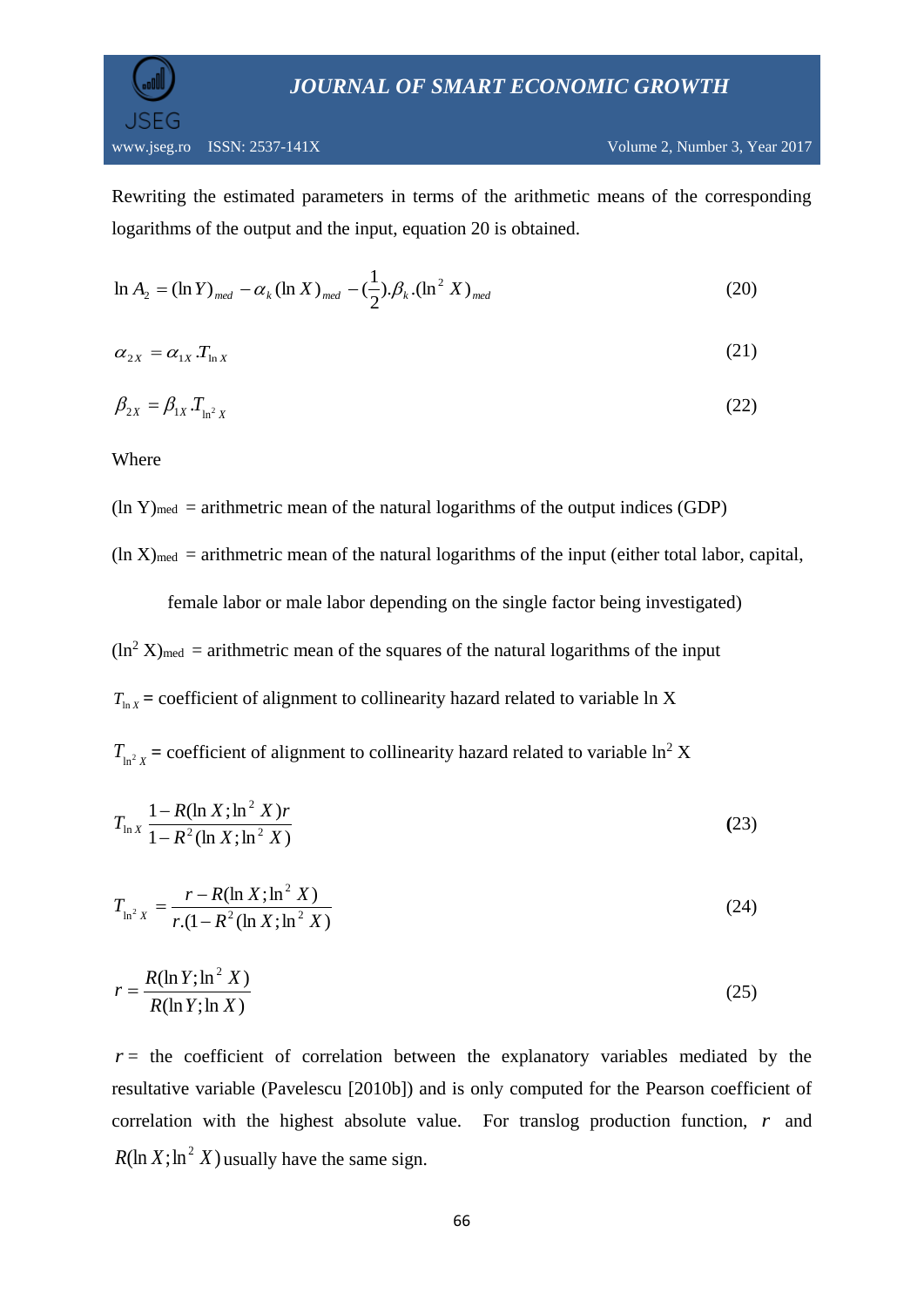Rewriting the estimated parameters in terms of the arithmetic means of the corresponding logarithms of the output and the input, equation 20 is obtained.

$$\ln A_2 = (\ln Y)_{med} - \alpha_k (\ln X)_{med} - (\frac{1}{2}).\beta_k.(\ln^2 X)_{med} \tag{20}$$

$$\alpha_{2X} = \alpha_{1X}.T_{\ln X} \tag{21}$$

$$\beta_{2X} = \beta_{1X}.T_{\ln^2 X} \tag{22}$$

Where

$(\ln Y)_{med}$ = arithmetic mean of the natural logarithms of the output indices (GDP)

$(\ln X)_{med}$ = arithmetic mean of the natural logarithms of the input (either total labor, capital, female labor or male labor depending on the single factor being investigated)

$(\ln^2 X)_{med}$ = arithmetic mean of the squares of the natural logarithms of the input

$T_{\ln X}$ = coefficient of alignment to collinearity hazard related to variable ln X

$T_{\ln^2 X}$ = coefficient of alignment to collinearity hazard related to variable $\ln^2$ X

$$T_{\ln X} \frac{1 - R(\ln X;\ln^2 X)r}{1 - R^2(\ln X;\ln^2 X)} \tag{23}$$

$$T_{\ln^2 X} = \frac{r - R(\ln X;\ln^2 X)}{r.(1 - R^2(\ln X;\ln^2 X)} \tag{24}$$

$$r = \frac{R(\ln Y;\ln^2 X)}{R(\ln Y;\ln X)} \tag{25}$$

$r$ = the coefficient of correlation between the explanatory variables mediated by the resultative variable (Pavelescu [2010b]) and is only computed for the Pearson coefficient of correlation with the highest absolute value. For translog production function, $r$ and $R(\ln X;\ln^2 X)$ usually have the same sign.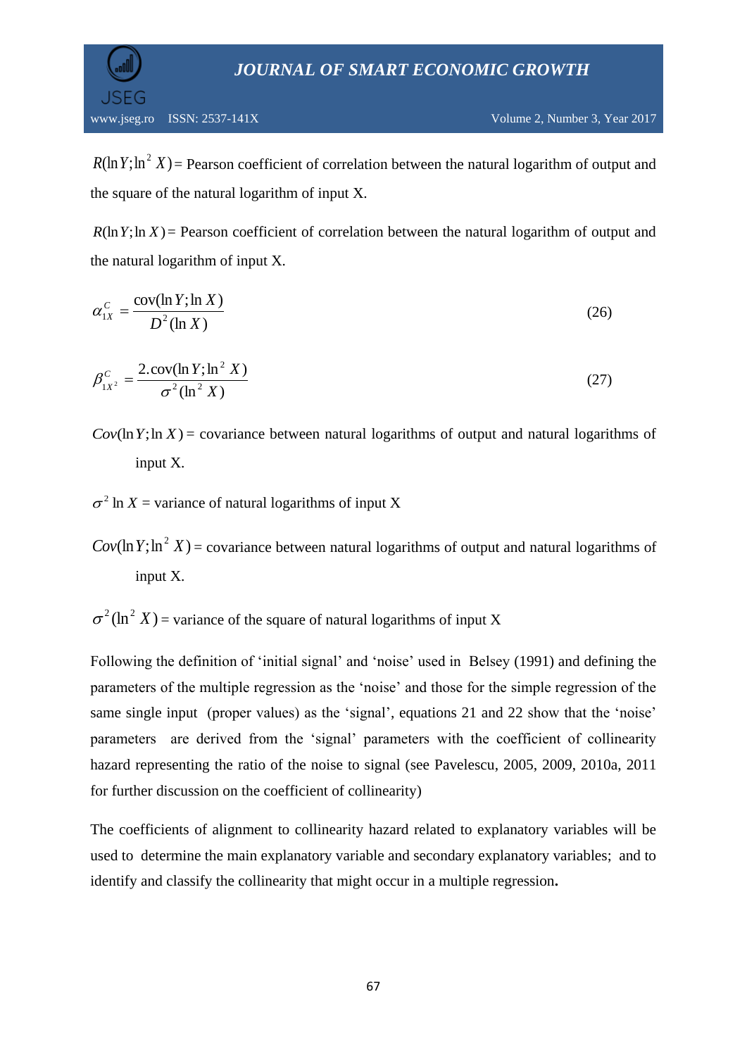$R(\ln Y; \ln^2 X)$ = Pearson coefficient of correlation between the natural logarithm of output and the square of the natural logarithm of input X.

$R(\ln Y; \ln X)$ = Pearson coefficient of correlation between the natural logarithm of output and the natural logarithm of input X.

$$\alpha_{1X}^{C} = \frac{\text{cov}(\ln Y; \ln X)}{D^2(\ln X)} \tag{26}$$

$$\beta_{1X^2}^{C} = \frac{2.\text{cov}(\ln Y; \ln^2 X)}{\sigma^2(\ln^2 X)} \tag{27}$$

$Cov(\ln Y; \ln X)$ = covariance between natural logarithms of output and natural logarithms of input X.

$\sigma^2 \ln X$ = variance of natural logarithms of input X

$Cov(\ln Y; \ln^2 X)$ = covariance between natural logarithms of output and natural logarithms of input X.

$\sigma^2(\ln^2 X)$ = variance of the square of natural logarithms of input X

Following the definition of 'initial signal' and 'noise' used in Belsey (1991) and defining the parameters of the multiple regression as the 'noise' and those for the simple regression of the same single input (proper values) as the 'signal', equations 21 and 22 show that the 'noise' parameters are derived from the 'signal' parameters with the coefficient of collinearity hazard representing the ratio of the noise to signal (see Pavelescu, 2005, 2009, 2010a, 2011 for further discussion on the coefficient of collinearity)

The coefficients of alignment to collinearity hazard related to explanatory variables will be used to determine the main explanatory variable and secondary explanatory variables; and to identify and classify the collinearity that might occur in a multiple regression**.**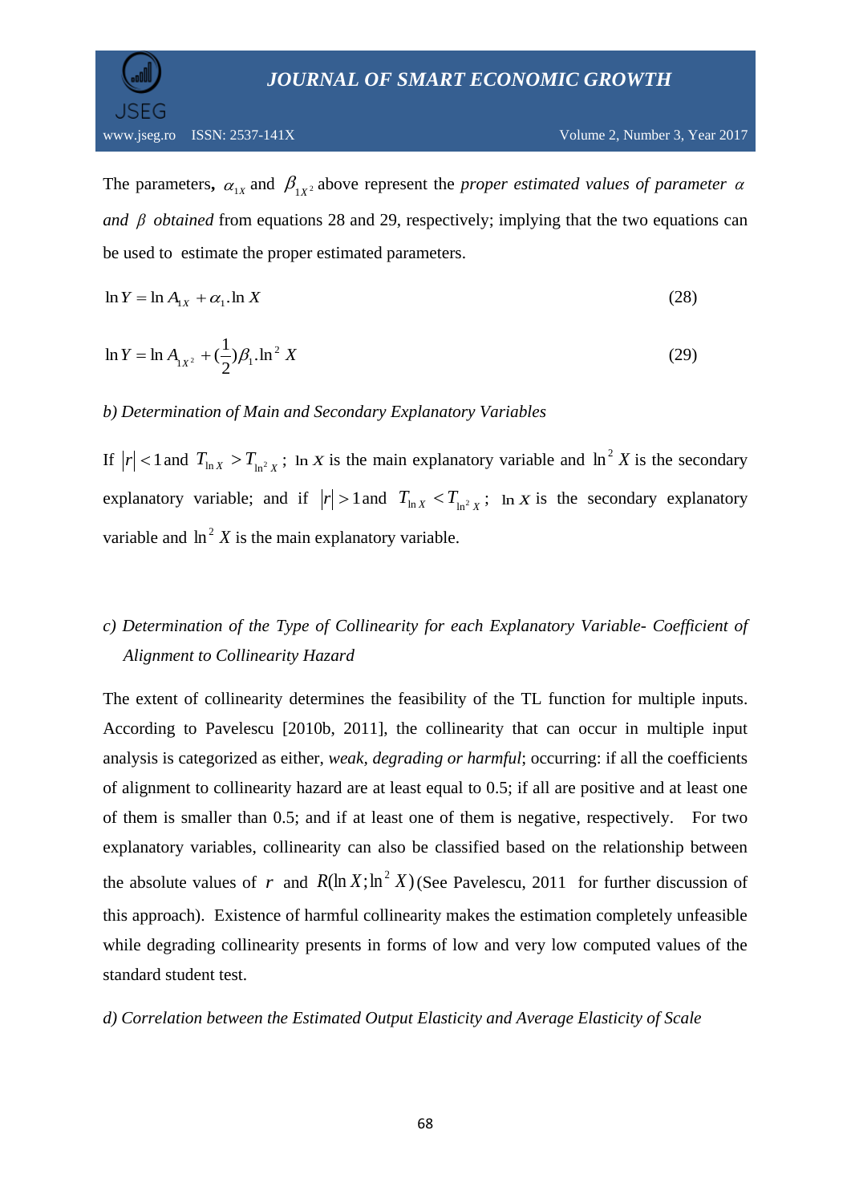The parameters, $\alpha_{1X}$ and $\beta_{1X^2}$ above represent the *proper estimated values of parameter* $\alpha$ *and* $\beta$ *obtained* from equations 28 and 29, respectively; implying that the two equations can be used to estimate the proper estimated parameters.

$$\ln Y = \ln A_{1X} + \alpha_1 . \ln X \tag{28}$$

$$\ln Y = \ln A_{1X^2} + (\frac{1}{2})\beta_1 . \ln^2 X \tag{29}$$

*b) Determination of Main and Secondary Explanatory Variables*

If $|r| < 1$ and $T_{\ln X} > T_{\ln^2 X}$; $\ln X$ is the main explanatory variable and $\ln^2 X$ is the secondary explanatory variable; and if $|r| > 1$ and $T_{\ln X} < T_{\ln^2 X}$; $\ln X$ is the secondary explanatory variable and $\ln^2 X$ is the main explanatory variable.

*c) Determination of the Type of Collinearity for each Explanatory Variable- Coefficient of Alignment to Collinearity Hazard*

The extent of collinearity determines the feasibility of the TL function for multiple inputs. According to Pavelescu [2010b, 2011], the collinearity that can occur in multiple input analysis is categorized as either, *weak, degrading or harmful*; occurring: if all the coefficients of alignment to collinearity hazard are at least equal to 0.5; if all are positive and at least one of them is smaller than 0.5; and if at least one of them is negative, respectively. For two explanatory variables, collinearity can also be classified based on the relationship between the absolute values of $r$ and $R(\ln X; \ln^2 X)$ (See Pavelescu, 2011 for further discussion of this approach). Existence of harmful collinearity makes the estimation completely unfeasible while degrading collinearity presents in forms of low and very low computed values of the standard student test.

*d) Correlation between the Estimated Output Elasticity and Average Elasticity of Scale*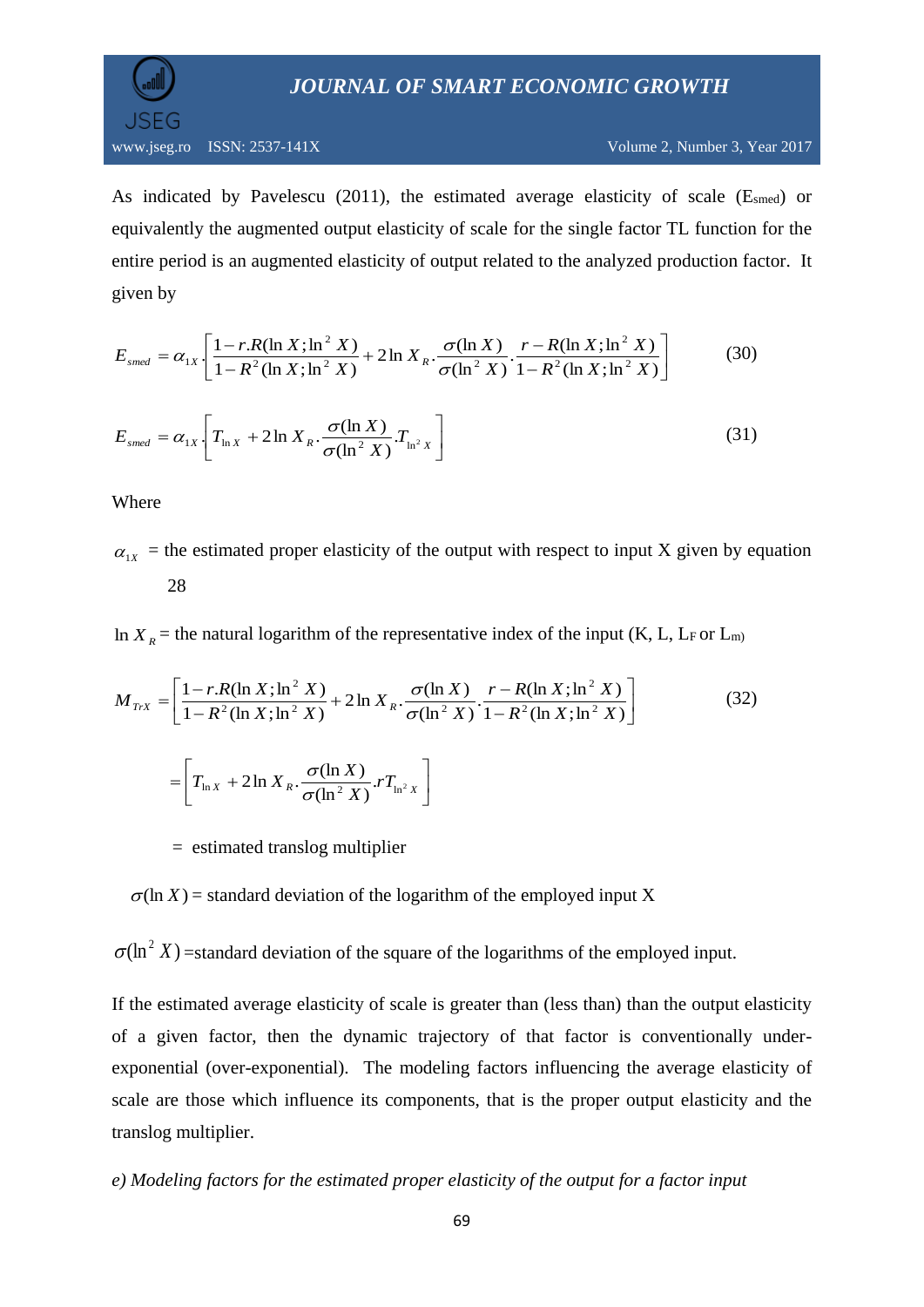As indicated by Pavelescu (2011), the estimated average elasticity of scale ($E_{smed}$) or equivalently the augmented output elasticity of scale for the single factor TL function for the entire period is an augmented elasticity of output related to the analyzed production factor. It given by

$$E_{smed} = \alpha_{1X} \cdot \left[ \frac{1 - r.R(\ln X; \ln^2 X)}{1 - R^2(\ln X; \ln^2 X)} + 2 \ln X_R \cdot \frac{\sigma(\ln X)}{\sigma(\ln^2 X)} \cdot \frac{r - R(\ln X; \ln^2 X)}{1 - R^2(\ln X; \ln^2 X)} \right] \tag{30}$$

$$E_{smed} = \alpha_{1X} \cdot \left[ T_{\ln X} + 2 \ln X_R \cdot \frac{\sigma(\ln X)}{\sigma(\ln^2 X)} . T_{\ln^2 X} \right] \tag{31}$$

Where

$\alpha_{1X}$ = the estimated proper elasticity of the output with respect to input X given by equation 28

$\ln X_R$ = the natural logarithm of the representative index of the input (K, L, $L_F$ or $L_m$)

$$M_{TrX} = \left[ \frac{1 - r.R(\ln X; \ln^2 X)}{1 - R^2(\ln X; \ln^2 X)} + 2 \ln X_R \cdot \frac{\sigma(\ln X)}{\sigma(\ln^2 X)} \cdot \frac{r - R(\ln X; \ln^2 X)}{1 - R^2(\ln X; \ln^2 X)} \right] \tag{32}$$

$$= \left[ T_{\ln X} + 2 \ln X_R \cdot \frac{\sigma(\ln X)}{\sigma(\ln^2 X)} . r T_{\ln^2 X} \right]$$

= estimated translog multiplier

$\sigma(\ln X)$ = standard deviation of the logarithm of the employed input X

$\sigma(\ln^2 X)$ =standard deviation of the square of the logarithms of the employed input.

If the estimated average elasticity of scale is greater than (less than) than the output elasticity of a given factor, then the dynamic trajectory of that factor is conventionally under-exponential (over-exponential). The modeling factors influencing the average elasticity of scale are those which influence its components, that is the proper output elasticity and the translog multiplier.

*e) Modeling factors for the estimated proper elasticity of the output for a factor input*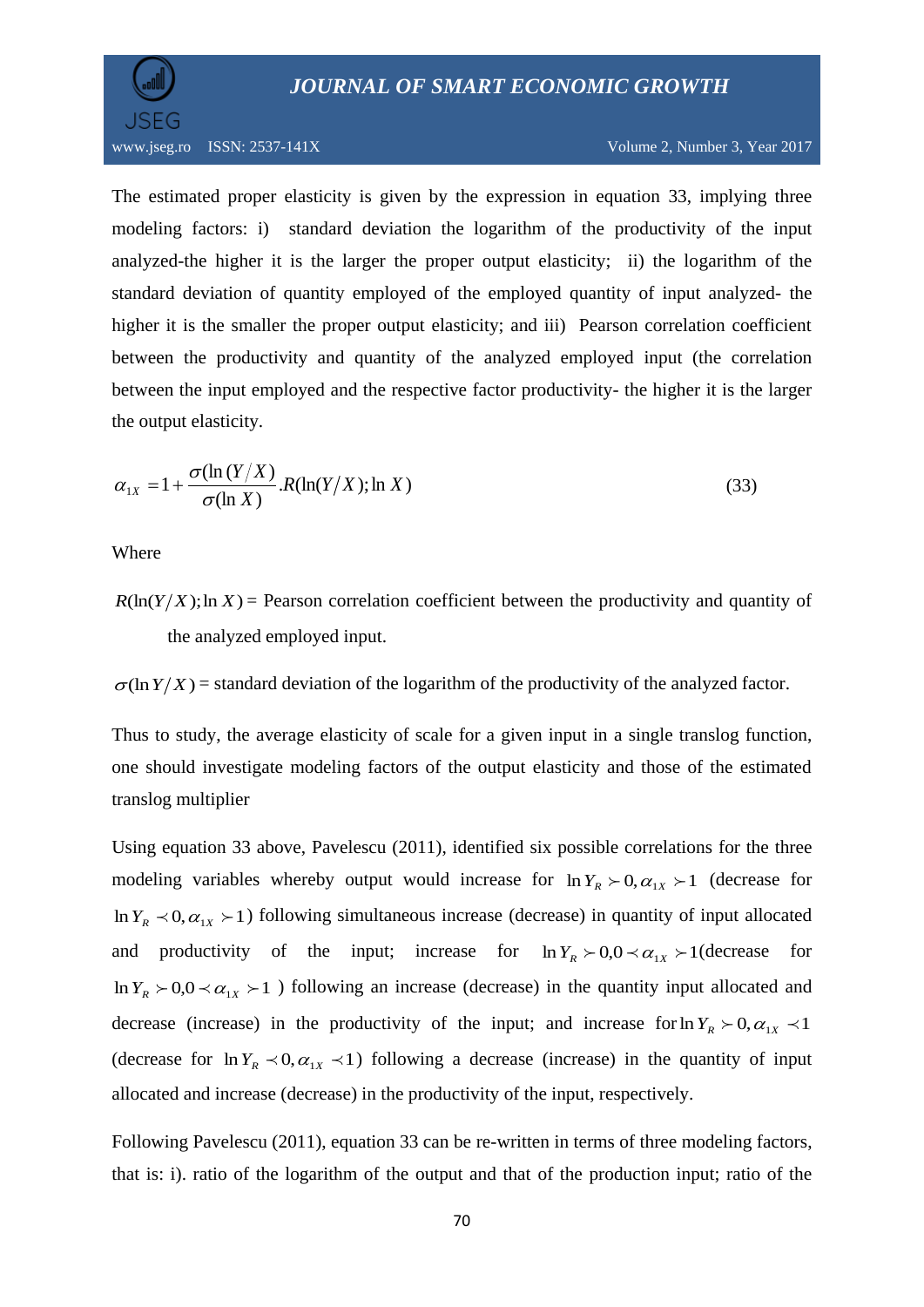The estimated proper elasticity is given by the expression in equation 33, implying three modeling factors: i) standard deviation the logarithm of the productivity of the input analyzed-the higher it is the larger the proper output elasticity; ii) the logarithm of the standard deviation of quantity employed of the employed quantity of input analyzed- the higher it is the smaller the proper output elasticity; and iii) Pearson correlation coefficient between the productivity and quantity of the analyzed employed input (the correlation between the input employed and the respective factor productivity- the higher it is the larger the output elasticity.

$$\alpha_{1X} = 1 + \frac{\sigma(\ln(Y/X))}{\sigma(\ln X)} . R(\ln(Y/X); \ln X) \tag{33}$$

Where

$R(\ln(Y/X); \ln X)$ = Pearson correlation coefficient between the productivity and quantity of the analyzed employed input.

$\sigma(\ln Y/X)$ = standard deviation of the logarithm of the productivity of the analyzed factor.

Thus to study, the average elasticity of scale for a given input in a single translog function, one should investigate modeling factors of the output elasticity and those of the estimated translog multiplier

Using equation 33 above, Pavelescu (2011), identified six possible correlations for the three modeling variables whereby output would increase for $\ln Y_R \succ 0, \alpha_{1X} \succ 1$ (decrease for $\ln Y_R \prec 0, \alpha_{1X} \succ 1$) following simultaneous increase (decrease) in quantity of input allocated and productivity of the input; increase for $\ln Y_R \succ 0, 0 \prec \alpha_{1X} \succ 1$(decrease for $\ln Y_R \succ 0, 0 \prec \alpha_{1X} \succ 1$ ) following an increase (decrease) in the quantity input allocated and decrease (increase) in the productivity of the input; and increase for $\ln Y_R \succ 0, \alpha_{1X} \prec 1$ (decrease for $\ln Y_R \prec 0, \alpha_{1X} \prec 1$) following a decrease (increase) in the quantity of input allocated and increase (decrease) in the productivity of the input, respectively.

Following Pavelescu (2011), equation 33 can be re-written in terms of three modeling factors, that is: i). ratio of the logarithm of the output and that of the production input; ratio of the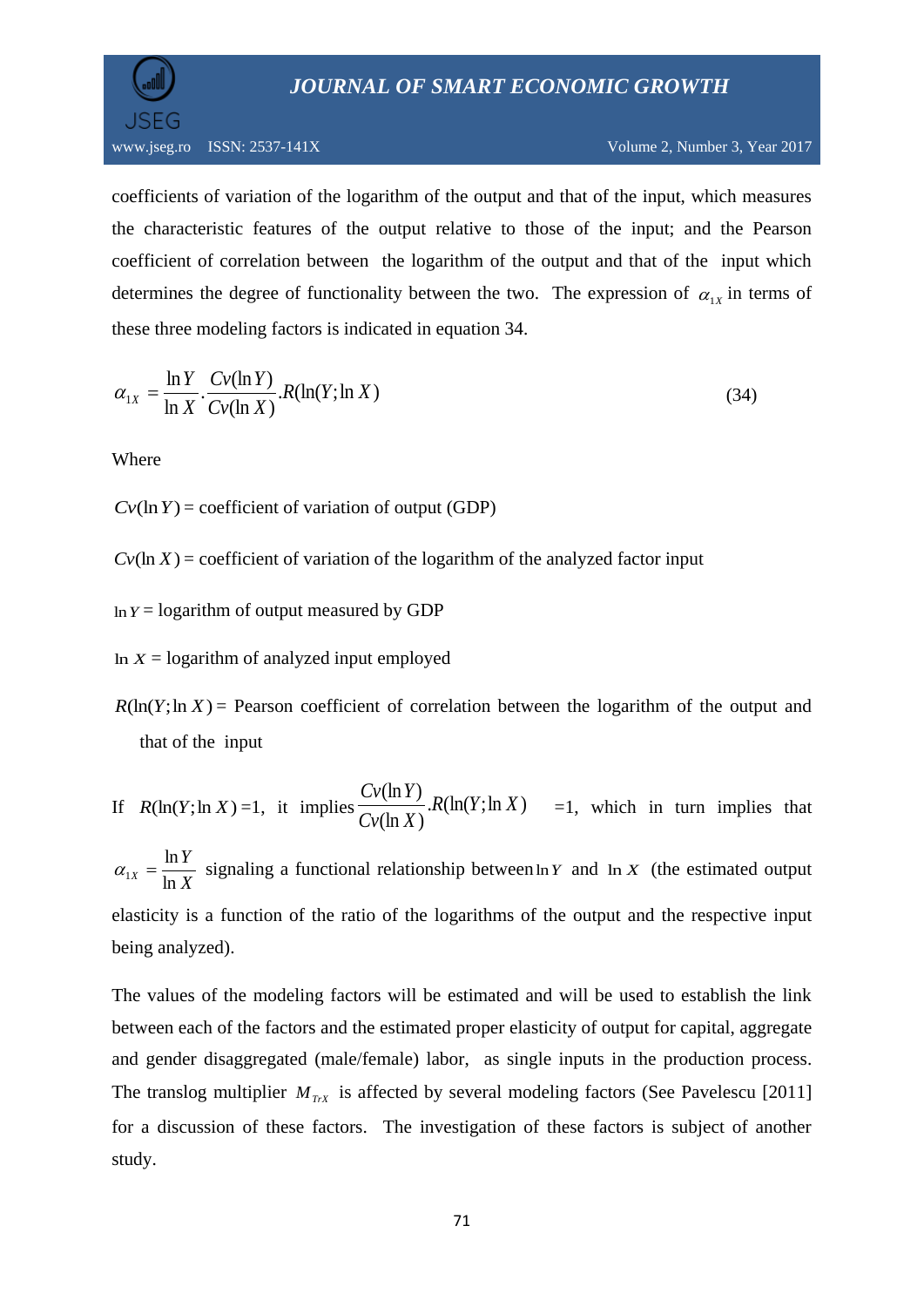coefficients of variation of the logarithm of the output and that of the input, which measures the characteristic features of the output relative to those of the input; and the Pearson coefficient of correlation between the logarithm of the output and that of the input which determines the degree of functionality between the two. The expression of $\alpha_{1X}$ in terms of these three modeling factors is indicated in equation 34.

$$\alpha_{1X} = \frac{\ln Y}{\ln X} \cdot \frac{Cv(\ln Y)}{Cv(\ln X)} . R(\ln(Y;\ln X) \tag{34}$$

Where

$Cv(\ln Y)$ = coefficient of variation of output (GDP)

$Cv(\ln X)$ = coefficient of variation of the logarithm of the analyzed factor input

$\ln Y$ = logarithm of output measured by GDP

$\ln X$ = logarithm of analyzed input employed

$R(\ln(Y;\ln X)$ = Pearson coefficient of correlation between the logarithm of the output and that of the input

If $R(\ln(Y;\ln X) = 1$, it implies $\frac{Cv(\ln Y)}{Cv(\ln X)} . R(\ln(Y;\ln X) = 1$, which in turn implies that $\alpha_{1X} = \frac{\ln Y}{\ln X}$ signaling a functional relationship between $\ln Y$ and $\ln X$ (the estimated output elasticity is a function of the ratio of the logarithms of the output and the respective input being analyzed).

The values of the modeling factors will be estimated and will be used to establish the link between each of the factors and the estimated proper elasticity of output for capital, aggregate and gender disaggregated (male/female) labor, as single inputs in the production process. The translog multiplier $M_{TrX}$ is affected by several modeling factors (See Pavelescu [2011] for a discussion of these factors. The investigation of these factors is subject of another study.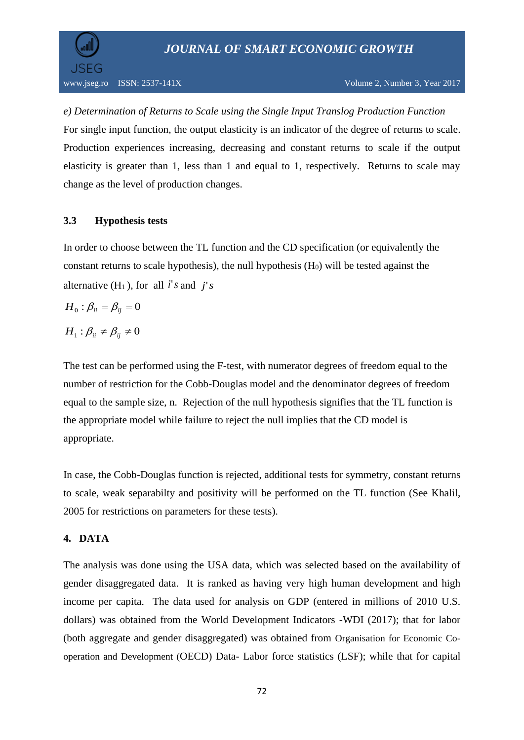*e) Determination of Returns to Scale using the Single Input Translog Production Function*

For single input function, the output elasticity is an indicator of the degree of returns to scale. Production experiences increasing, decreasing and constant returns to scale if the output elasticity is greater than 1, less than 1 and equal to 1, respectively. Returns to scale may change as the level of production changes.

### 3.3 Hypothesis tests

In order to choose between the TL function and the CD specification (or equivalently the constant returns to scale hypothesis), the null hypothesis ($H_0$) will be tested against the alternative ($H_1$), for all $i's$ and $j's$

$$H_0 : \beta_{ii} = \beta_{ij} = 0$$

$$H_1 : \beta_{ii} \neq \beta_{ij} \neq 0$$

The test can be performed using the F-test, with numerator degrees of freedom equal to the number of restriction for the Cobb-Douglas model and the denominator degrees of freedom equal to the sample size, n. Rejection of the null hypothesis signifies that the TL function is the appropriate model while failure to reject the null implies that the CD model is appropriate.

In case, the Cobb-Douglas function is rejected, additional tests for symmetry, constant returns to scale, weak separabilty and positivity will be performed on the TL function (See Khalil, 2005 for restrictions on parameters for these tests).

## 4. DATA

The analysis was done using the USA data, which was selected based on the availability of gender disaggregated data. It is ranked as having very high human development and high income per capita. The data used for analysis on GDP (entered in millions of 2010 U.S. dollars) was obtained from the World Development Indicators -WDI (2017); that for labor (both aggregate and gender disaggregated) was obtained from Organisation for Economic Co-operation and Development (OECD) Data- Labor force statistics (LSF); while that for capital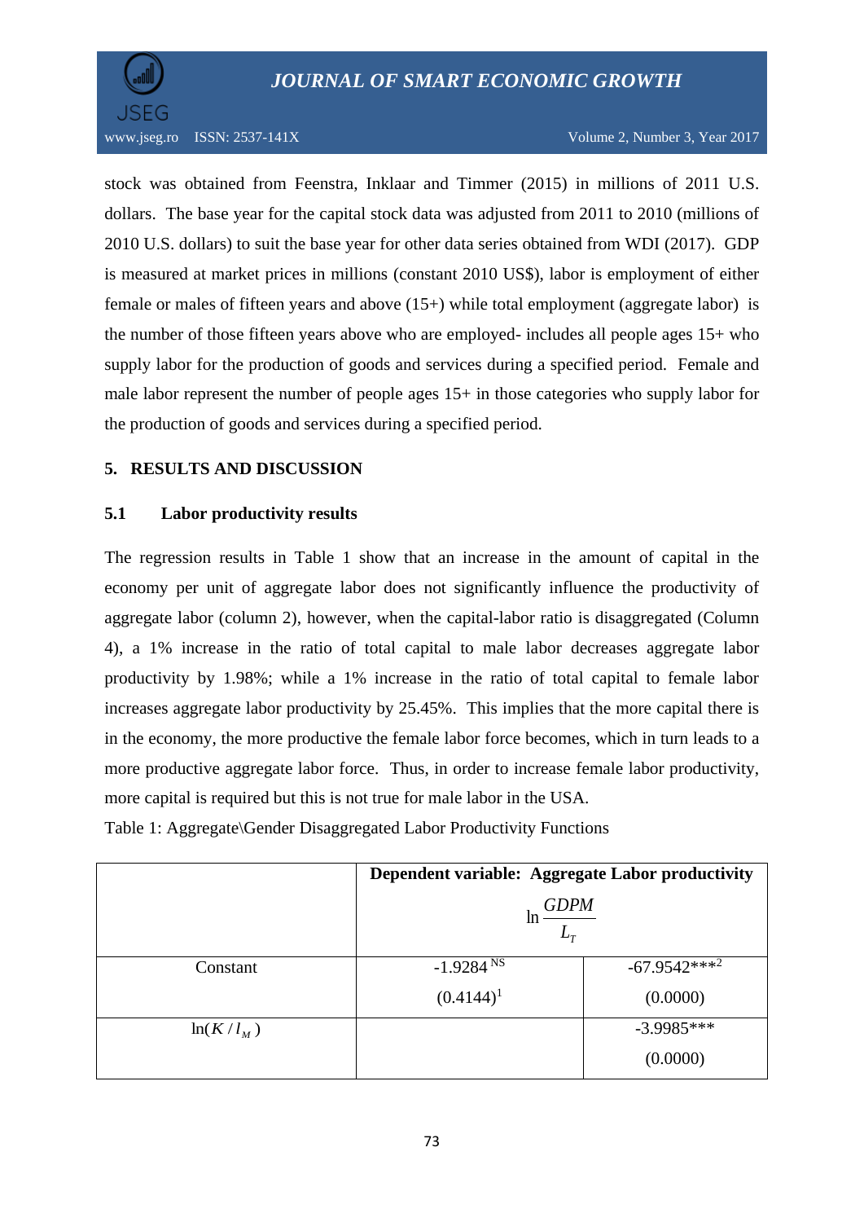stock was obtained from Feenstra, Inklaar and Timmer (2015) in millions of 2011 U.S. dollars. The base year for the capital stock data was adjusted from 2011 to 2010 (millions of 2010 U.S. dollars) to suit the base year for other data series obtained from WDI (2017). GDP is measured at market prices in millions (constant 2010 US$), labor is employment of either female or males of fifteen years and above (15+) while total employment (aggregate labor) is the number of those fifteen years above who are employed- includes all people ages 15+ who supply labor for the production of goods and services during a specified period. Female and male labor represent the number of people ages 15+ in those categories who supply labor for the production of goods and services during a specified period.

## 5. RESULTS AND DISCUSSION

### 5.1 Labor productivity results

The regression results in Table 1 show that an increase in the amount of capital in the economy per unit of aggregate labor does not significantly influence the productivity of aggregate labor (column 2), however, when the capital-labor ratio is disaggregated (Column 4), a 1% increase in the ratio of total capital to male labor decreases aggregate labor productivity by 1.98%; while a 1% increase in the ratio of total capital to female labor increases aggregate labor productivity by 25.45%. This implies that the more capital there is in the economy, the more productive the female labor force becomes, which in turn leads to a more productive aggregate labor force. Thus, in order to increase female labor productivity, more capital is required but this is not true for male labor in the USA.

Table 1: Aggregate\Gender Disaggregated Labor Productivity Functions

| | Dependent variable: Aggregate Labor productivity $\ln \frac{GDPM}{L_T}$ | |
|---|---|---|
| Constant | -1.9284 [NS] (0.4144)[1] | -67.9542***[2] (0.0000) |
| $\ln(K/l_M)$ | | -3.9985*** (0.0000) |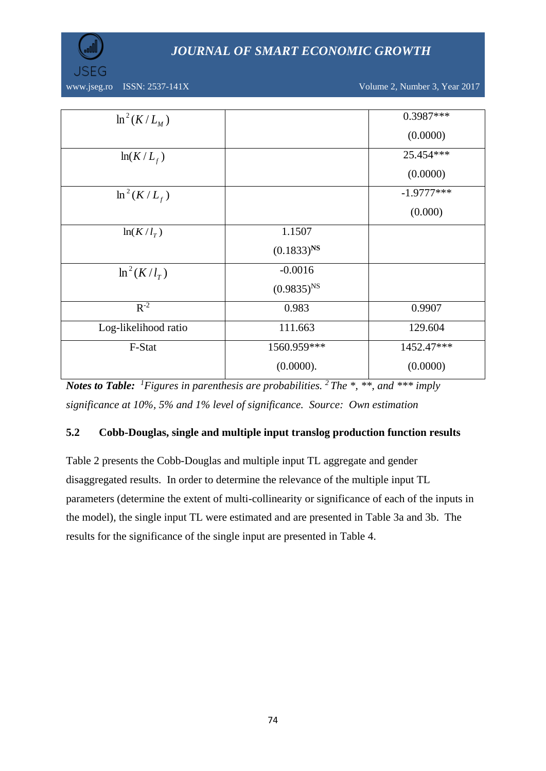| | | |
|---|---|---|
| $\ln^2(K/L_M)$ | | 0.3987*** (0.0000) |
| $\ln(K/L_f)$ | | 25.454*** (0.0000) |
| $\ln^2(K/L_f)$ | | -1.9777*** (0.000) |
| $\ln(K/l_T)$ | 1.1507 $(0.1833)^{NS}$ | |
| $\ln^2(K/l_T)$ | -0.0016 $(0.9835)^{NS}$ | |
| $R^{-2}$ | 0.983 | 0.9907 |
| Log-likelihood ratio | 111.663 | 129.604 |
| F-Stat | 1560.959*** (0.0000). | 1452.47*** (0.0000) |

***Notes to Table:*** *[1]Figures in parenthesis are probabilities. [2] The *, **, and *** imply significance at 10%, 5% and 1% level of significance. Source: Own estimation*

### 5.2 Cobb-Douglas, single and multiple input translog production function results

Table 2 presents the Cobb-Douglas and multiple input TL aggregate and gender disaggregated results. In order to determine the relevance of the multiple input TL parameters (determine the extent of multi-collinearity or significance of each of the inputs in the model), the single input TL were estimated and are presented in Table 3a and 3b. The results for the significance of the single input are presented in Table 4.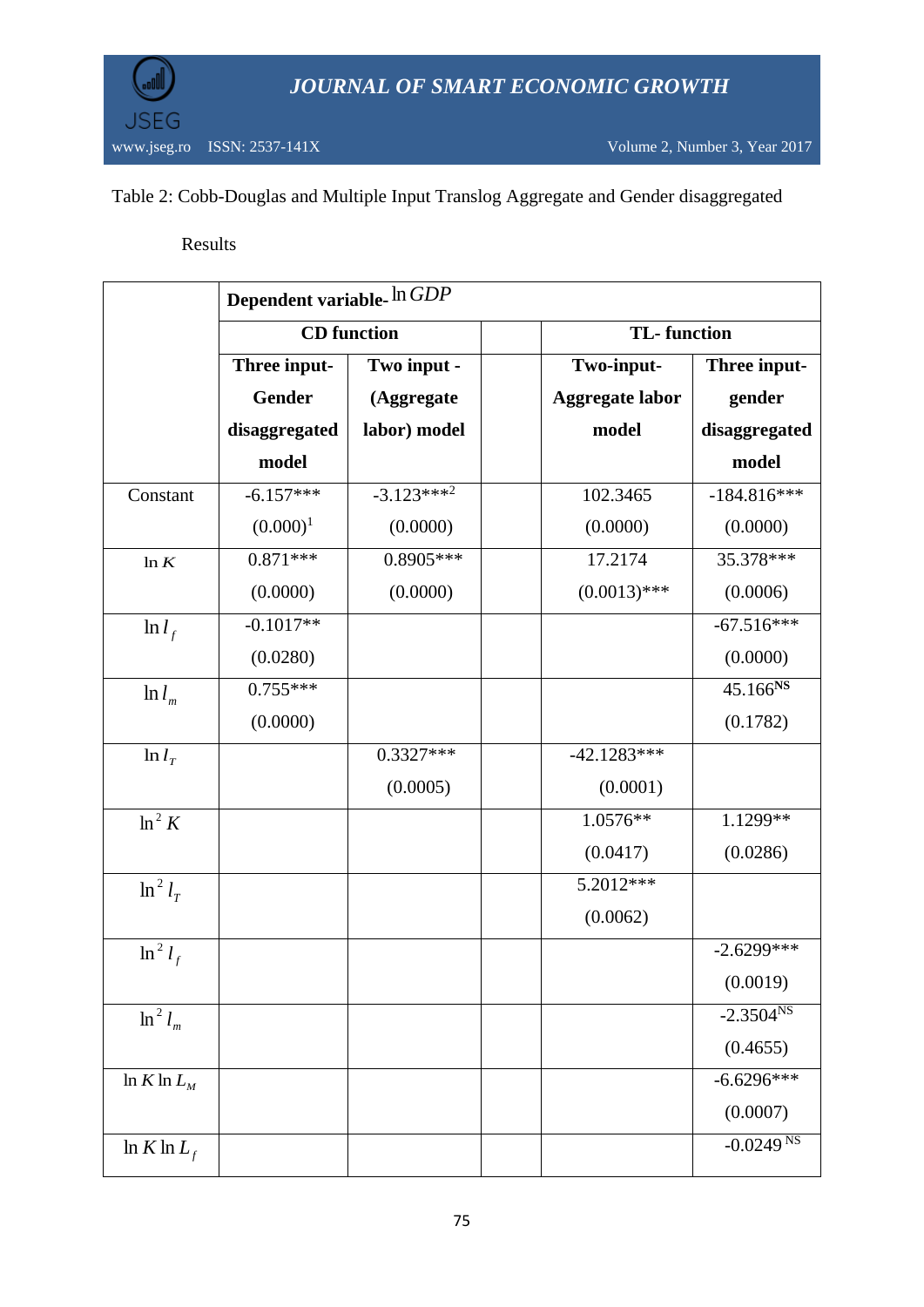Table 2: Cobb-Douglas and Multiple Input Translog Aggregate and Gender disaggregated Results

| | Dependent variable- $\ln GDP$ | | | | |
|---|---|---|---|---|---|
| | CD function | | | TL- function | |
| | **Three input-Gender disaggregated model** | **Two input - (Aggregate labor) model** | | **Two-input-Aggregate labor model** | **Three input-gender disaggregated model** |
| Constant | -6.157*** (0.000)[1] | -3.123***[2] (0.0000) | | 102.3465 (0.0000) | -184.816*** (0.0000) |
| $\ln K$ | 0.871*** (0.0000) | 0.8905*** (0.0000) | | 17.2174 (0.0013)*** | 35.378*** (0.0006) |
| $\ln l_f$ | -0.1017** (0.0280) | | | | -67.516*** (0.0000) |
| $\ln l_m$ | 0.755*** (0.0000) | | | | 45.166$^{NS}$ (0.1782) |
| $\ln l_T$ | | 0.3327*** (0.0005) | | -42.1283*** (0.0001) | |
| $\ln^2 K$ | | | | 1.0576** (0.0417) | 1.1299** (0.0286) |
| $\ln^2 l_T$ | | | | 5.2012*** (0.0062) | |
| $\ln^2 l_f$ | | | | | -2.6299*** (0.0019) |
| $\ln^2 l_m$ | | | | | -2.3504$^{NS}$ (0.4655) |
| $\ln K \ln L_M$ | | | | | -6.6296*** (0.0007) |
| $\ln K \ln L_f$ | | | | | -0.0249 $^{NS}$ |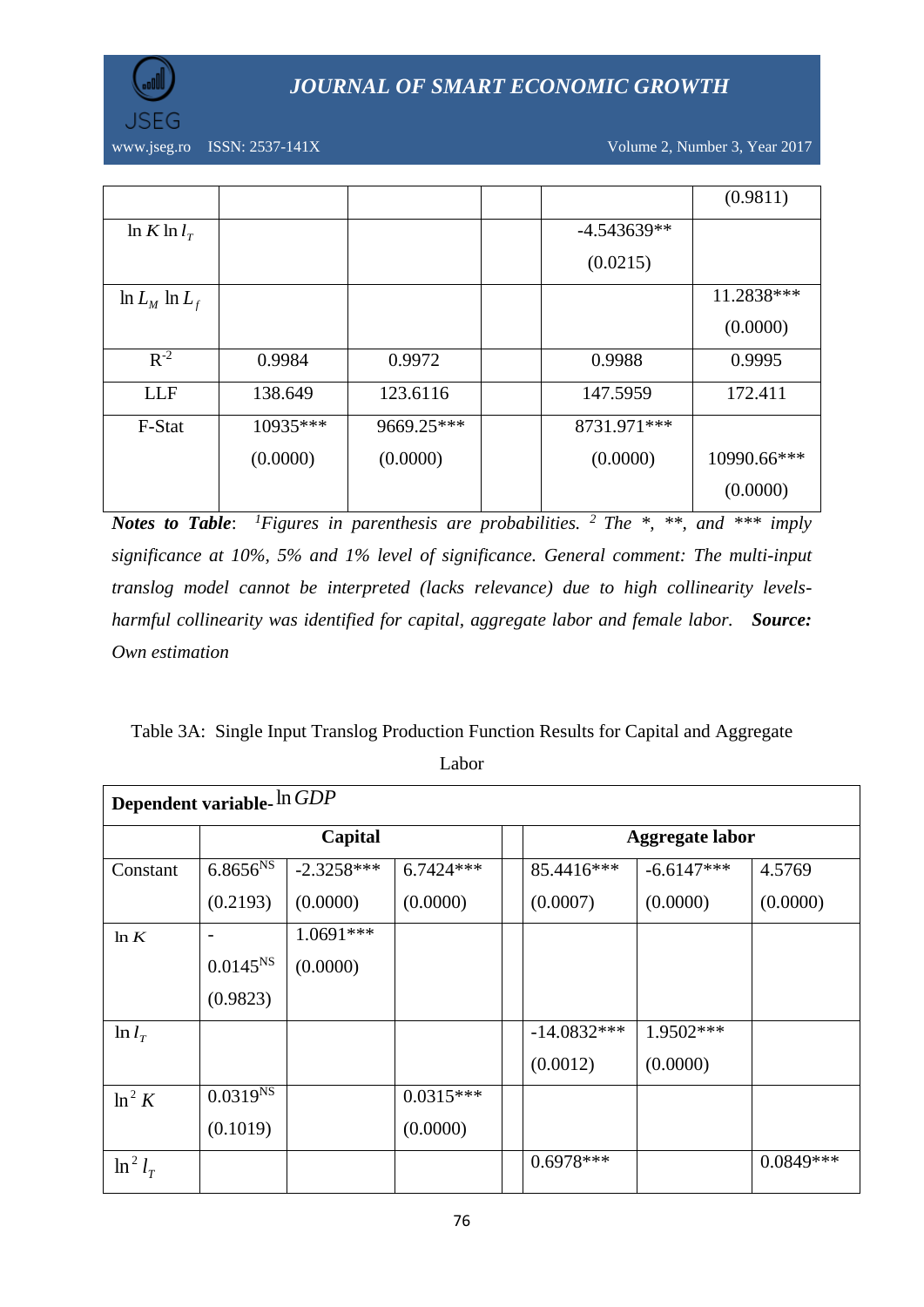| | | | | | |
|---|---|---|---|---|---|
| | | | | | (0.9811) |
| $\ln K \ln l_T$ | | | | -4.543639** (0.0215) | |
| $\ln L_M \ln L_f$ | | | | | 11.2838*** (0.0000) |
| $R^{-2}$ | 0.9984 | 0.9972 | | 0.9988 | 0.9995 |
| LLF | 138.649 | 123.6116 | | 147.5959 | 172.411 |
| F-Stat | 10935*** (0.0000) | 9669.25*** (0.0000) | | 8731.971*** (0.0000) | 10990.66*** (0.0000) |

***Notes to Table***: *[1]Figures in parenthesis are probabilities. [2] The \*, \*\*, and \*\*\* imply significance at 10%, 5% and 1% level of significance. General comment: The multi-input translog model cannot be interpreted (lacks relevance) due to high collinearity levels-harmful collinearity was identified for capital, aggregate labor and female labor.* ***Source:*** *Own estimation*

Table 3A: Single Input Translog Production Function Results for Capital and Aggregate Labor

| **Dependent variable-** $\ln GDP$ | | | | | | | |
|---|---|---|---|---|---|---|---|
| | **Capital** | | | | **Aggregate labor** | | |
| Constant | 6.8656[NS] (0.2193) | -2.3258*** (0.0000) | 6.7424*** (0.0000) | | 85.4416*** (0.0007) | -6.6147*** (0.0000) | 4.5769 (0.0000) |
| $\ln K$ | - 0.0145[NS] (0.9823) | 1.0691*** (0.0000) | | | | | |
| $\ln l_T$ | | | | | -14.0832*** (0.0012) | 1.9502*** (0.0000) | |
| $\ln^2 K$ | 0.0319[NS] (0.1019) | | 0.0315*** (0.0000) | | | | |
| $\ln^2 l_T$ | | | | | 0.6978*** | | 0.0849*** |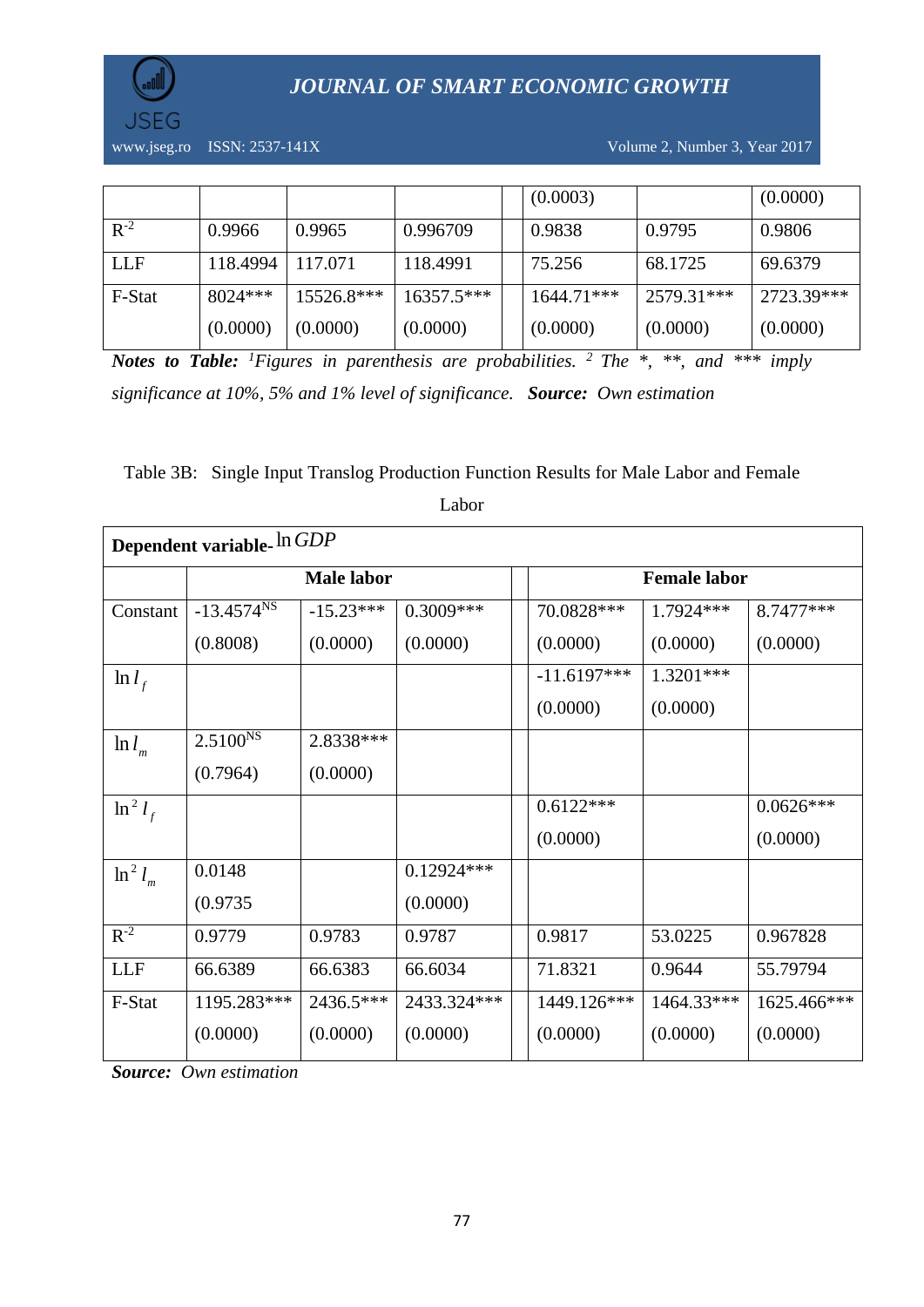| | | | | | | | |
|---|---|---|---|---|---|---|---|
| | | | | | (0.0003) | | (0.0000) |
| $R^{-2}$ | 0.9966 | 0.9965 | 0.996709 | | 0.9838 | 0.9795 | 0.9806 |
| LLF | 118.4994 | 117.071 | 118.4991 | | 75.256 | 68.1725 | 69.6379 |
| F-Stat | 8024*** (0.0000) | 15526.8*** (0.0000) | 16357.5*** (0.0000) | | 1644.71*** (0.0000) | 2579.31*** (0.0000) | 2723.39*** (0.0000) |

***Notes to Table:*** *[1]Figures in parenthesis are probabilities. [2] The \*, \*\*, and \*\*\* imply significance at 10%, 5% and 1% level of significance.* ***Source:*** *Own estimation*

Table 3B: Single Input Translog Production Function Results for Male Labor and Female Labor

| **Dependent variable-** $\ln GDP$ | | | | | | | |
|---|---|---|---|---|---|---|---|
| | **Male labor** | | | | **Female labor** | | |
| Constant | $-13.4574^{NS}$ (0.8008) | -15.23*** (0.0000) | 0.3009*** (0.0000) | | 70.0828*** (0.0000) | 1.7924*** (0.0000) | 8.7477*** (0.0000) |
| $\ln l_f$ | | | | | -11.6197*** (0.0000) | 1.3201*** (0.0000) | |
| $\ln l_m$ | $2.5100^{NS}$ (0.7964) | 2.8338*** (0.0000) | | | | | |
| $\ln^2 l_f$ | | | | | 0.6122*** (0.0000) | | 0.0626*** (0.0000) |
| $\ln^2 l_m$ | 0.0148 (0.9735 | | 0.12924*** (0.0000) | | | | |
| $R^{-2}$ | 0.9779 | 0.9783 | 0.9787 | | 0.9817 | 53.0225 | 0.967828 |
| LLF | 66.6389 | 66.6383 | 66.6034 | | 71.8321 | 0.9644 | 55.79794 |
| F-Stat | 1195.283*** (0.0000) | 2436.5*** (0.0000) | 2433.324*** (0.0000) | | 1449.126*** (0.0000) | 1464.33*** (0.0000) | 1625.466*** (0.0000) |

***Source:*** *Own estimation*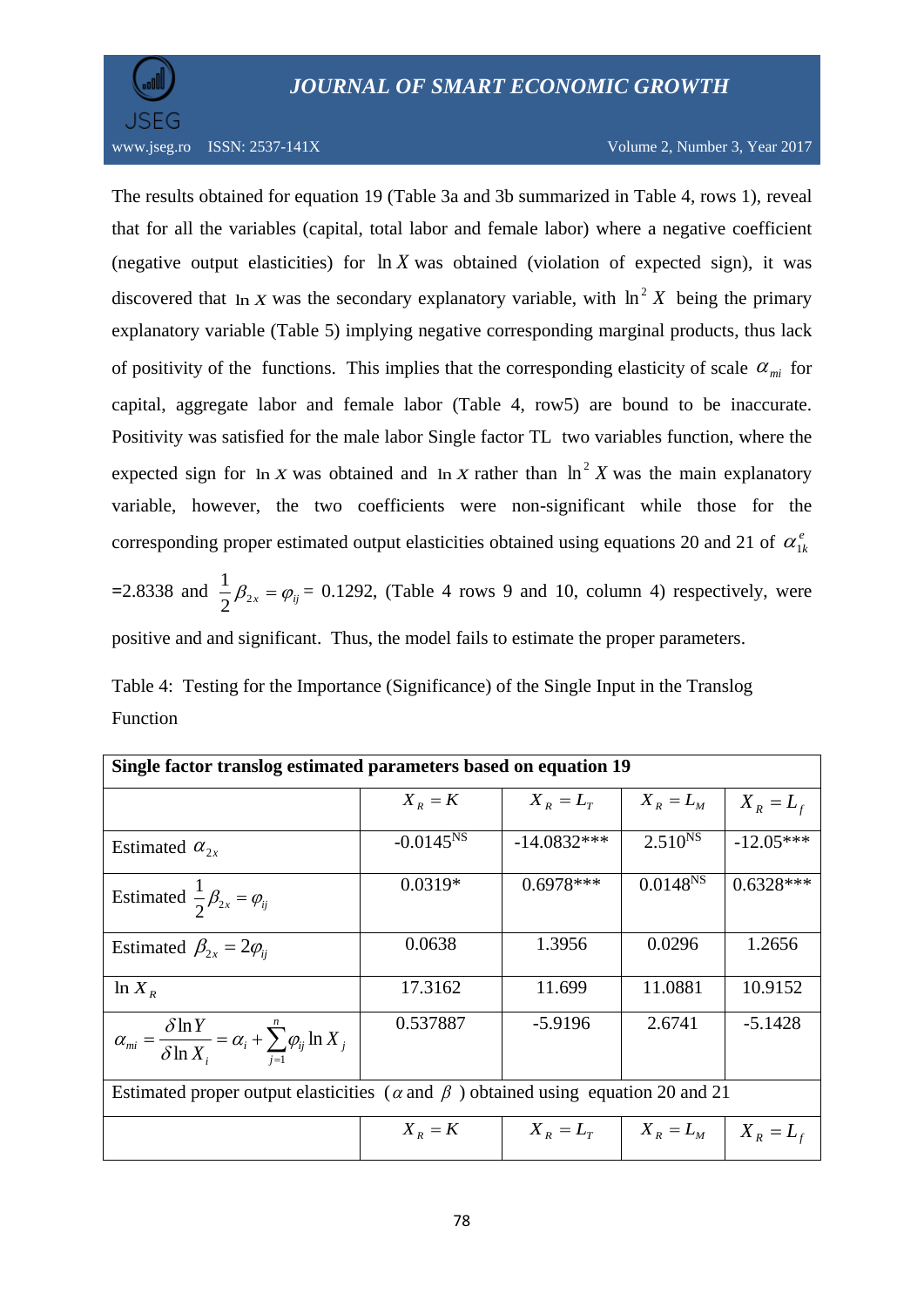The results obtained for equation 19 (Table 3a and 3b summarized in Table 4, rows 1), reveal that for all the variables (capital, total labor and female labor) where a negative coefficient (negative output elasticities) for $\ln X$ was obtained (violation of expected sign), it was discovered that $\ln X$ was the secondary explanatory variable, with $\ln^2 X$ being the primary explanatory variable (Table 5) implying negative corresponding marginal products, thus lack of positivity of the functions. This implies that the corresponding elasticity of scale $\alpha_{mi}$ for capital, aggregate labor and female labor (Table 4, row5) are bound to be inaccurate. Positivity was satisfied for the male labor Single factor TL two variables function, where the expected sign for $\ln X$ was obtained and $\ln X$ rather than $\ln^2 X$ was the main explanatory variable, however, the two coefficients were non-significant while those for the corresponding proper estimated output elasticities obtained using equations 20 and 21 for $\alpha_{1k}^{e}$ =2.8338 and $\frac{1}{2}\beta_{2x} = \varphi_{ij}$ = 0.1292, (Table 4 rows 9 and 10, column 4) respectively, were positive and and significant. Thus, the model fails to estimate the proper parameters.

Table 4: Testing for the Importance (Significance) of the Single Input in the Translog Function

| Single factor translog estimated parameters based on equation 19 | | | | |
|---|---|---|---|---|
| | $X_R = K$ | $X_R = L_T$ | $X_R = L_M$ | $X_R = L_f$ |
| Estimated $\alpha_{2x}$ | $-0.0145^{NS}$ | -14.0832*** | $2.510^{NS}$ | -12.05*** |
| Estimated $\frac{1}{2}\beta_{2x} = \varphi_{ij}$ | 0.0319* | 0.6978*** | $0.0148^{NS}$ | 0.6328*** |
| Estimated $\beta_{2x} = 2\varphi_{ij}$ | 0.0638 | 1.3956 | 0.0296 | 1.2656 |
| $\ln X_R$ | 17.3162 | 11.699 | 11.0881 | 10.9152 |
| $\alpha_{mi} = \frac{\delta \ln Y}{\delta \ln X_i} = \alpha_i + \sum_{j=1}^{n} \varphi_{ij} \ln X_j$ | 0.537887 | -5.9196 | 2.6741 | -5.1428 |
| Estimated proper output elasticities ($\alpha$ and $\beta$) obtained using equation 20 and 21 | | | | |
| | $X_R = K$ | $X_R = L_T$ | $X_R = L_M$ | $X_R = L_f$ |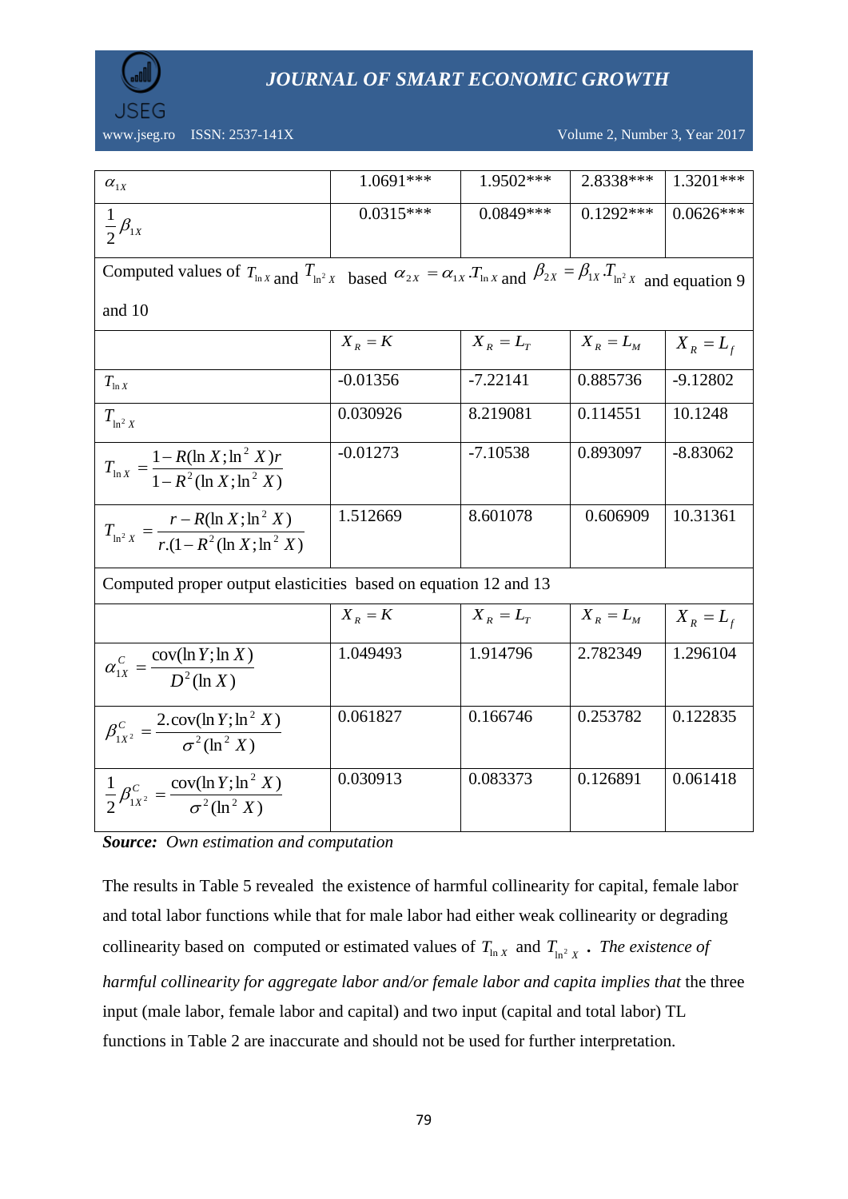| | | | | |
|---|---|---|---|---|
| $\alpha_{1X}$ | 1.0691*** | 1.9502*** | 2.8338*** | 1.3201*** |
| $\frac{1}{2}\beta_{1X}$ | 0.0315*** | 0.0849*** | 0.1292*** | 0.0626*** |
| Computed values of $T_{\ln X}$ and $T_{\ln^2 X}$ based $\alpha_{2X} = \alpha_{1X}.T_{\ln X}$ and $\beta_{2X} = \beta_{1X}.T_{\ln^2 X}$ and equation 9 and 10 | | | | |
| | $X_R = K$ | $X_R = L_T$ | $X_R = L_M$ | $X_R = L_f$ |
| $T_{\ln X}$ | -0.01356 | -7.22141 | 0.885736 | -9.12802 |
| $T_{\ln^2 X}$ | 0.030926 | 8.219081 | 0.114551 | 10.1248 |
| $T_{\ln X} = \frac{1 - R(\ln X;\ln^2 X)r}{1 - R^2(\ln X;\ln^2 X)}$ | -0.01273 | -7.10538 | 0.893097 | -8.83062 |
| $T_{\ln^2 X} = \frac{r - R(\ln X;\ln^2 X)}{r.(1 - R^2(\ln X;\ln^2 X)}$ | 1.512669 | 8.601078 | 0.606909 | 10.31361 |
| Computed proper output elasticities based on equation 12 and 13 | | | | |
| | $X_R = K$ | $X_R = L_T$ | $X_R = L_M$ | $X_R = L_f$ |
| $\alpha^C_{1X} = \frac{\text{cov}(\ln Y;\ln X)}{D^2(\ln X)}$ | 1.049493 | 1.914796 | 2.782349 | 1.296104 |
| $\beta^C_{1X^2} = \frac{2.\text{cov}(\ln Y;\ln^2 X)}{\sigma^2(\ln^2 X)}$ | 0.061827 | 0.166746 | 0.253782 | 0.122835 |
| $\frac{1}{2}\beta^C_{1X^2} = \frac{\text{cov}(\ln Y;\ln^2 X)}{\sigma^2(\ln^2 X)}$ | 0.030913 | 0.083373 | 0.126891 | 0.061418 |

**Source:** *Own estimation and computation*

The results in Table 5 revealed the existence of harmful collinearity for capital, female labor and total labor functions while that for male labor had either weak collinearity or degrading collinearity based on computed or estimated values of $T_{\ln X}$ and $T_{\ln^2 X}$. *The existence of harmful collinearity for aggregate labor and/or female labor and capita implies that* the three input (male labor, female labor and capital) and two input (capital and total labor) TL functions in Table 2 are inaccurate and should not be used for further interpretation.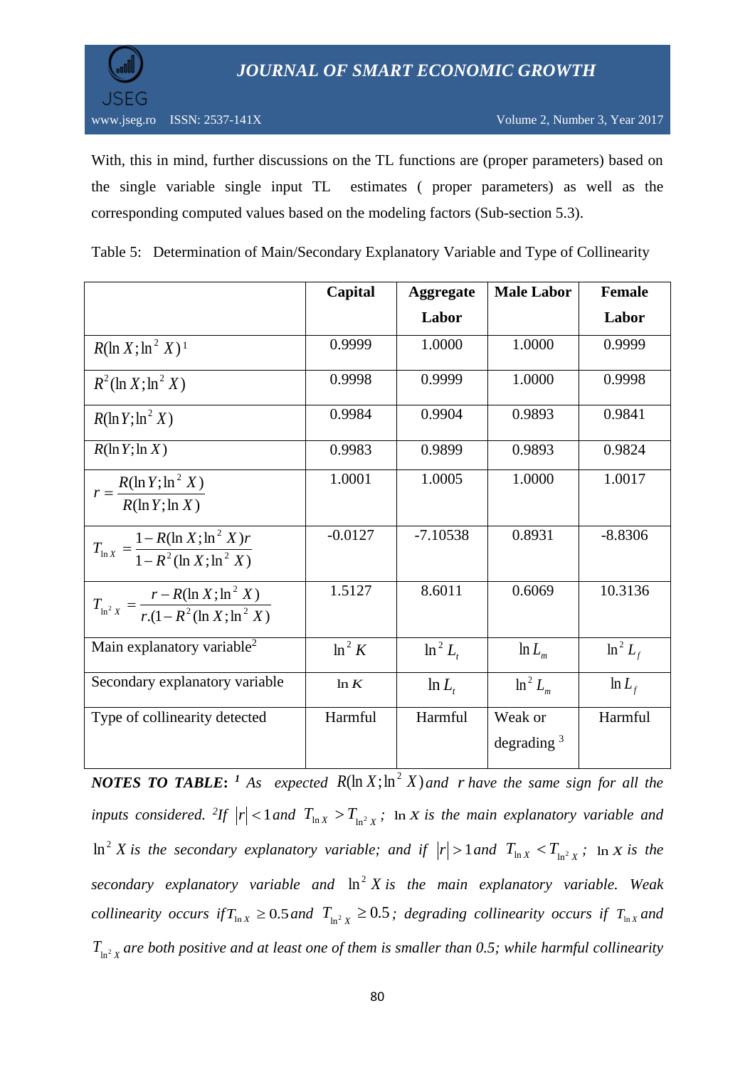With, this in mind, further discussions on the TL functions are (proper parameters) based on the single variable single input TL estimates ( proper parameters) as well as the corresponding computed values based on the modeling factors (Sub-section 5.3).

Table 5: Determination of Main/Secondary Explanatory Variable and Type of Collinearity

| | Capital | Aggregate Labor | Male Labor | Female Labor |
|---|---|---|---|---|
| $R(\ln X;\ln^2 X)$ [1] | 0.9999 | 1.0000 | 1.0000 | 0.9999 |
| $R^2(\ln X;\ln^2 X)$ | 0.9998 | 0.9999 | 1.0000 | 0.9998 |
| $R(\ln Y;\ln^2 X)$ | 0.9984 | 0.9904 | 0.9893 | 0.9841 |
| $R(\ln Y;\ln X)$ | 0.9983 | 0.9899 | 0.9893 | 0.9824 |
| $r=\dfrac{R(\ln Y;\ln^2 X)}{R(\ln Y;\ln X)}$ | 1.0001 | 1.0005 | 1.0000 | 1.0017 |
| $T_{\ln X}=\dfrac{1-R(\ln X;\ln^2 X)r}{1-R^2(\ln X;\ln^2 X)}$ | -0.0127 | -7.10538 | 0.8931 | -8.8306 |
| $T_{\ln^2 X}=\dfrac{r-R(\ln X;\ln^2 X)}{r.(1-R^2(\ln X;\ln^2 X)}$ | 1.5127 | 8.6011 | 0.6069 | 10.3136 |
| Main explanatory variable[2] | $\ln^2 K$ | $\ln^2 L_t$ | $\ln L_m$ | $\ln^2 L_f$ |
| Secondary explanatory variable | $\ln K$ | $\ln L_t$ | $\ln^2 L_m$ | $\ln L_f$ |
| Type of collinearity detected | Harmful | Harmful | Weak or degrading [3] | Harmful |

***NOTES TO TABLE:*** *[1] As expected $R(\ln X;\ln^2 X)$ and $r$ have the same sign for all the inputs considered. [2]If $|r|<1$ and $T_{\ln X}>T_{\ln^2 X}$; $\ln X$ is the main explanatory variable and $\ln^2 X$ is the secondary explanatory variable; and if $|r|>1$ and $T_{\ln X}<T_{\ln^2 X}$; $\ln X$ is the secondary explanatory variable and $\ln^2 X$ is the main explanatory variable. Weak collinearity occurs if $T_{\ln X}\geq 0.5$ and $T_{\ln^2 X}\geq 0.5$; degrading collinearity occurs if $T_{\ln X}$ and $T_{\ln^2 X}$ are both positive and at least one of them is smaller than 0.5; while harmful collinearity*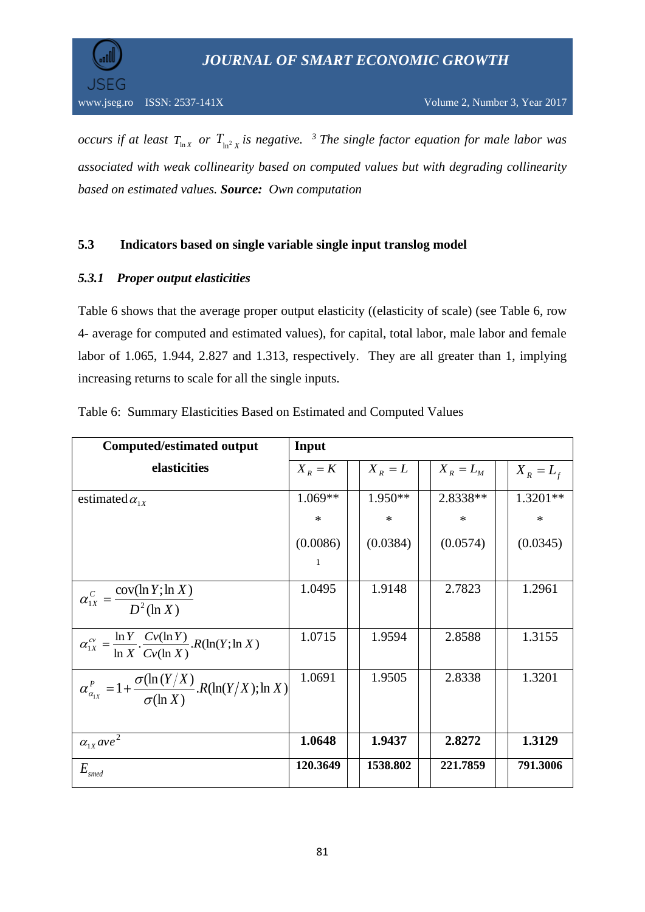*occurs if at least $T_{\ln X}$ or $T_{\ln^2 X}$ is negative.* [3] *The single factor equation for male labor was associated with weak collinearity based on computed values but with degrading collinearity based on estimated values.* ***Source:*** *Own computation*

### 5.3 Indicators based on single variable single input translog model

#### *5.3.1 Proper output elasticities*

Table 6 shows that the average proper output elasticity ((elasticity of scale) (see Table 6, row 4- average for computed and estimated values), for capital, total labor, male labor and female labor of 1.065, 1.944, 2.827 and 1.313, respectively. They are all greater than 1, implying increasing returns to scale for all the single inputs.

Table 6: Summary Elasticities Based on Estimated and Computed Values

| Computed/estimated output elasticities | Input | | | |
|---|---|---|---|---|
| | $X_R = K$ | $X_R = L$ | $X_R = L_M$ | $X_R = L_f$ |
| estimated $\alpha_{1X}$ | 1.069*** (0.0086)[1] | 1.950*** (0.0384) | 2.8338*** (0.0574) | 1.3201*** (0.0345) |
| $\alpha_{1X}^{C} = \dfrac{\operatorname{cov}(\ln Y;\ln X)}{D^2(\ln X)}$ | 1.0495 | 1.9148 | 2.7823 | 1.2961 |
| $\alpha_{1X}^{cv} = \dfrac{\ln Y}{\ln X}\cdot\dfrac{Cv(\ln Y)}{Cv(\ln X)}.R(\ln(Y;\ln X)$ | 1.0715 | 1.9594 | 2.8588 | 1.3155 |
| $\alpha_{\alpha_{1X}}^{P} = 1+\dfrac{\sigma(\ln(Y/X)}{\sigma(\ln X)}.R(\ln(Y/X);\ln X)$ | 1.0691 | 1.9505 | 2.8338 | 1.3201 |
| $\alpha_{1X}\, ave$[2] | **1.0648** | **1.9437** | **2.8272** | **1.3129** |
| $E_{smed}$ | **120.3649** | **1538.802** | **221.7859** | **791.3006** |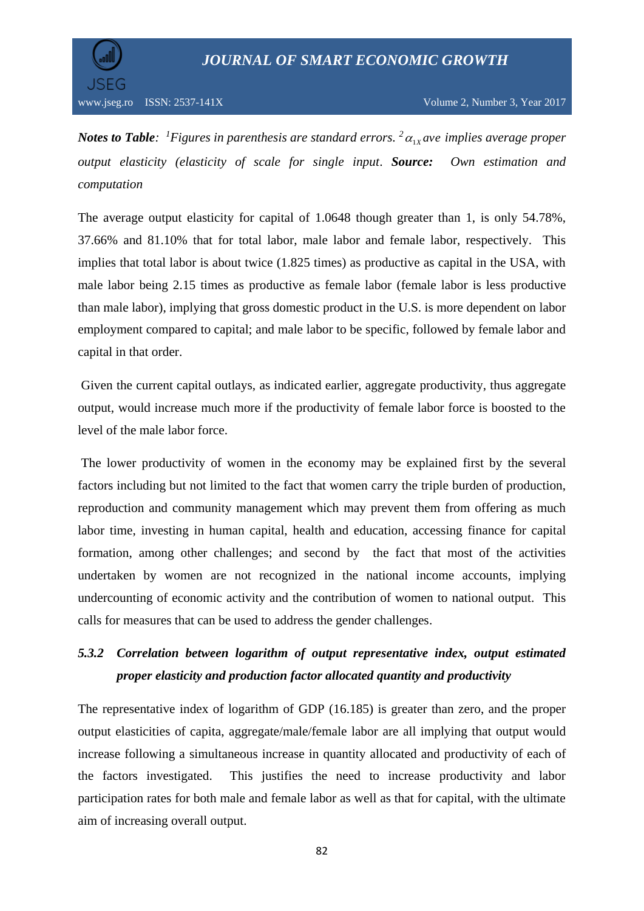***Notes to Table**: [1]Figures in parenthesis are standard errors. [2]$\alpha_{1x}$ave implies average proper output elasticity (elasticity of scale for single input*. ***Source:*** *Own estimation and computation*

The average output elasticity for capital of 1.0648 though greater than 1, is only 54.78%, 37.66% and 81.10% that for total labor, male labor and female labor, respectively. This implies that total labor is about twice (1.825 times) as productive as capital in the USA, with male labor being 2.15 times as productive as female labor (female labor is less productive than male labor), implying that gross domestic product in the U.S. is more dependent on labor employment compared to capital; and male labor to be specific, followed by female labor and capital in that order.

Given the current capital outlays, as indicated earlier, aggregate productivity, thus aggregate output, would increase much more if the productivity of female labor force is boosted to the level of the male labor force.

The lower productivity of women in the economy may be explained first by the several factors including but not limited to the fact that women carry the triple burden of production, reproduction and community management which may prevent them from offering as much labor time, investing in human capital, health and education, accessing finance for capital formation, among other challenges; and second by the fact that most of the activities undertaken by women are not recognized in the national income accounts, implying undercounting of economic activity and the contribution of women to national output. This calls for measures that can be used to address the gender challenges.

### *5.3.2 Correlation between logarithm of output representative index, output estimated proper elasticity and production factor allocated quantity and productivity*

The representative index of logarithm of GDP (16.185) is greater than zero, and the proper output elasticities of capita, aggregate/male/female labor are all implying that output would increase following a simultaneous increase in quantity allocated and productivity of each of the factors investigated. This justifies the need to increase productivity and labor participation rates for both male and female labor as well as that for capital, with the ultimate aim of increasing overall output.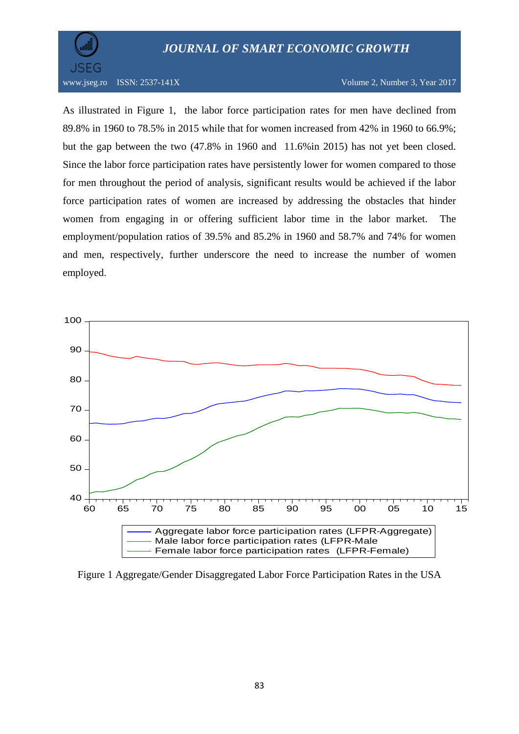As illustrated in Figure 1, the labor force participation rates for men have declined from 89.8% in 1960 to 78.5% in 2015 while that for women increased from 42% in 1960 to 66.9%; but the gap between the two (47.8% in 1960 and 11.6%in 2015) has not yet been closed. Since the labor force participation rates have persistently lower for women compared to those for men throughout the period of analysis, significant results would be achieved if the labor force participation rates of women are increased by addressing the obstacles that hinder women from engaging in or offering sufficient labor time in the labor market. The employment/population ratios of 39.5% and 85.2% in 1960 and 58.7% and 74% for women and men, respectively, further underscore the need to increase the number of women employed.

Figure 1 Aggregate/Gender Disaggregated Labor Force Participation Rates in the USA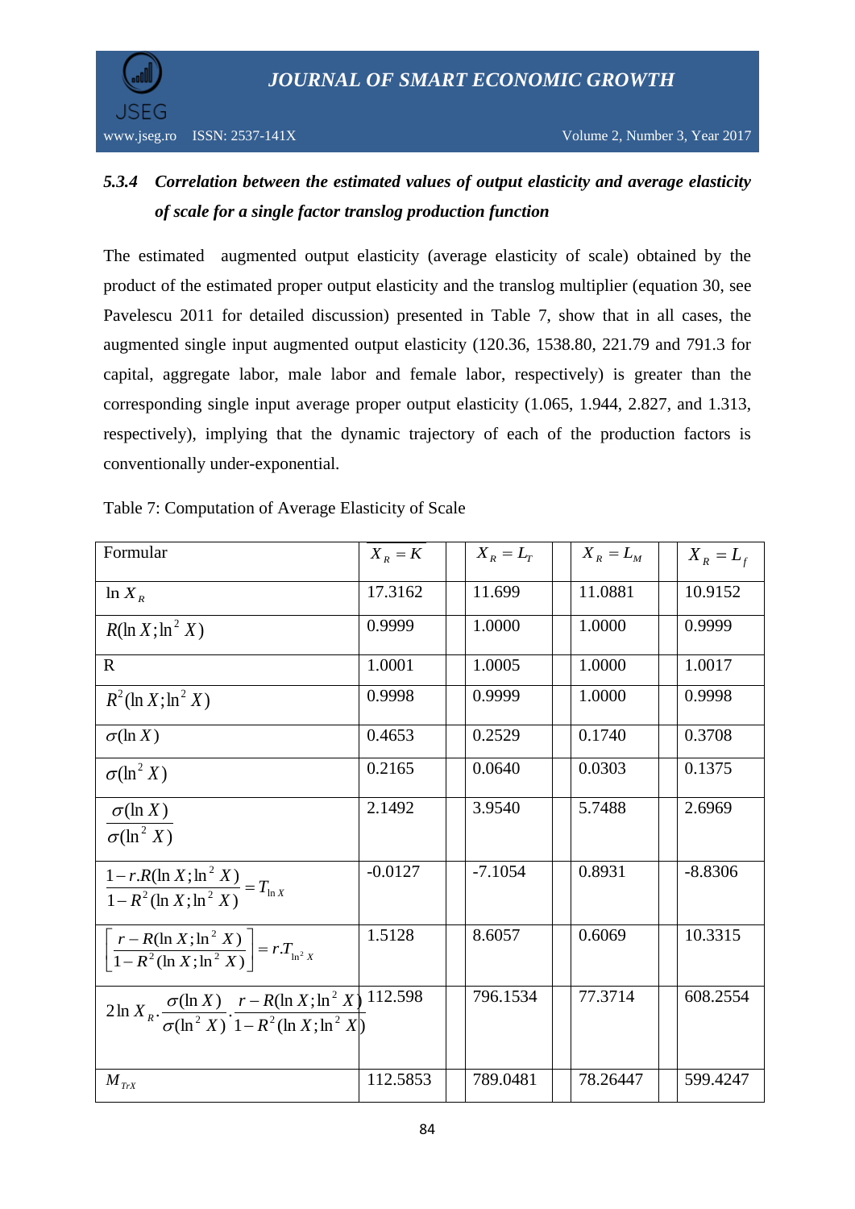### 5.3.4 *Correlation between the estimated values of output elasticity and average elasticity of scale for a single factor translog production function*

The estimated augmented output elasticity (average elasticity of scale) obtained by the product of the estimated proper output elasticity and the translog multiplier (equation 30, see Pavelescu 2011 for detailed discussion) presented in Table 7, show that in all cases, the augmented single input augmented output elasticity (120.36, 1538.80, 221.79 and 791.3 for capital, aggregate labor, male labor and female labor, respectively) is greater than the corresponding single input average proper output elasticity (1.065, 1.944, 2.827, and 1.313, respectively), implying that the dynamic trajectory of each of the production factors is conventionally under-exponential.

Table 7: Computation of Average Elasticity of Scale

| Formular | $X_R = K$ | $X_R = L_T$ | $X_R = L_M$ | $X_R = L_f$ |
|---|---|---|---|---|
| $\ln X_R$ | 17.3162 | 11.699 | 11.0881 | 10.9152 |
| $R(\ln X;\ln^2 X)$ | 0.9999 | 1.0000 | 1.0000 | 0.9999 |
| R | 1.0001 | 1.0005 | 1.0000 | 1.0017 |
| $R^2(\ln X;\ln^2 X)$ | 0.9998 | 0.9999 | 1.0000 | 0.9998 |
| $\sigma(\ln X)$ | 0.4653 | 0.2529 | 0.1740 | 0.3708 |
| $\sigma(\ln^2 X)$ | 0.2165 | 0.0640 | 0.0303 | 0.1375 |
| $\dfrac{\sigma(\ln X)}{\sigma(\ln^2 X)}$ | 2.1492 | 3.9540 | 5.7488 | 2.6969 |
| $\dfrac{1 - r.R(\ln X;\ln^2 X)}{1 - R^2(\ln X;\ln^2 X)} = T_{\ln X}$ | -0.0127 | -7.1054 | 0.8931 | -8.8306 |
| $\left[\dfrac{r - R(\ln X;\ln^2 X)}{1 - R^2(\ln X;\ln^2 X)}\right] = r.T_{\ln^2 X}$ | 1.5128 | 8.6057 | 0.6069 | 10.3315 |
| $2\ln X_R \cdot \dfrac{\sigma(\ln X)}{\sigma(\ln^2 X)} \cdot \dfrac{r - R(\ln X;\ln^2 X)}{1 - R^2(\ln X;\ln^2 X)}$ | 112.598 | 796.1534 | 77.3714 | 608.2554 |
| $M_{TrX}$ | 112.5853 | 789.0481 | 78.26447 | 599.4247 |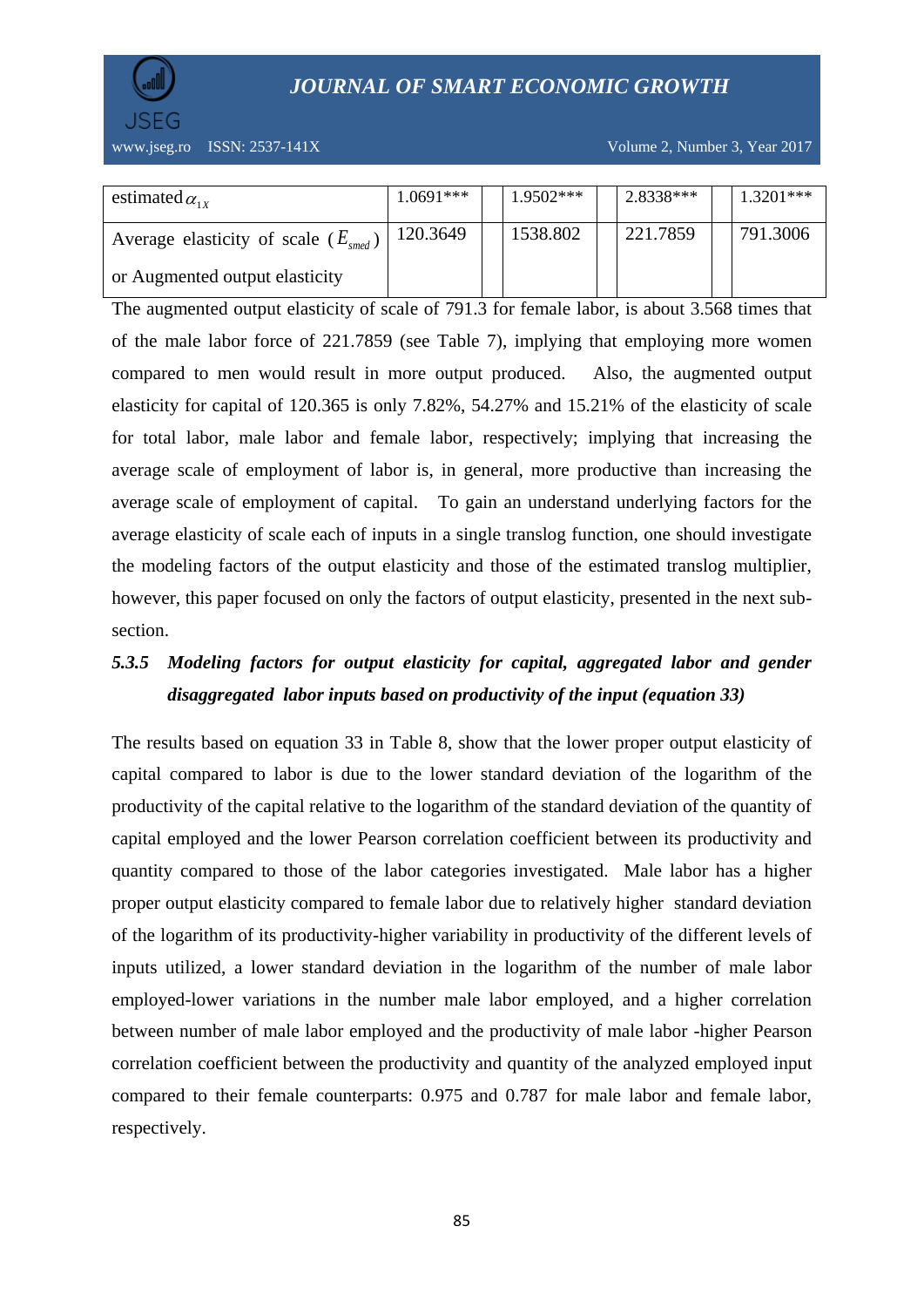| estimated $\alpha_{1X}$ | 1.0691*** | 1.9502*** | 2.8338*** | 1.3201*** |
|---|---|---|---|---|
| Average elasticity of scale ($E_{smed}$) or Augmented output elasticity | 120.3649 | 1538.802 | 221.7859 | 791.3006 |

The augmented output elasticity of scale of 791.3 for female labor, is about 3.568 times that of the male labor force of 221.7859 (see Table 7), implying that employing more women compared to men would result in more output produced. Also, the augmented output elasticity for capital of 120.365 is only 7.82%, 54.27% and 15.21% of the elasticity of scale for total labor, male labor and female labor, respectively; implying that increasing the average scale of employment of labor is, in general, more productive than increasing the average scale of employment of capital. To gain an understand underlying factors for the average elasticity of scale each of inputs in a single translog function, one should investigate the modeling factors of the output elasticity and those of the estimated translog multiplier, however, this paper focused on only the factors of output elasticity, presented in the next sub-section.

### *5.3.5 Modeling factors for output elasticity for capital, aggregated labor and gender disaggregated labor inputs based on productivity of the input (equation 33)*

The results based on equation 33 in Table 8, show that the lower proper output elasticity of capital compared to labor is due to the lower standard deviation of the logarithm of the productivity of the capital relative to the logarithm of the standard deviation of the quantity of capital employed and the lower Pearson correlation coefficient between its productivity and quantity compared to those of the labor categories investigated. Male labor has a higher proper output elasticity compared to female labor due to relatively higher standard deviation of the logarithm of its productivity-higher variability in productivity of the different levels of inputs utilized, a lower standard deviation in the logarithm of the number of male labor employed-lower variations in the number male labor employed, and a higher correlation between number of male labor employed and the productivity of male labor -higher Pearson correlation coefficient between the productivity and quantity of the analyzed employed input compared to their female counterparts: 0.975 and 0.787 for male labor and female labor, respectively.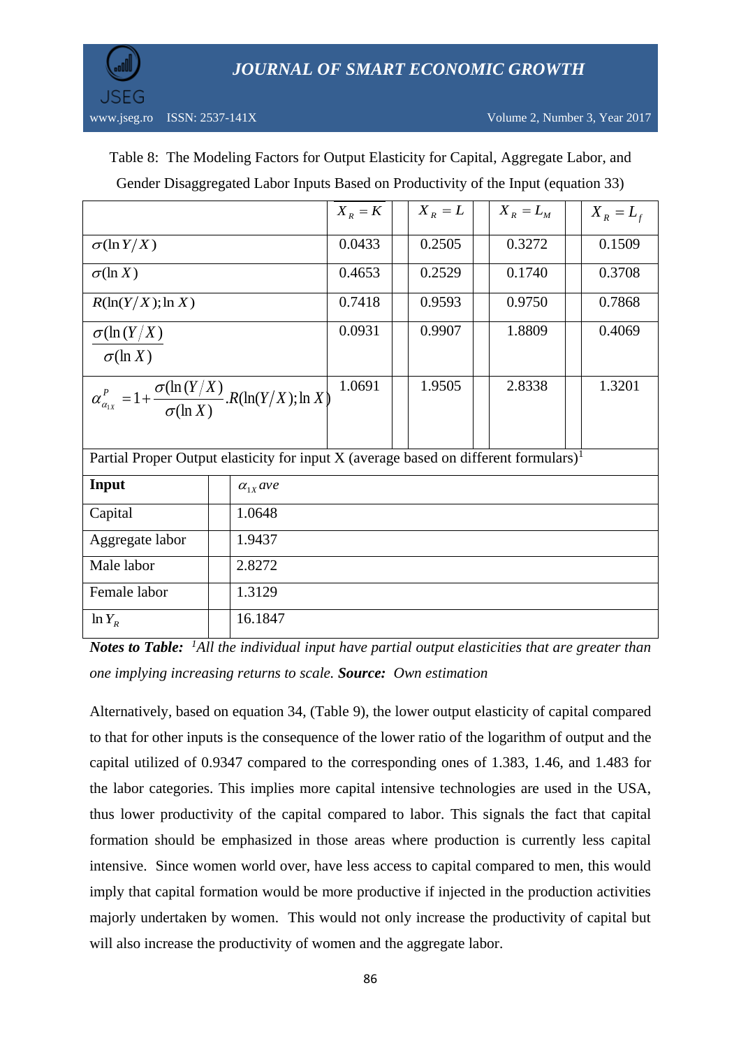Table 8: The Modeling Factors for Output Elasticity for Capital, Aggregate Labor, and Gender Disaggregated Labor Inputs Based on Productivity of the Input (equation 33)

| | $X_R = K$ | $X_R = L$ | $X_R = L_M$ | $X_R = L_f$ |
|---|---|---|---|---|
| $\sigma(\ln Y/X)$ | 0.0433 | 0.2505 | 0.3272 | 0.1509 |
| $\sigma(\ln X)$ | 0.4653 | 0.2529 | 0.1740 | 0.3708 |
| $R(\ln(Y/X);\ln X)$ | 0.7418 | 0.9593 | 0.9750 | 0.7868 |
| $\dfrac{\sigma(\ln(Y/X)}{\sigma(\ln X)}$ | 0.0931 | 0.9907 | 1.8809 | 0.4069 |
| $\alpha^{P}_{\alpha_{1X}} = 1 + \dfrac{\sigma(\ln(Y/X)}{\sigma(\ln X)}.R(\ln(Y/X);\ln X)$ | 1.0691 | 1.9505 | 2.8338 | 1.3201 |

Partial Proper Output elasticity for input X (average based on different formulars)[1]

| **Input** | $\alpha_{1X}$ *ave* |
|---|---|
| Capital | 1.0648 |
| Aggregate labor | 1.9437 |
| Male labor | 2.8272 |
| Female labor | 1.3129 |
| $\ln Y_R$ | 16.1847 |

***Notes to Table:*** *[1]All the individual input have partial output elasticities that are greater than one implying increasing returns to scale.* ***Source:*** *Own estimation*

Alternatively, based on equation 34, (Table 9), the lower output elasticity of capital compared to that for other inputs is the consequence of the lower ratio of the logarithm of output and the capital utilized of 0.9347 compared to the corresponding ones of 1.383, 1.46, and 1.483 for the labor categories. This implies more capital intensive technologies are used in the USA, thus lower productivity of the capital compared to labor. This signals the fact that capital formation should be emphasized in those areas where production is currently less capital intensive. Since women world over, have less access to capital compared to men, this would imply that capital formation would be more productive if injected in the production activities majorly undertaken by women. This would not only increase the productivity of capital but will also increase the productivity of women and the aggregate labor.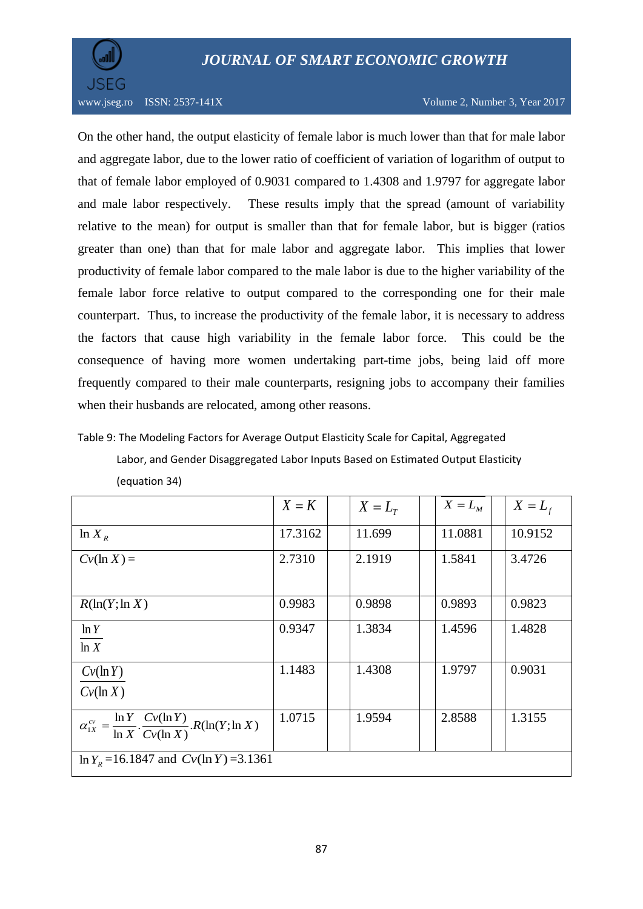On the other hand, the output elasticity of female labor is much lower than that for male labor and aggregate labor, due to the lower ratio of coefficient of variation of logarithm of output to that of female labor employed of 0.9031 compared to 1.4308 and 1.9797 for aggregate labor and male labor respectively. These results imply that the spread (amount of variability relative to the mean) for output is smaller than that for female labor, but is bigger (ratios greater than one) than that for male labor and aggregate labor. This implies that lower productivity of female labor compared to the male labor is due to the higher variability of the female labor force relative to output compared to the corresponding one for their male counterpart. Thus, to increase the productivity of the female labor, it is necessary to address the factors that cause high variability in the female labor force. This could be the consequence of having more women undertaking part-time jobs, being laid off more frequently compared to their male counterparts, resigning jobs to accompany their families when their husbands are relocated, among other reasons.

Table 9: The Modeling Factors for Average Output Elasticity Scale for Capital, Aggregated Labor, and Gender Disaggregated Labor Inputs Based on Estimated Output Elasticity (equation 34)

| | $X = K$ | $X = L_T$ | $X = L_M$ | $X = L_f$ |
|---|---|---|---|---|
| $\ln X_R$ | 17.3162 | 11.699 | 11.0881 | 10.9152 |
| $Cv(\ln X) =$ | 2.7310 | 2.1919 | 1.5841 | 3.4726 |
| $R(\ln(Y;\ln X)$ | 0.9983 | 0.9898 | 0.9893 | 0.9823 |
| $\frac{\ln Y}{\ln X}$ | 0.9347 | 1.3834 | 1.4596 | 1.4828 |
| $\frac{Cv(\ln Y)}{Cv(\ln X)}$ | 1.1483 | 1.4308 | 1.9797 | 0.9031 |
| $\alpha_{1X}^{cv} = \frac{\ln Y}{\ln X} \cdot \frac{Cv(\ln Y)}{Cv(\ln X)} . R(\ln(Y;\ln X)$ | 1.0715 | 1.9594 | 2.8588 | 1.3155 |
| $\ln Y_R$ =16.1847 and $Cv(\ln Y)$ =3.1361 | | | | |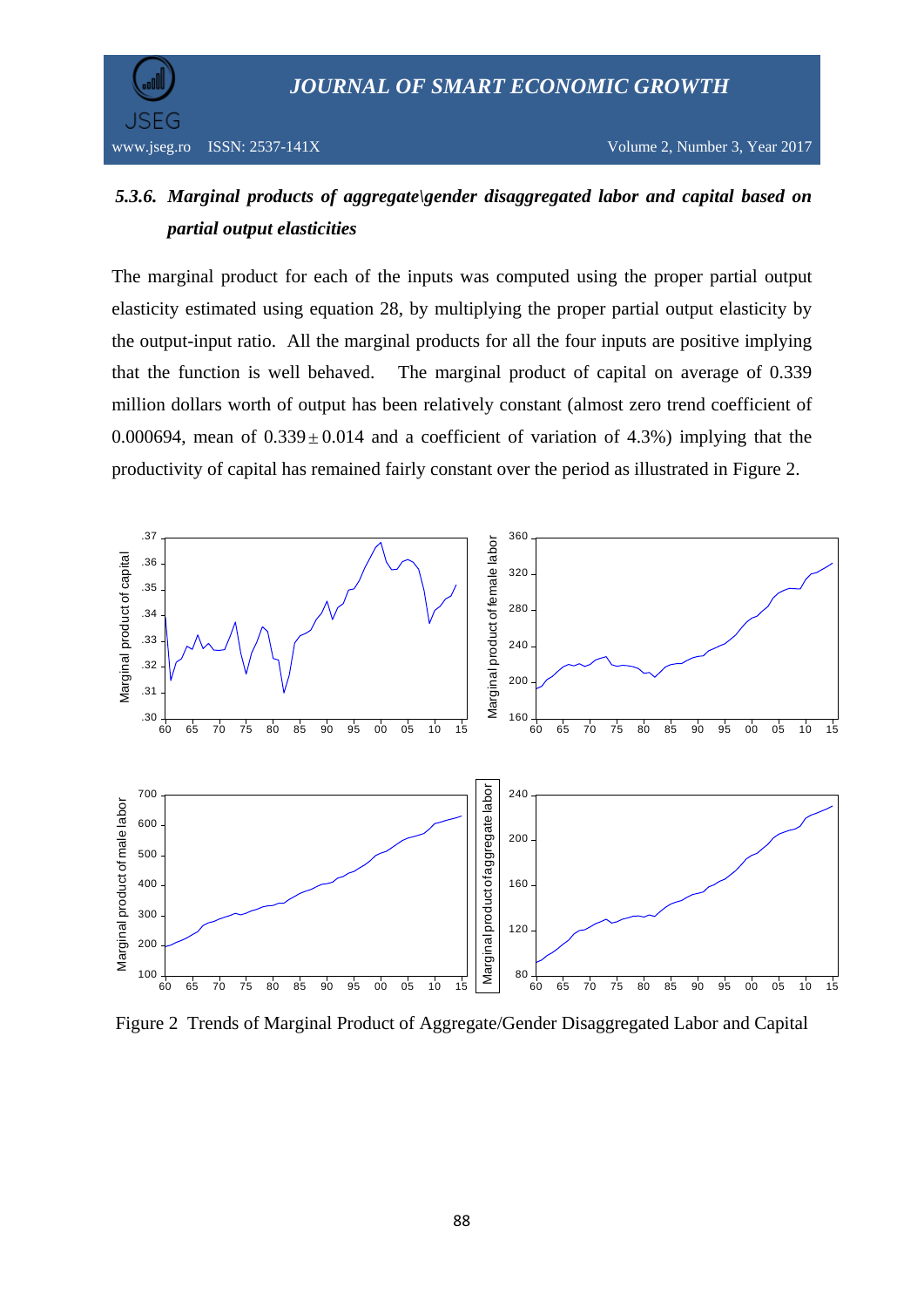### *5.3.6. Marginal products of aggregate\gender disaggregated labor and capital based on partial output elasticities*

The marginal product for each of the inputs was computed using the proper partial output elasticity estimated using equation 28, by multiplying the proper partial output elasticity by the output-input ratio. All the marginal products for all the four inputs are positive implying that the function is well behaved. The marginal product of capital on average of 0.339 million dollars worth of output has been relatively constant (almost zero trend coefficient of 0.000694, mean of $0.339 \pm 0.014$ and a coefficient of variation of 4.3%) implying that the productivity of capital has remained fairly constant over the period as illustrated in Figure 2.

Figure 2 Trends of Marginal Product of Aggregate/Gender Disaggregated Labor and Capital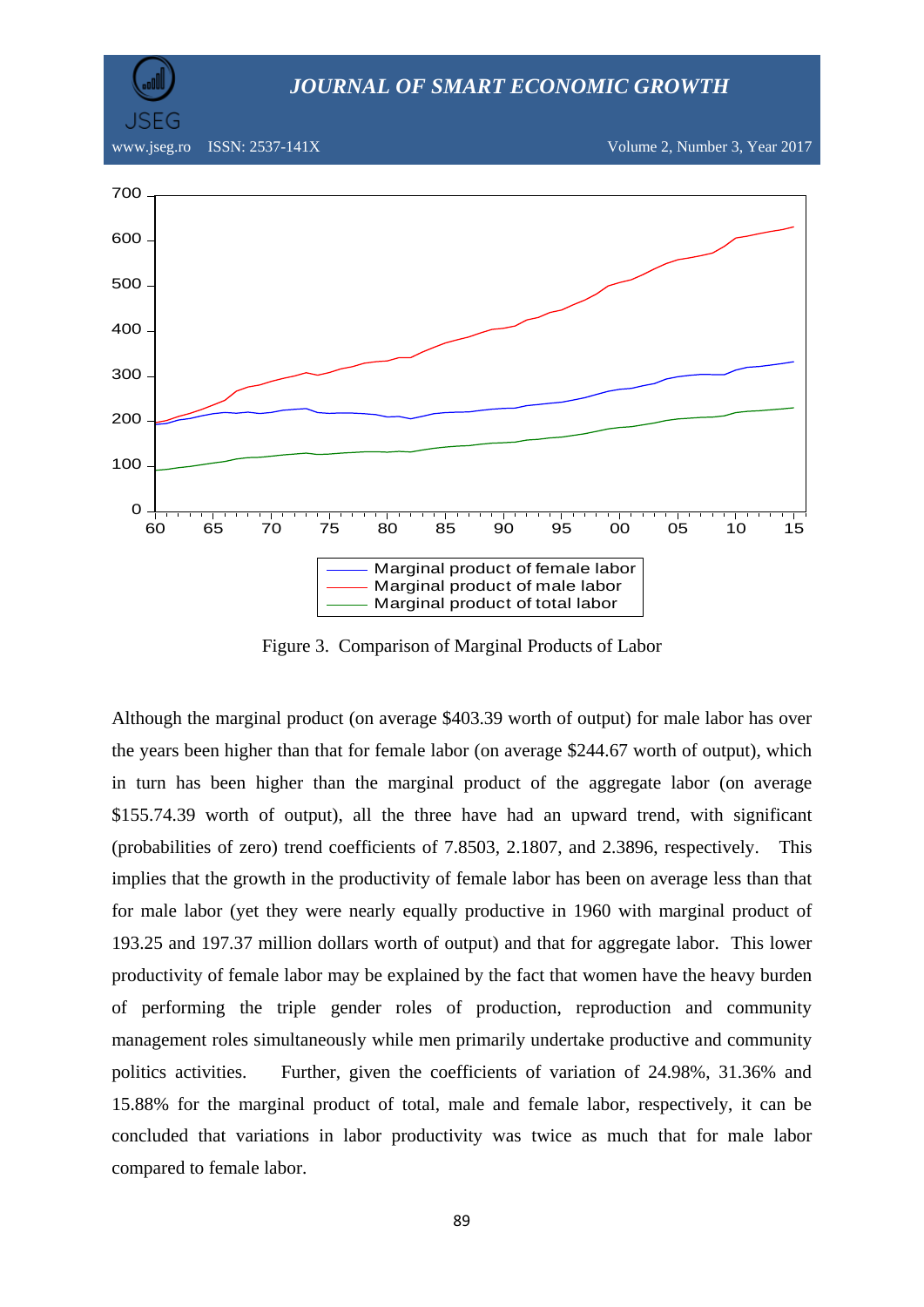Figure 3. Comparison of Marginal Products of Labor

Although the marginal product (on average \$403.39 worth of output) for male labor has over the years been higher than that for female labor (on average \$244.67 worth of output), which in turn has been higher than the marginal product of the aggregate labor (on average \$155.74.39 worth of output), all the three have had an upward trend, with significant (probabilities of zero) trend coefficients of 7.8503, 2.1807, and 2.3896, respectively. This implies that the growth in the productivity of female labor has been on average less than that for male labor (yet they were nearly equally productive in 1960 with marginal product of 193.25 and 197.37 million dollars worth of output) and that for aggregate labor. This lower productivity of female labor may be explained by the fact that women have the heavy burden of performing the triple gender roles of production, reproduction and community management roles simultaneously while men primarily undertake productive and community politics activities. Further, given the coefficients of variation of 24.98%, 31.36% and 15.88% for the marginal product of total, male and female labor, respectively, it can be concluded that variations in labor productivity was twice as much that for male labor compared to female labor.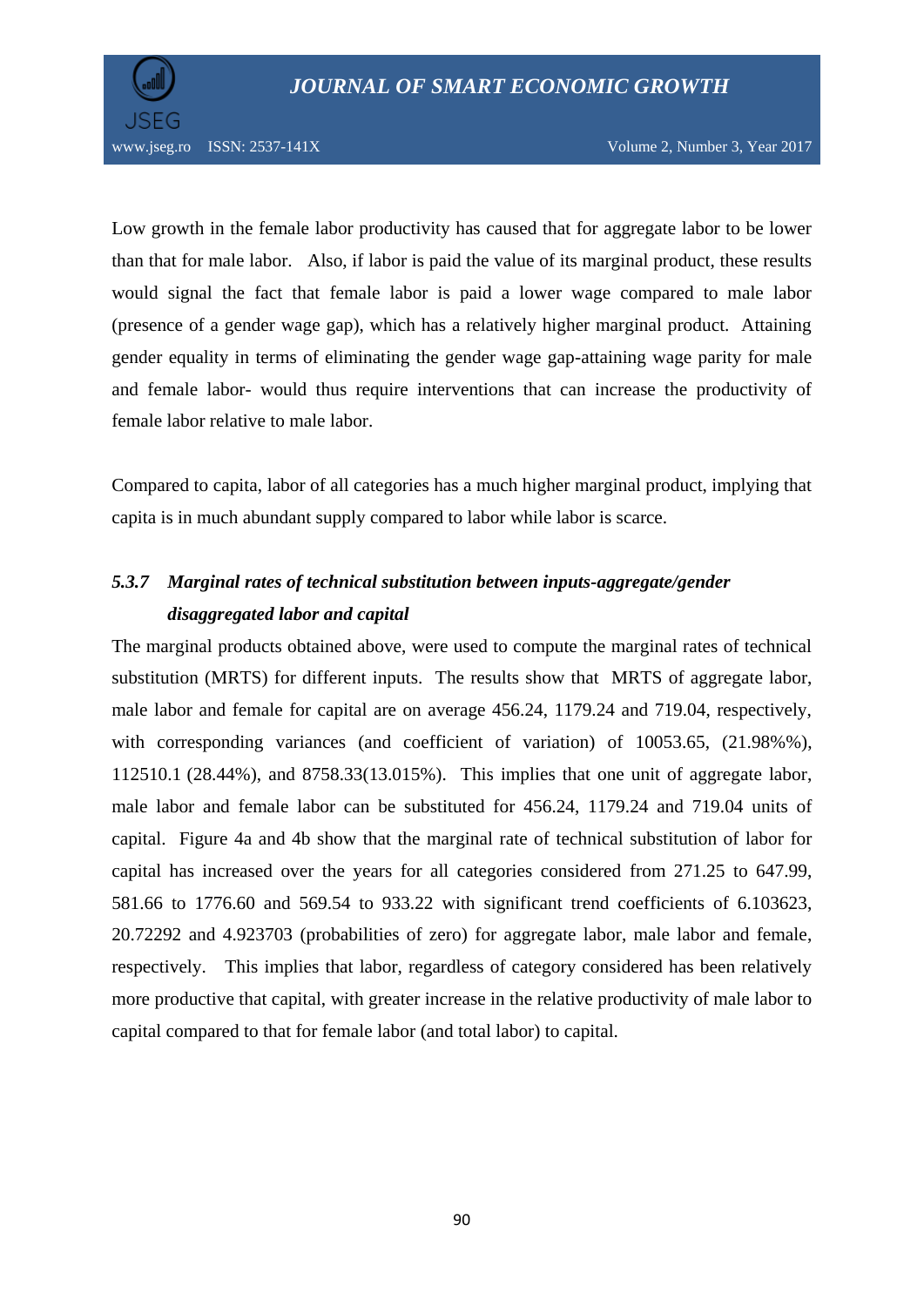Low growth in the female labor productivity has caused that for aggregate labor to be lower than that for male labor. Also, if labor is paid the value of its marginal product, these results would signal the fact that female labor is paid a lower wage compared to male labor (presence of a gender wage gap), which has a relatively higher marginal product. Attaining gender equality in terms of eliminating the gender wage gap-attaining wage parity for male and female labor- would thus require interventions that can increase the productivity of female labor relative to male labor.

Compared to capita, labor of all categories has a much higher marginal product, implying that capita is in much abundant supply compared to labor while labor is scarce.

### *5.3.7 Marginal rates of technical substitution between inputs-aggregate/gender disaggregated labor and capital*

The marginal products obtained above, were used to compute the marginal rates of technical substitution (MRTS) for different inputs. The results show that MRTS of aggregate labor, male labor and female for capital are on average 456.24, 1179.24 and 719.04, respectively, with corresponding variances (and coefficient of variation) of 10053.65, (21.98%%), 112510.1 (28.44%), and 8758.33(13.015%). This implies that one unit of aggregate labor, male labor and female labor can be substituted for 456.24, 1179.24 and 719.04 units of capital. Figure 4a and 4b show that the marginal rate of technical substitution of labor for capital has increased over the years for all categories considered from 271.25 to 647.99, 581.66 to 1776.60 and 569.54 to 933.22 with significant trend coefficients of 6.103623, 20.72292 and 4.923703 (probabilities of zero) for aggregate labor, male labor and female, respectively. This implies that labor, regardless of category considered has been relatively more productive that capital, with greater increase in the relative productivity of male labor to capital compared to that for female labor (and total labor) to capital.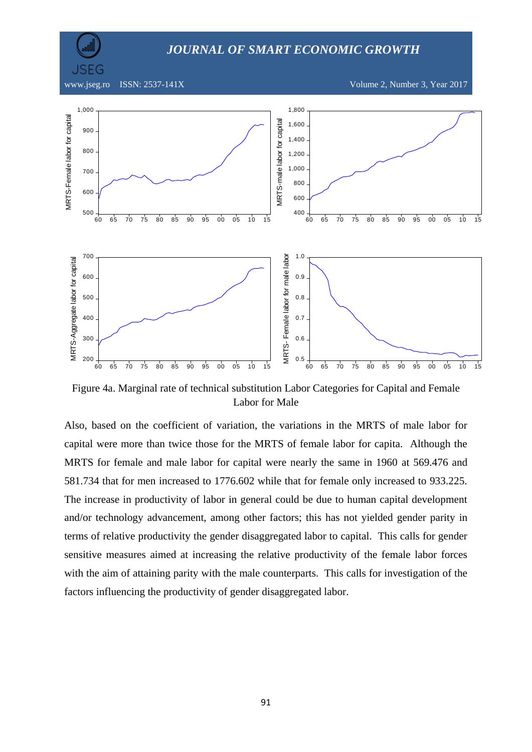Figure 4a. Marginal rate of technical substitution Labor Categories for Capital and Female Labor for Male

Also, based on the coefficient of variation, the variations in the MRTS of male labor for capital were more than twice those for the MRTS of female labor for capita. Although the MRTS for female and male labor for capital were nearly the same in 1960 at 569.476 and 581.734 that for men increased to 1776.602 while that for female only increased to 933.225. The increase in productivity of labor in general could be due to human capital development and/or technology advancement, among other factors; this has not yielded gender parity in terms of relative productivity the gender disaggregated labor to capital. This calls for gender sensitive measures aimed at increasing the relative productivity of the female labor forces with the aim of attaining parity with the male counterparts. This calls for investigation of the factors influencing the productivity of gender disaggregated labor.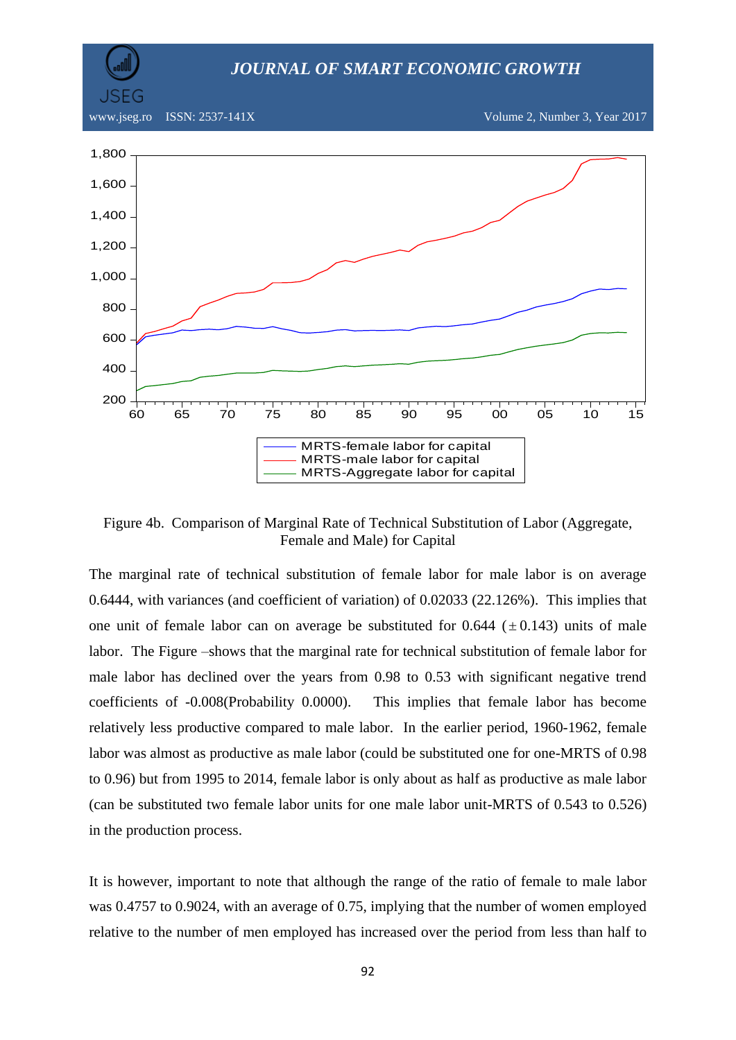Figure 4b. Comparison of Marginal Rate of Technical Substitution of Labor (Aggregate, Female and Male) for Capital

The marginal rate of technical substitution of female labor for male labor is on average 0.6444, with variances (and coefficient of variation) of 0.02033 (22.126%). This implies that one unit of female labor can on average be substituted for 0.644 ($\pm$0.143) units of male labor. The Figure –shows that the marginal rate for technical substitution of female labor for male labor has declined over the years from 0.98 to 0.53 with significant negative trend coefficients of -0.008(Probability 0.0000). This implies that female labor has become relatively less productive compared to male labor. In the earlier period, 1960-1962, female labor was almost as productive as male labor (could be substituted one for one-MRTS of 0.98 to 0.96) but from 1995 to 2014, female labor is only about as half as productive as male labor (can be substituted two female labor units for one male labor unit-MRTS of 0.543 to 0.526) in the production process.

It is however, important to note that although the range of the ratio of female to male labor was 0.4757 to 0.9024, with an average of 0.75, implying that the number of women employed relative to the number of men employed has increased over the period from less than half to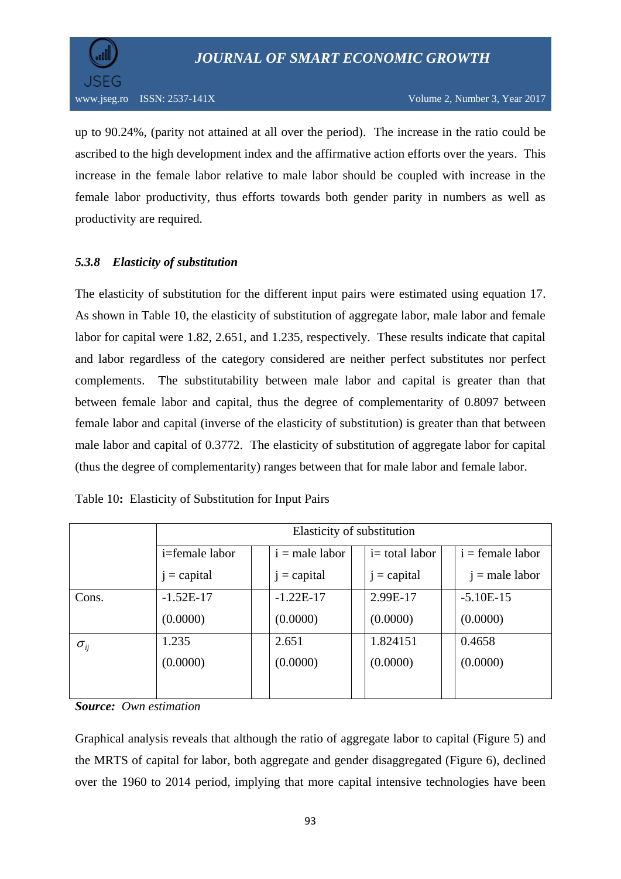up to 90.24%, (parity not attained at all over the period). The increase in the ratio could be ascribed to the high development index and the affirmative action efforts over the years. This increase in the female labor relative to male labor should be coupled with increase in the female labor productivity, thus efforts towards both gender parity in numbers as well as productivity are required.

#### *5.3.8 Elasticity of substitution*

The elasticity of substitution for the different input pairs were estimated using equation 17. As shown in Table 10, the elasticity of substitution of aggregate labor, male labor and female labor for capital were 1.82, 2.651, and 1.235, respectively. These results indicate that capital and labor regardless of the category considered are neither perfect substitutes nor perfect complements. The substitutability between male labor and capital is greater than that between female labor and capital, thus the degree of complementarity of 0.8097 between female labor and capital (inverse of the elasticity of substitution) is greater than that between male labor and capital of 0.3772. The elasticity of substitution of aggregate labor for capital (thus the degree of complementarity) ranges between that for male labor and female labor.

Table 10**:** Elasticity of Substitution for Input Pairs

| | Elasticity of substitution | | | |
|---|---|---|---|---|
| | i=female labor<br>j = capital | i = male labor<br>j = capital | i= total labor<br>j = capital | i = female labor<br>j = male labor |
| Cons. | -1.52E-17<br>(0.0000) | -1.22E-17<br>(0.0000) | 2.99E-17<br>(0.0000) | -5.10E-15<br>(0.0000) |
| $\sigma_{ij}$ | 1.235<br>(0.0000) | 2.651<br>(0.0000) | 1.824151<br>(0.0000) | 0.4658<br>(0.0000) |

***Source:*** *Own estimation*

Graphical analysis reveals that although the ratio of aggregate labor to capital (Figure 5) and the MRTS of capital for labor, both aggregate and gender disaggregated (Figure 6), declined over the 1960 to 2014 period, implying that more capital intensive technologies have been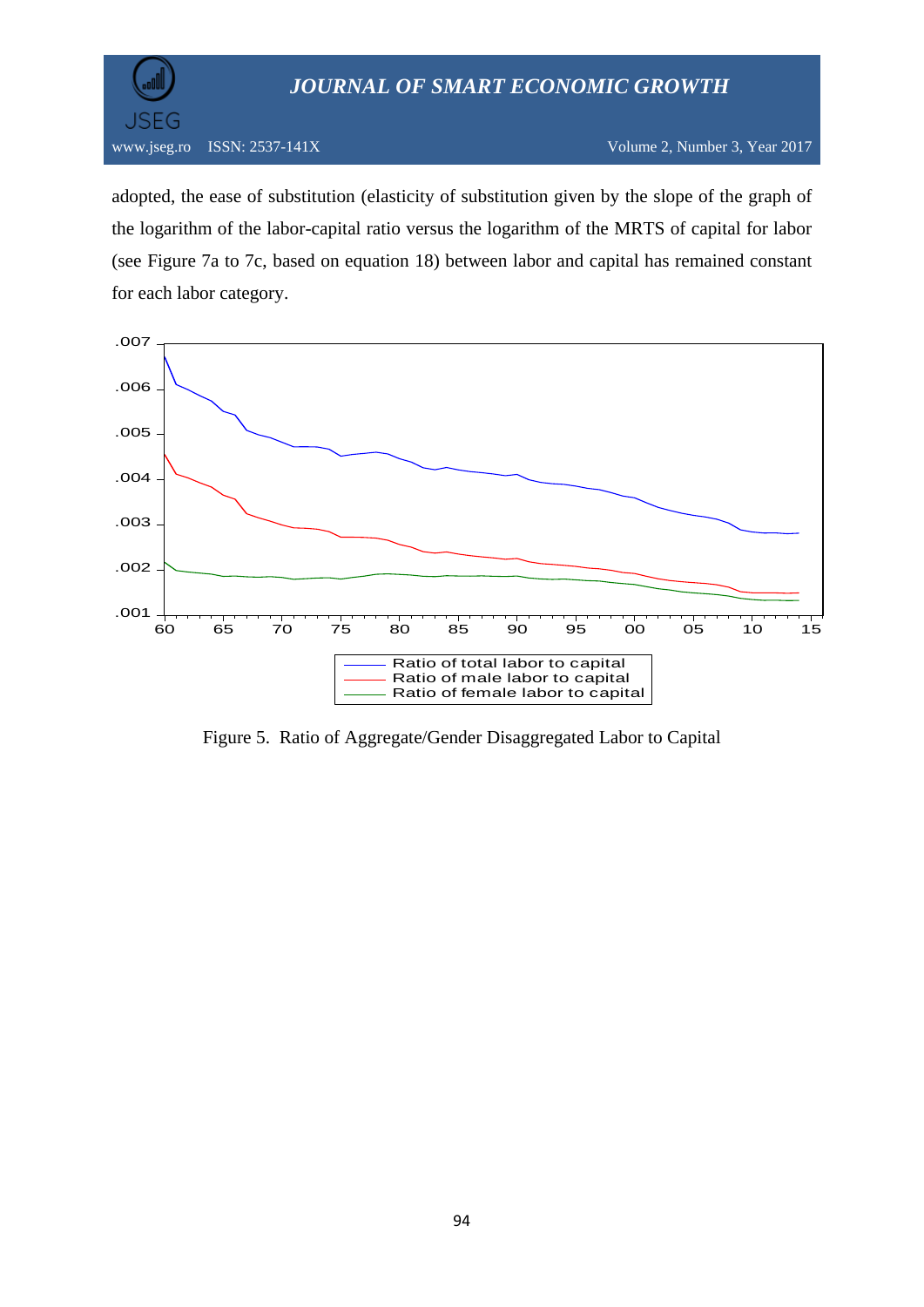adopted, the ease of substitution (elasticity of substitution given by the slope of the graph of the logarithm of the labor-capital ratio versus the logarithm of the MRTS of capital for labor (see Figure 7a to 7c, based on equation 18) between labor and capital has remained constant for each labor category.

Figure 5. Ratio of Aggregate/Gender Disaggregated Labor to Capital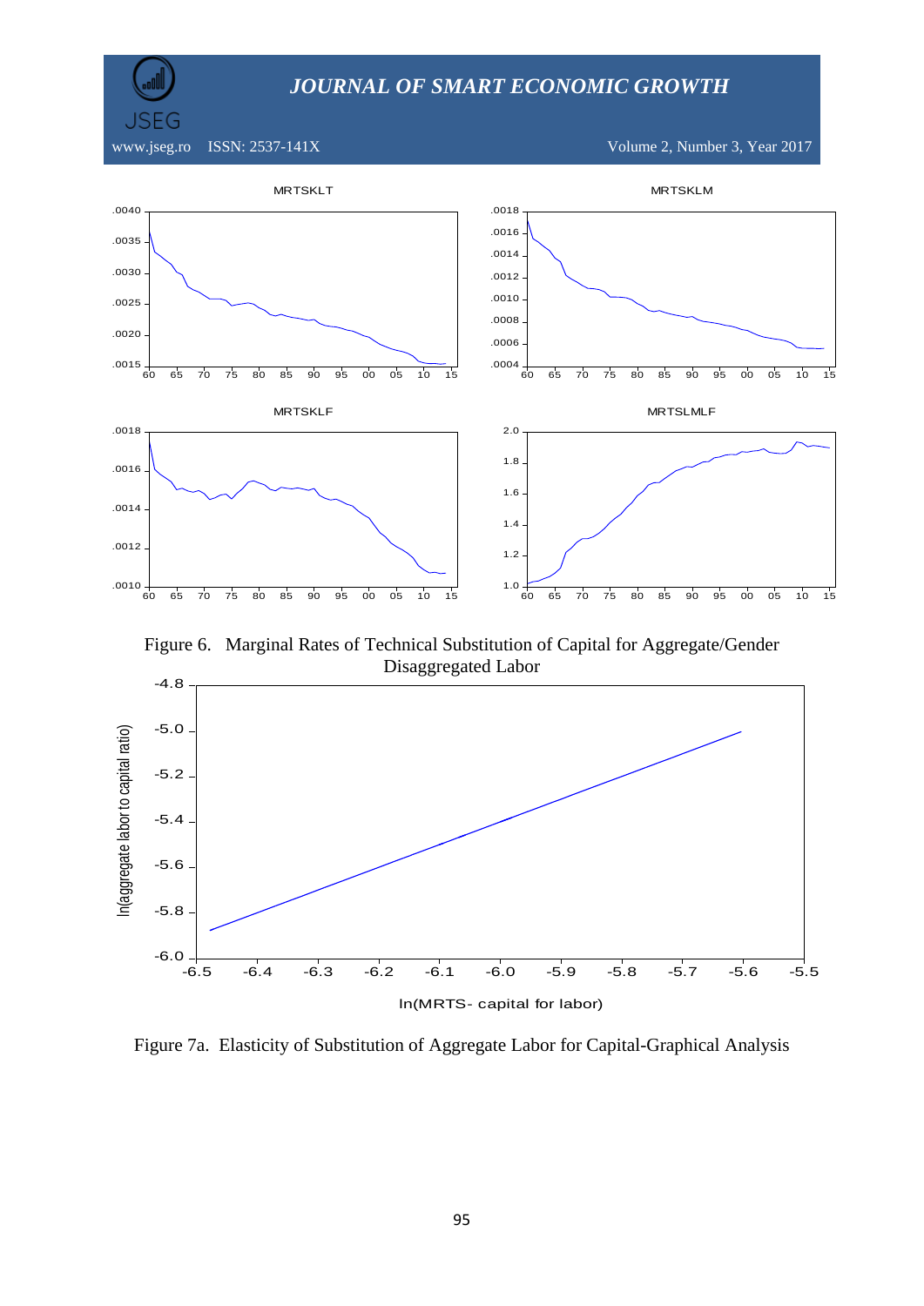Figure 6. Marginal Rates of Technical Substitution of Capital for Aggregate/Gender Disaggregated Labor

Figure 7a. Elasticity of Substitution of Aggregate Labor for Capital-Graphical Analysis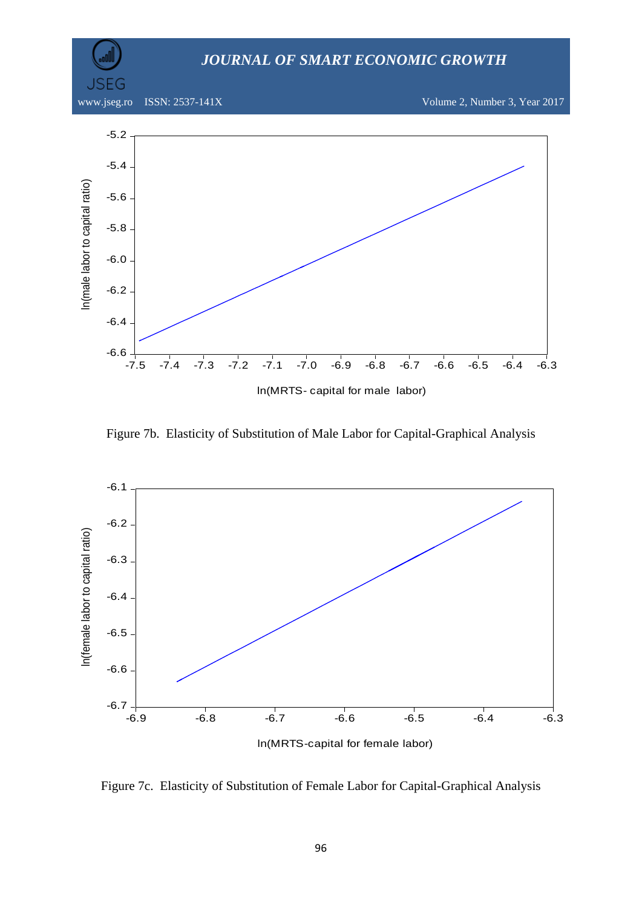Figure 7b. Elasticity of Substitution of Male Labor for Capital-Graphical Analysis

Figure 7c. Elasticity of Substitution of Female Labor for Capital-Graphical Analysis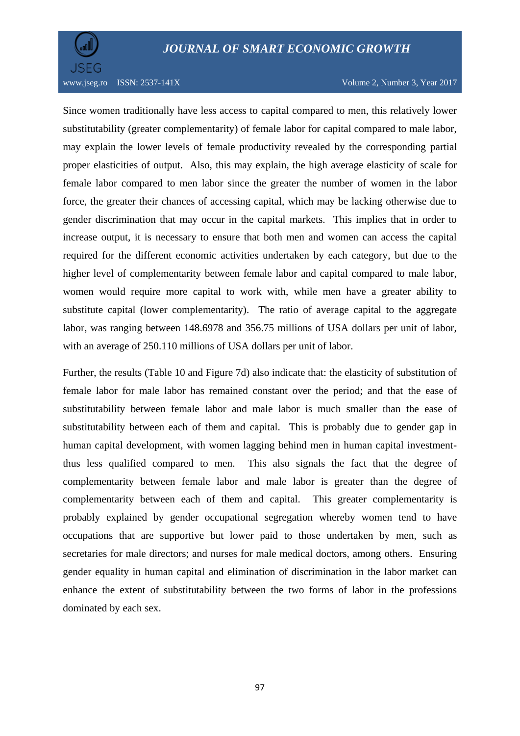Since women traditionally have less access to capital compared to men, this relatively lower substitutability (greater complementarity) of female labor for capital compared to male labor, may explain the lower levels of female productivity revealed by the corresponding partial proper elasticities of output. Also, this may explain, the high average elasticity of scale for female labor compared to men labor since the greater the number of women in the labor force, the greater their chances of accessing capital, which may be lacking otherwise due to gender discrimination that may occur in the capital markets. This implies that in order to increase output, it is necessary to ensure that both men and women can access the capital required for the different economic activities undertaken by each category, but due to the higher level of complementarity between female labor and capital compared to male labor, women would require more capital to work with, while men have a greater ability to substitute capital (lower complementarity). The ratio of average capital to the aggregate labor, was ranging between 148.6978 and 356.75 millions of USA dollars per unit of labor, with an average of 250.110 millions of USA dollars per unit of labor.

Further, the results (Table 10 and Figure 7d) also indicate that: the elasticity of substitution of female labor for male labor has remained constant over the period; and that the ease of substitutability between female labor and male labor is much smaller than the ease of substitutability between each of them and capital. This is probably due to gender gap in human capital development, with women lagging behind men in human capital investment- thus less qualified compared to men. This also signals the fact that the degree of complementarity between female labor and male labor is greater than the degree of complementarity between each of them and capital. This greater complementarity is probably explained by gender occupational segregation whereby women tend to have occupations that are supportive but lower paid to those undertaken by men, such as secretaries for male directors; and nurses for male medical doctors, among others. Ensuring gender equality in human capital and elimination of discrimination in the labor market can enhance the extent of substitutability between the two forms of labor in the professions dominated by each sex.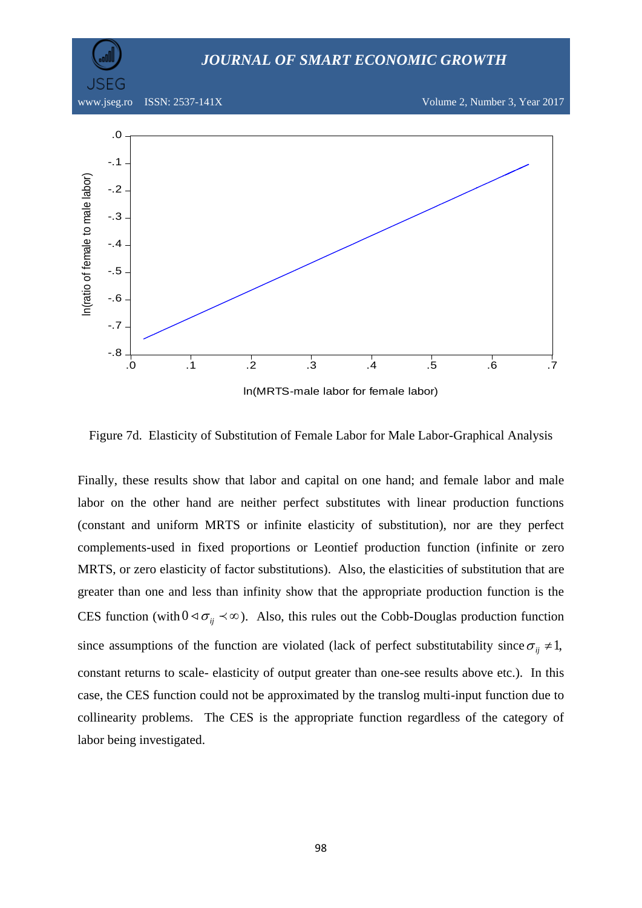Figure 7d. Elasticity of Substitution of Female Labor for Male Labor-Graphical Analysis

Finally, these results show that labor and capital on one hand; and female labor and male labor on the other hand are neither perfect substitutes with linear production functions (constant and uniform MRTS or infinite elasticity of substitution), nor are they perfect complements-used in fixed proportions or Leontief production function (infinite or zero MRTS, or zero elasticity of factor substitutions). Also, the elasticities of substitution that are greater than one and less than infinity show that the appropriate production function is the CES function (with $0 \lhd \sigma_{ij} \prec \infty$). Also, this rules out the Cobb-Douglas production function since assumptions of the function are violated (lack of perfect substitutability since $\sigma_{ij} \neq 1$, constant returns to scale- elasticity of output greater than one-see results above etc.). In this case, the CES function could not be approximated by the translog multi-input function due to collinearity problems. The CES is the appropriate function regardless of the category of labor being investigated.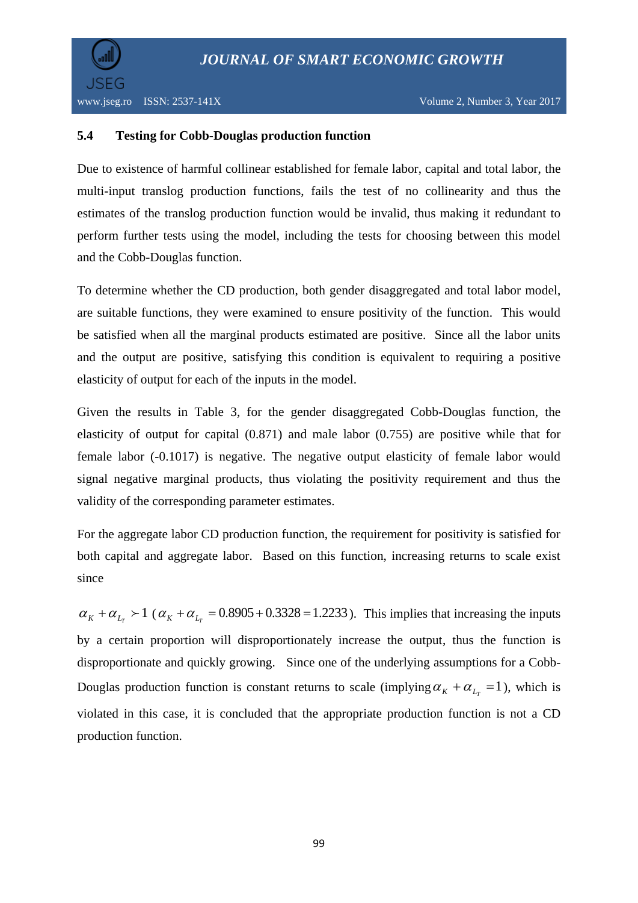### 5.4 Testing for Cobb-Douglas production function

Due to existence of harmful collinear established for female labor, capital and total labor, the multi-input translog production functions, fails the test of no collinearity and thus the estimates of the translog production function would be invalid, thus making it redundant to perform further tests using the model, including the tests for choosing between this model and the Cobb-Douglas function.

To determine whether the CD production, both gender disaggregated and total labor model, are suitable functions, they were examined to ensure positivity of the function. This would be satisfied when all the marginal products estimated are positive. Since all the labor units and the output are positive, satisfying this condition is equivalent to requiring a positive elasticity of output for each of the inputs in the model.

Given the results in Table 3, for the gender disaggregated Cobb-Douglas function, the elasticity of output for capital (0.871) and male labor (0.755) are positive while that for female labor (-0.1017) is negative. The negative output elasticity of female labor would signal negative marginal products, thus violating the positivity requirement and thus the validity of the corresponding parameter estimates.

For the aggregate labor CD production function, the requirement for positivity is satisfied for both capital and aggregate labor. Based on this function, increasing returns to scale exist since

$\alpha_K + \alpha_{L_T} \succ 1$ ($\alpha_K + \alpha_{L_T} = 0.8905 + 0.3328 = 1.2233$). This implies that increasing the inputs by a certain proportion will disproportionately increase the output, thus the function is disproportionate and quickly growing. Since one of the underlying assumptions for a Cobb-Douglas production function is constant returns to scale (implying $\alpha_K + \alpha_{L_T} = 1$), which is violated in this case, it is concluded that the appropriate production function is not a CD production function.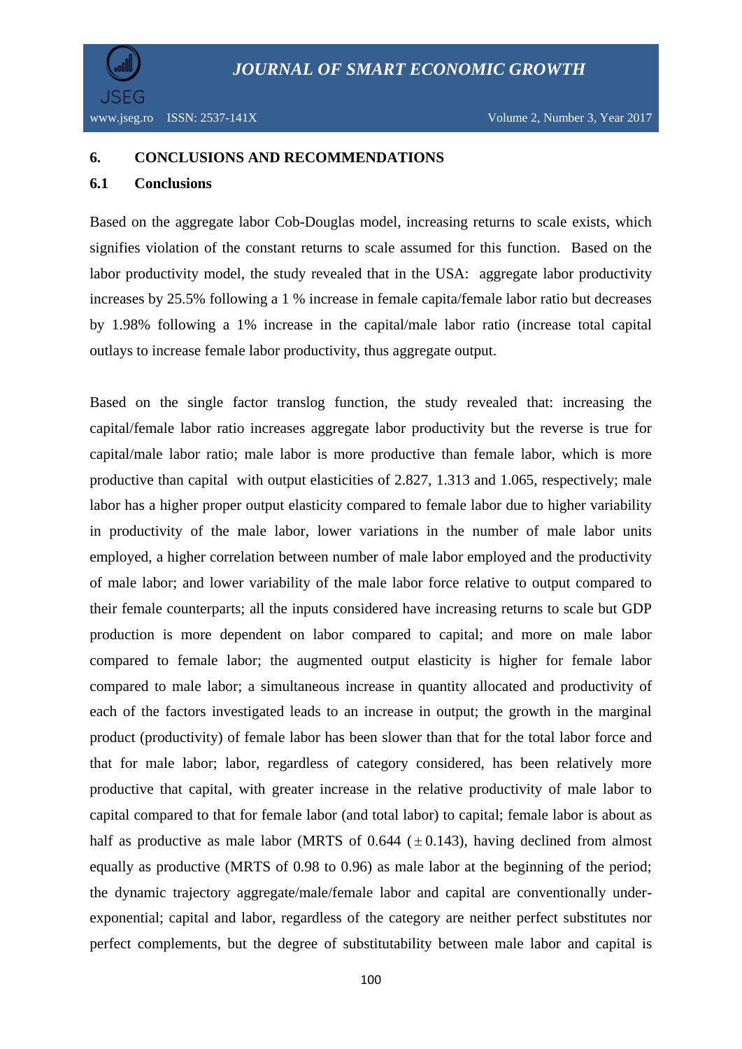## 6. CONCLUSIONS AND RECOMMENDATIONS

### 6.1 Conclusions

Based on the aggregate labor Cob-Douglas model, increasing returns to scale exists, which signifies violation of the constant returns to scale assumed for this function. Based on the labor productivity model, the study revealed that in the USA: aggregate labor productivity increases by 25.5% following a 1 % increase in female capita/female labor ratio but decreases by 1.98% following a 1% increase in the capital/male labor ratio (increase total capital outlays to increase female labor productivity, thus aggregate output.

Based on the single factor translog function, the study revealed that: increasing the capital/female labor ratio increases aggregate labor productivity but the reverse is true for capital/male labor ratio; male labor is more productive than female labor, which is more productive than capital with output elasticities of 2.827, 1.313 and 1.065, respectively; male labor has a higher proper output elasticity compared to female labor due to higher variability in productivity of the male labor, lower variations in the number of male labor units employed, a higher correlation between number of male labor employed and the productivity of male labor; and lower variability of the male labor force relative to output compared to their female counterparts; all the inputs considered have increasing returns to scale but GDP production is more dependent on labor compared to capital; and more on male labor compared to female labor; the augmented output elasticity is higher for female labor compared to male labor; a simultaneous increase in quantity allocated and productivity of each of the factors investigated leads to an increase in output; the growth in the marginal product (productivity) of female labor has been slower than that for the total labor force and that for male labor; labor, regardless of category considered, has been relatively more productive that capital, with greater increase in the relative productivity of male labor to capital compared to that for female labor (and total labor) to capital; female labor is about as half as productive as male labor (MRTS of 0.644 ($\pm$0.143), having declined from almost equally as productive (MRTS of 0.98 to 0.96) as male labor at the beginning of the period; the dynamic trajectory aggregate/male/female labor and capital are conventionally under-exponential; capital and labor, regardless of the category are neither perfect substitutes nor perfect complements, but the degree of substitutability between male labor and capital is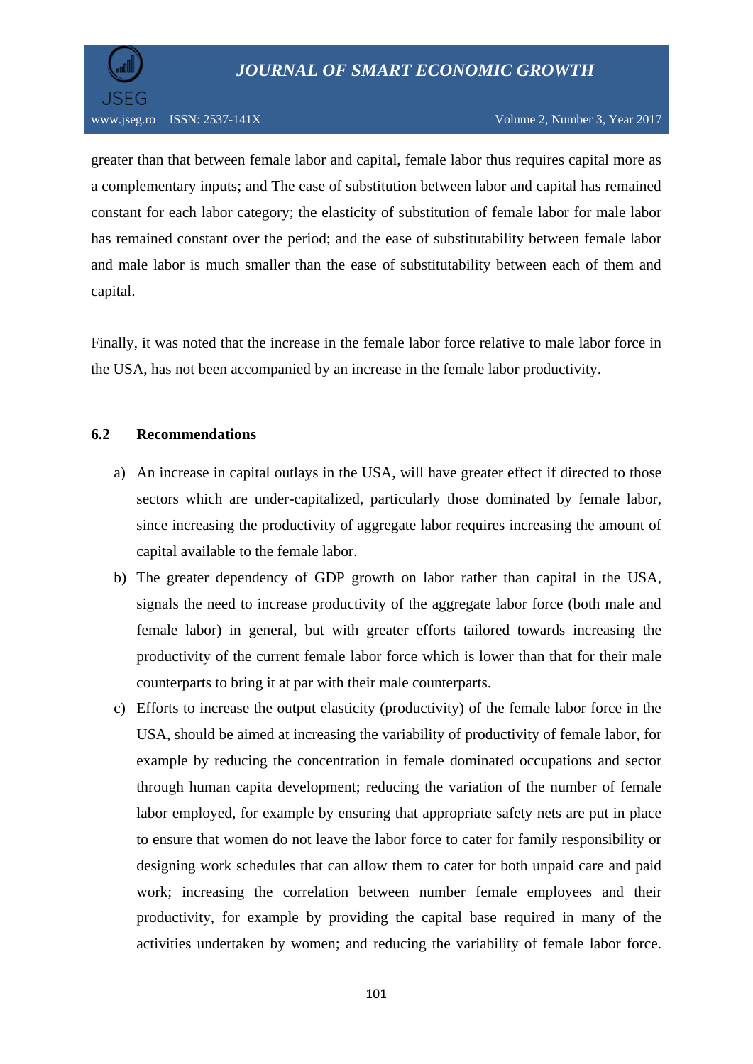greater than that between female labor and capital, female labor thus requires capital more as a complementary inputs; and The ease of substitution between labor and capital has remained constant for each labor category; the elasticity of substitution of female labor for male labor has remained constant over the period; and the ease of substitutability between female labor and male labor is much smaller than the ease of substitutability between each of them and capital.

Finally, it was noted that the increase in the female labor force relative to male labor force in the USA, has not been accompanied by an increase in the female labor productivity.

### 6.2 Recommendations

a) An increase in capital outlays in the USA, will have greater effect if directed to those sectors which are under-capitalized, particularly those dominated by female labor, since increasing the productivity of aggregate labor requires increasing the amount of capital available to the female labor.

b) The greater dependency of GDP growth on labor rather than capital in the USA, signals the need to increase productivity of the aggregate labor force (both male and female labor) in general, but with greater efforts tailored towards increasing the productivity of the current female labor force which is lower than that for their male counterparts to bring it at par with their male counterparts.

c) Efforts to increase the output elasticity (productivity) of the female labor force in the USA, should be aimed at increasing the variability of productivity of female labor, for example by reducing the concentration in female dominated occupations and sector through human capita development; reducing the variation of the number of female labor employed, for example by ensuring that appropriate safety nets are put in place to ensure that women do not leave the labor force to cater for family responsibility or designing work schedules that can allow them to cater for both unpaid care and paid work; increasing the correlation between number female employees and their productivity, for example by providing the capital base required in many of the activities undertaken by women; and reducing the variability of female labor force.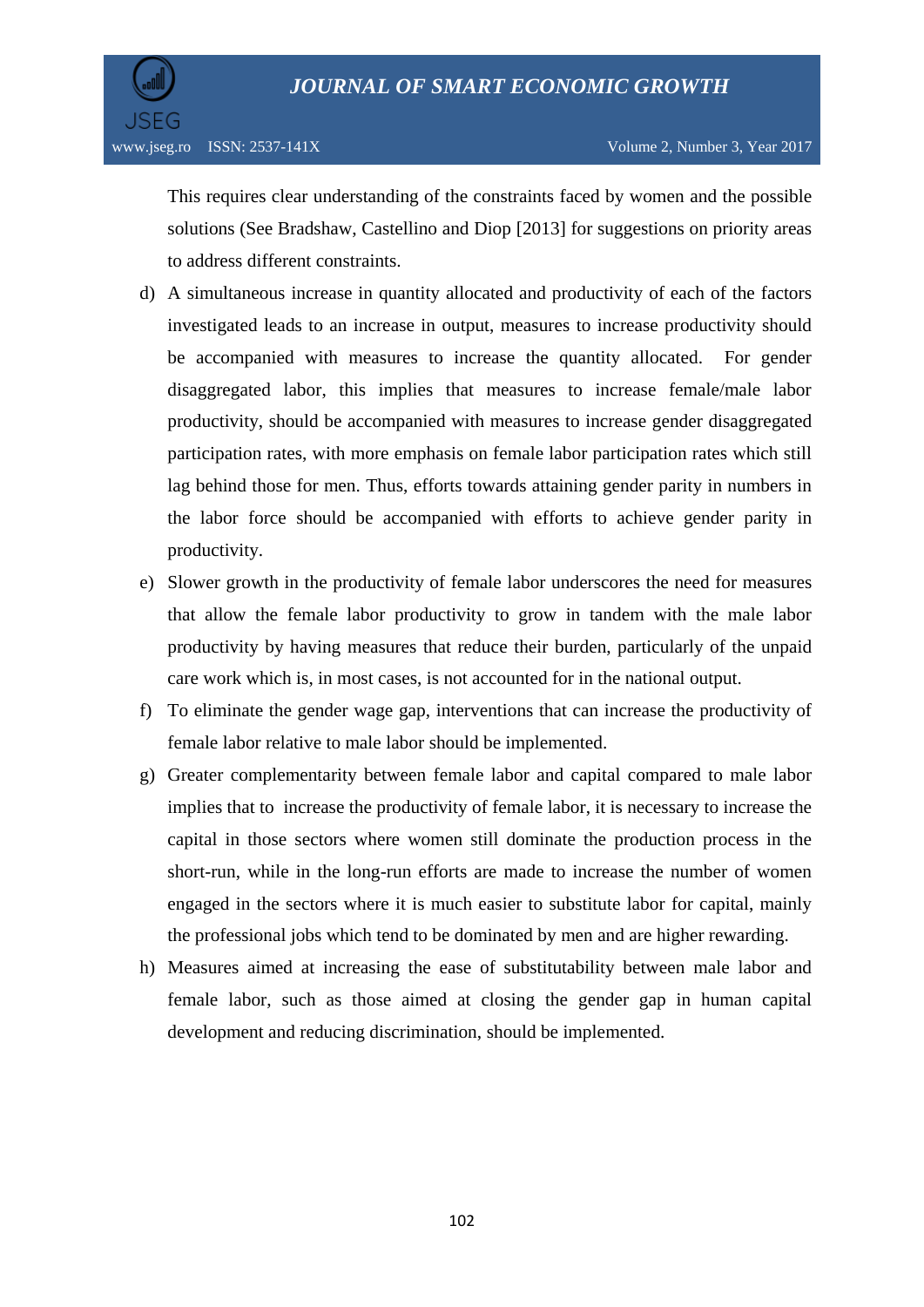This requires clear understanding of the constraints faced by women and the possible solutions (See Bradshaw, Castellino and Diop [2013] for suggestions on priority areas to address different constraints.

d) A simultaneous increase in quantity allocated and productivity of each of the factors investigated leads to an increase in output, measures to increase productivity should be accompanied with measures to increase the quantity allocated. For gender disaggregated labor, this implies that measures to increase female/male labor productivity, should be accompanied with measures to increase gender disaggregated participation rates, with more emphasis on female labor participation rates which still lag behind those for men. Thus, efforts towards attaining gender parity in numbers in the labor force should be accompanied with efforts to achieve gender parity in productivity.

e) Slower growth in the productivity of female labor underscores the need for measures that allow the female labor productivity to grow in tandem with the male labor productivity by having measures that reduce their burden, particularly of the unpaid care work which is, in most cases, is not accounted for in the national output.

f) To eliminate the gender wage gap, interventions that can increase the productivity of female labor relative to male labor should be implemented.

g) Greater complementarity between female labor and capital compared to male labor implies that to increase the productivity of female labor, it is necessary to increase the capital in those sectors where women still dominate the production process in the short-run, while in the long-run efforts are made to increase the number of women engaged in the sectors where it is much easier to substitute labor for capital, mainly the professional jobs which tend to be dominated by men and are higher rewarding.

h) Measures aimed at increasing the ease of substitutability between male labor and female labor, such as those aimed at closing the gender gap in human capital development and reducing discrimination, should be implemented.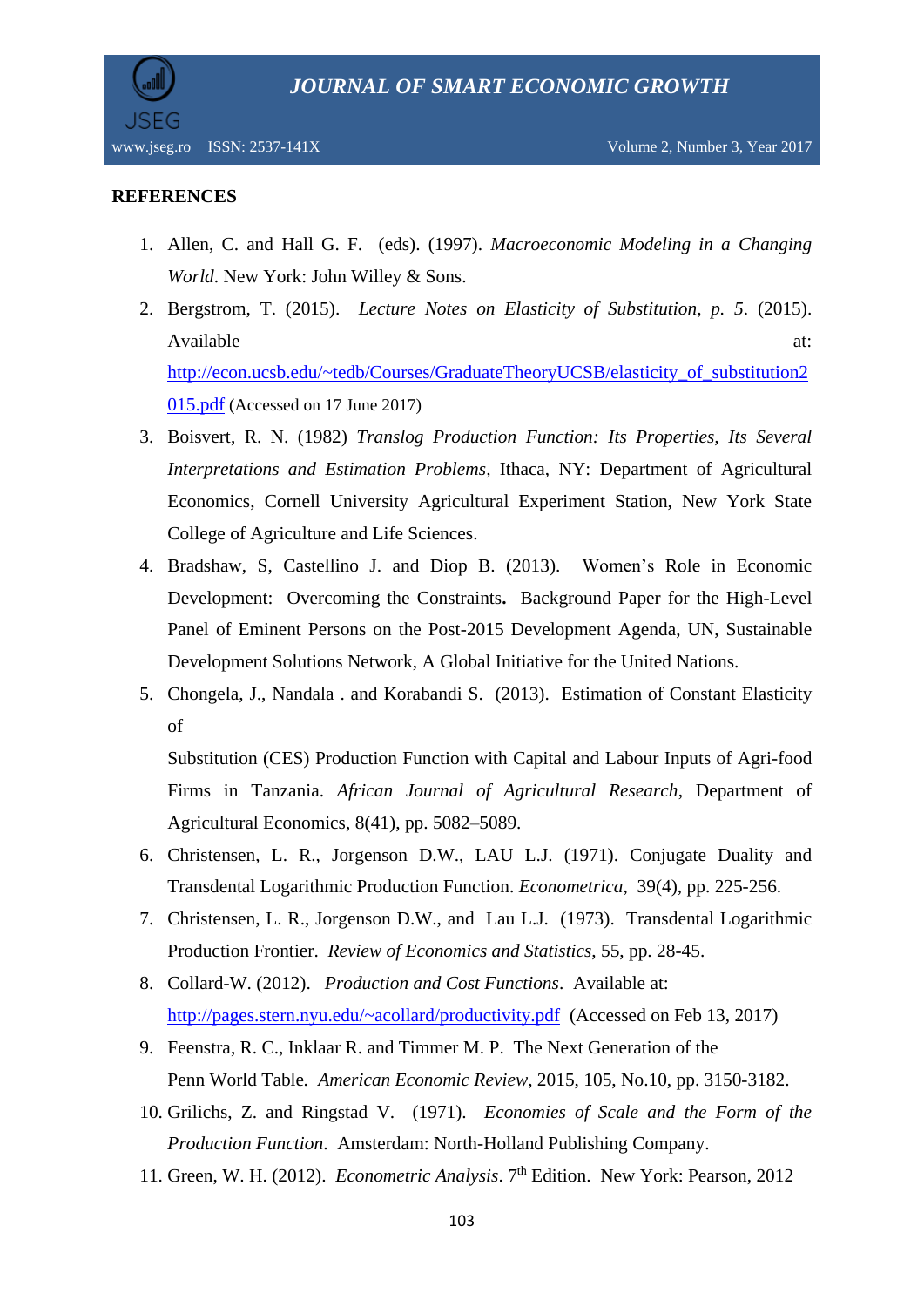**REFERENCES**

1. Allen, C. and Hall G. F. (eds). (1997). *Macroeconomic Modeling in a Changing World*. New York: John Willey & Sons.
2. Bergstrom, T. (2015). *Lecture Notes on Elasticity of Substitution, p. 5*. (2015). Available at: http://econ.ucsb.edu/~tedb/Courses/GraduateTheoryUCSB/elasticity_of_substitution2015.pdf (Accessed on 17 June 2017)
3. Boisvert, R. N. (1982) *Translog Production Function: Its Properties, Its Several Interpretations and Estimation Problems*, Ithaca, NY: Department of Agricultural Economics, Cornell University Agricultural Experiment Station, New York State College of Agriculture and Life Sciences.
4. Bradshaw, S, Castellino J. and Diop B. (2013). Women's Role in Economic Development: Overcoming the Constraints**.** Background Paper for the High-Level Panel of Eminent Persons on the Post-2015 Development Agenda, UN, Sustainable Development Solutions Network, A Global Initiative for the United Nations.
5. Chongela, J., Nandala . and Korabandi S. (2013). Estimation of Constant Elasticity of

   Substitution (CES) Production Function with Capital and Labour Inputs of Agri-food Firms in Tanzania. *African Journal of Agricultural Research*, Department of Agricultural Economics, 8(41), pp. 5082–5089.
6. Christensen, L. R., Jorgenson D.W., LAU L.J. (1971). Conjugate Duality and Transdental Logarithmic Production Function. *Econometrica*, 39(4), pp. 225-256.
7. Christensen, L. R., Jorgenson D.W., and Lau L.J. (1973). Transdental Logarithmic Production Frontier. *Review of Economics and Statistics*, 55, pp. 28-45.
8. Collard-W. (2012). *Production and Cost Functions*. Available at: http://pages.stern.nyu.edu/~acollard/productivity.pdf (Accessed on Feb 13, 2017)
9. Feenstra, R. C., Inklaar R. and Timmer M. P. The Next Generation of the Penn World Table*. American Economic Review*, 2015, 105, No.10, pp. 3150-3182.
10. Grilichs, Z. and Ringstad V. (1971). *Economies of Scale and the Form of the Production Function*. Amsterdam: North-Holland Publishing Company.
11. Green, W. H. (2012). *Econometric Analysis*. 7th Edition. New York: Pearson, 2012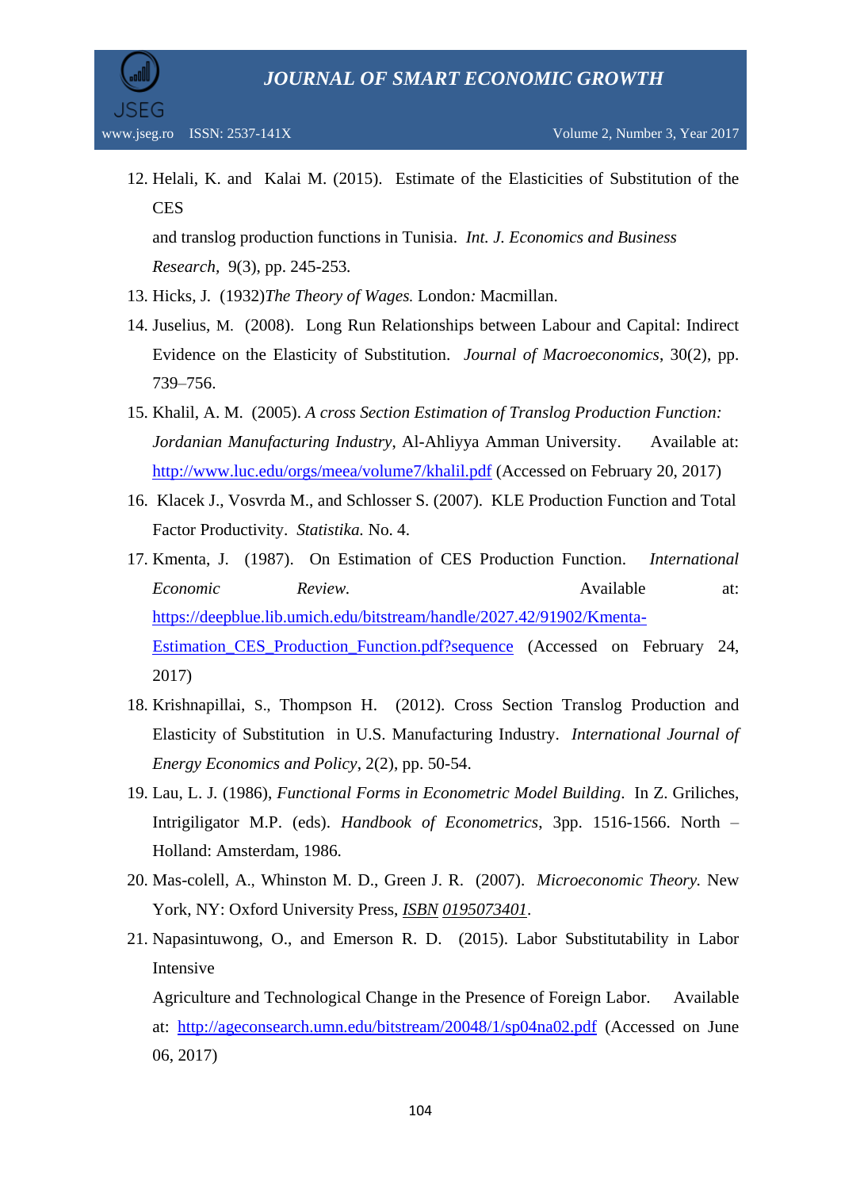12. Helali, K. and Kalai M. (2015). Estimate of the Elasticities of Substitution of the CES and translog production functions in Tunisia. *Int. J. Economics and Business Research*, 9(3), pp. 245-253.
13. Hicks, J. (1932)*The Theory of Wages.* London: Macmillan.
14. Juselius, M. (2008). Long Run Relationships between Labour and Capital: Indirect Evidence on the Elasticity of Substitution. *Journal of Macroeconomics*, 30(2), pp. 739–756.
15. Khalil, A. M. (2005). *A cross Section Estimation of Translog Production Function: Jordanian Manufacturing Industry*, Al-Ahliyya Amman University. Available at: [http://www.luc.edu/orgs/meea/volume7/khalil.pdf](http://www.luc.edu/orgs/meea/volume7/khalil.pdf) (Accessed on February 20, 2017)
16. Klacek J., Vosvrda M., and Schlosser S. (2007). KLE Production Function and Total Factor Productivity. *Statistika.* No. 4.
17. Kmenta, J. (1987). On Estimation of CES Production Function. *International Economic Review.* Available at: [https://deepblue.lib.umich.edu/bitstream/handle/2027.42/91902/Kmenta-Estimation_CES_Production_Function.pdf?sequence](https://deepblue.lib.umich.edu/bitstream/handle/2027.42/91902/Kmenta-Estimation_CES_Production_Function.pdf?sequence) (Accessed on February 24, 2017)
18. Krishnapillai, S., Thompson H. (2012). Cross Section Translog Production and Elasticity of Substitution in U.S. Manufacturing Industry. *International Journal of Energy Economics and Policy*, 2(2), pp. 50-54.
19. Lau, L. J. (1986), *Functional Forms in Econometric Model Building*. In Z. Griliches, Intrigiligator M.P. (eds). *Handbook of Econometrics*, 3pp. 1516-1566. North – Holland: Amsterdam, 1986.
20. Mas-colell, A., Whinston M. D., Green J. R. (2007). *Microeconomic Theory.* New York, NY: Oxford University Press, *ISBN 0195073401*.
21. Napasintuwong, O., and Emerson R. D. (2015). Labor Substitutability in Labor Intensive Agriculture and Technological Change in the Presence of Foreign Labor. Available at: [http://ageconsearch.umn.edu/bitstream/20048/1/sp04na02.pdf](http://ageconsearch.umn.edu/bitstream/20048/1/sp04na02.pdf) (Accessed on June 06, 2017)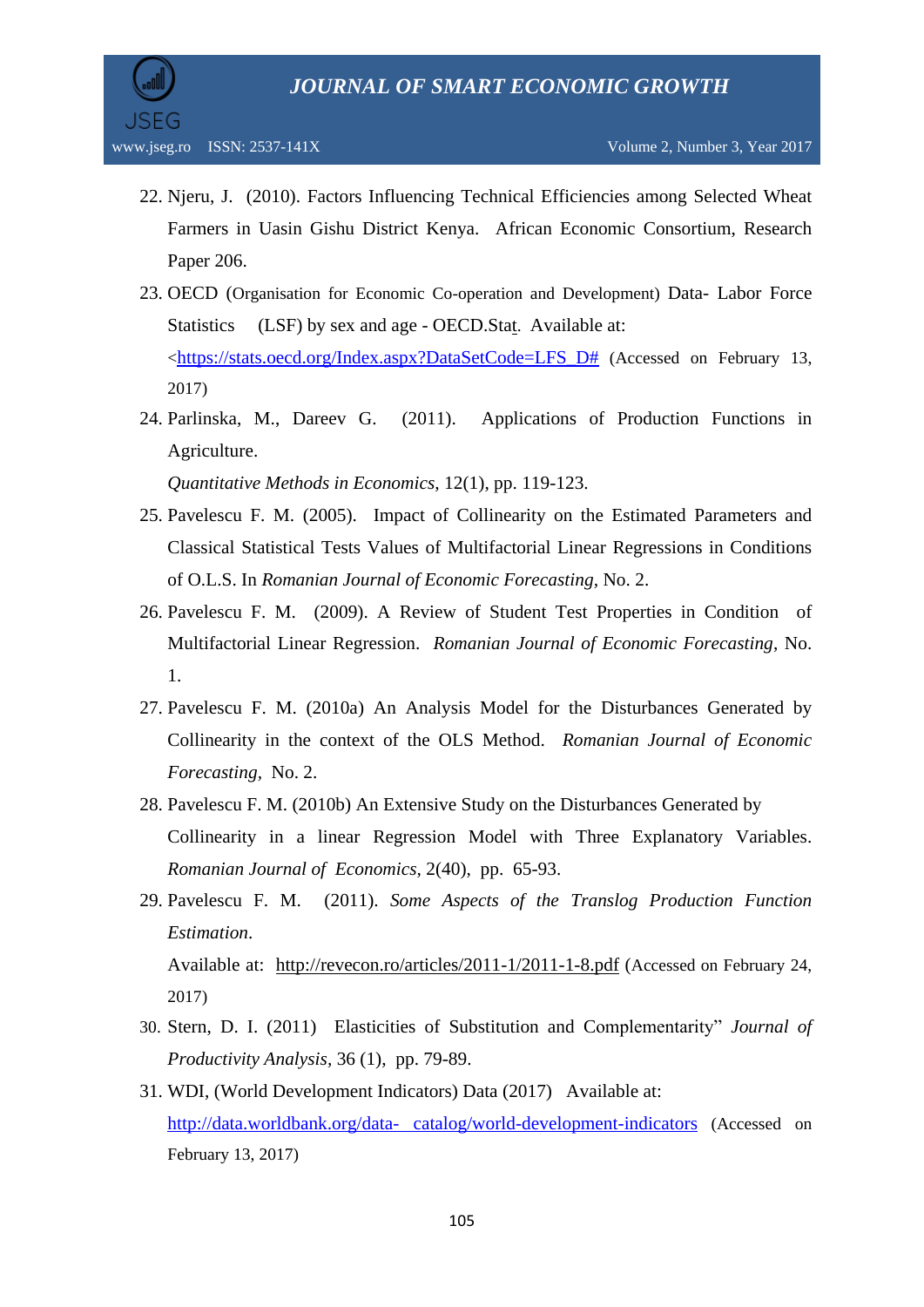22. Njeru, J. (2010). Factors Influencing Technical Efficiencies among Selected Wheat Farmers in Uasin Gishu District Kenya. African Economic Consortium, Research Paper 206.
23. OECD (Organisation for Economic Co-operation and Development) Data- Labor Force Statistics (LSF) by sex and age - OECD.Stat. Available at: <https://stats.oecd.org/Index.aspx?DataSetCode=LFS_D# (Accessed on February 13, 2017)
24. Parlinska, M., Dareev G. (2011). Applications of Production Functions in Agriculture. *Quantitative Methods in Economics*, 12(1), pp. 119-123.
25. Pavelescu F. M. (2005). Impact of Collinearity on the Estimated Parameters and Classical Statistical Tests Values of Multifactorial Linear Regressions in Conditions of O.L.S. In *Romanian Journal of Economic Forecasting*, No. 2.
26. Pavelescu F. M. (2009). A Review of Student Test Properties in Condition of Multifactorial Linear Regression. *Romanian Journal of Economic Forecasting*, No. 1.
27. Pavelescu F. M. (2010a) An Analysis Model for the Disturbances Generated by Collinearity in the context of the OLS Method. *Romanian Journal of Economic Forecasting*, No. 2.
28. Pavelescu F. M. (2010b) An Extensive Study on the Disturbances Generated by Collinearity in a linear Regression Model with Three Explanatory Variables. *Romanian Journal of Economics*, 2(40), pp. 65-93.
29. Pavelescu F. M. (2011). *Some Aspects of the Translog Production Function Estimation*. Available at: http://revecon.ro/articles/2011-1/2011-1-8.pdf (Accessed on February 24, 2017)
30. Stern, D. I. (2011) Elasticities of Substitution and Complementarity" *Journal of Productivity Analysis*, 36 (1), pp. 79-89.
31. WDI, (World Development Indicators) Data (2017) Available at: http://data.worldbank.org/data- catalog/world-development-indicators (Accessed on February 13, 2017)